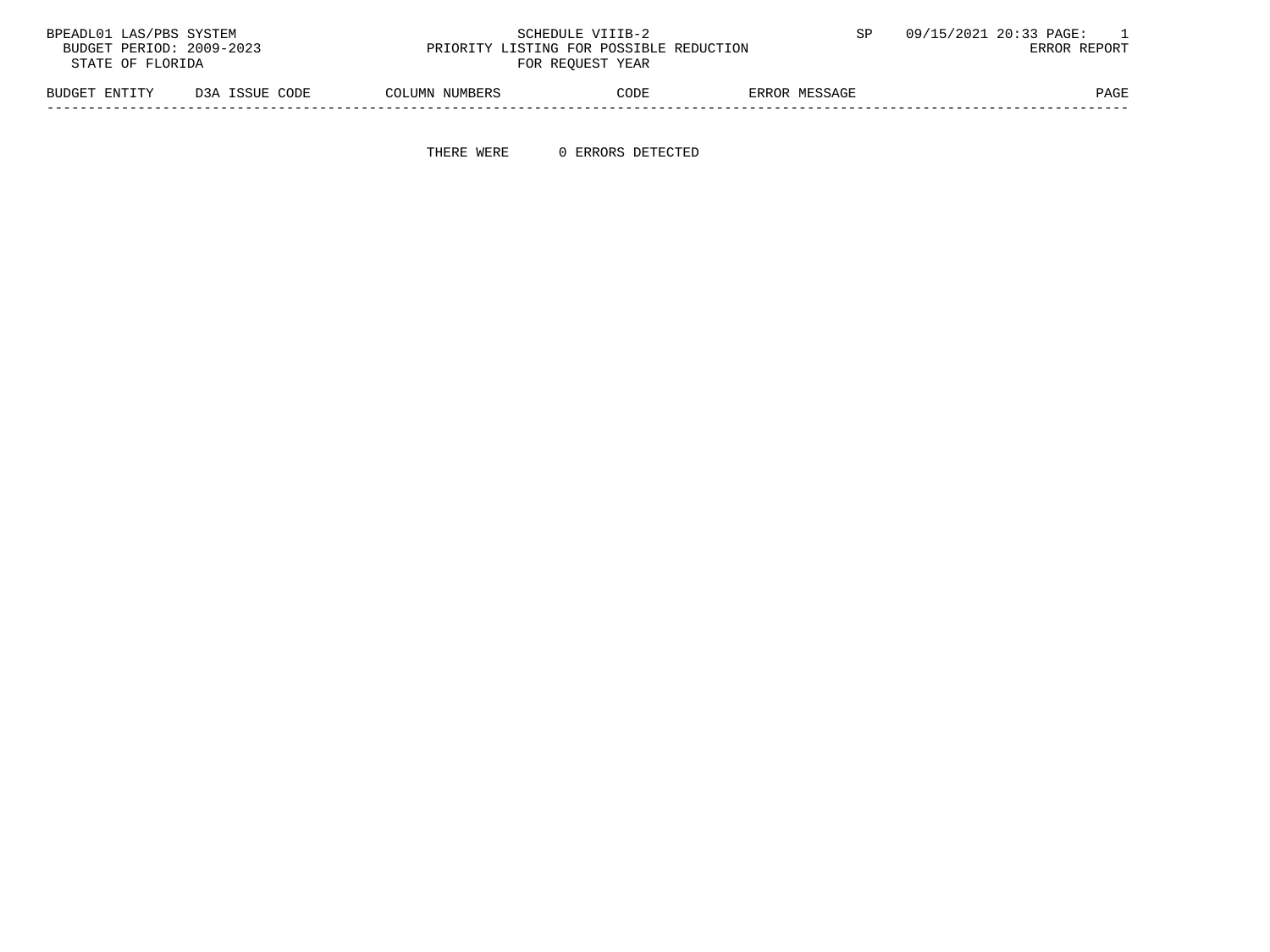BPEADL01 LAS/PBS SYSTEM SCHEDULE VIIIB-2 SP 09/15/2021 20:33 PAGE: 1

BUDGET PERIOD: 2009-2023 PRIORITY LISTING FOR POSSIBLE REDUCTION ERROR REPORT

STATE OF FLORIDA FOR REQUEST YEAR

| BUDGET ENTITY | D3A ISSUE CODE | COLUMN NUMBERS | CODE | ERROR MESSAGE | PAGE |
|---|---|---|---|---|---|

THERE WERE 0 ERRORS DETECTED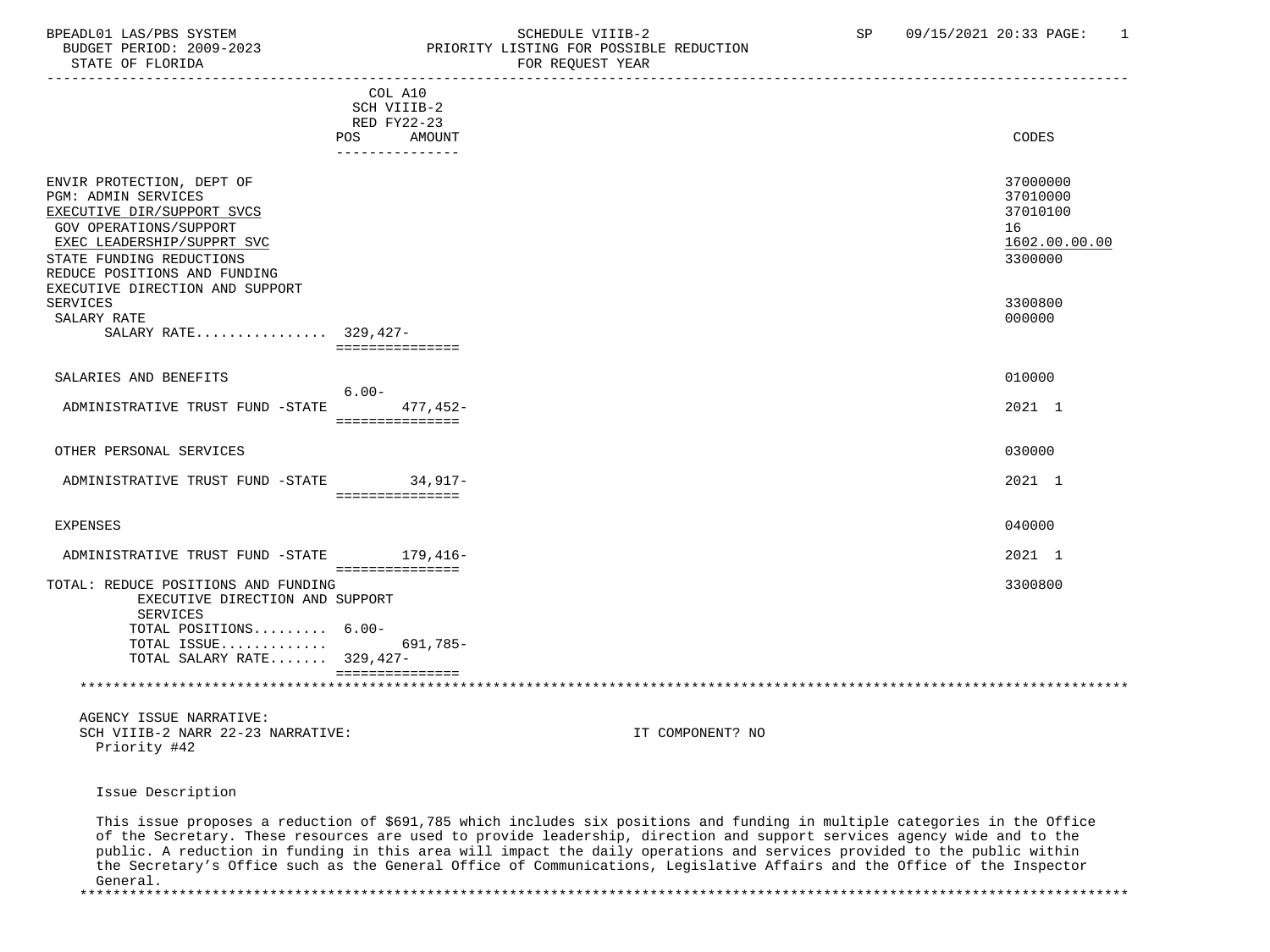| | COL A10 SCH VIIIB-2 RED FY22-23 POS | AMOUNT | CODES |
|---|---|---|---|
| ENVIR PROTECTION, DEPT OF | | | 37000000 |
| PGM: ADMIN SERVICES | | | 37010000 |
| EXECUTIVE DIR/SUPPORT SVCS | | | 37010100 |
| GOV OPERATIONS/SUPPORT | | | 16 |
| EXEC LEADERSHIP/SUPPRT SVC | | | 1602.00.00.00 |
| STATE FUNDING REDUCTIONS | | | 3300000 |
| REDUCE POSITIONS AND FUNDING EXECUTIVE DIRECTION AND SUPPORT SERVICES | | | 3300800 |
| SALARY RATE | | | 000000 |
| SALARY RATE................ | 329,427- | | |
| SALARIES AND BENEFITS | | | 010000 |
| ADMINISTRATIVE TRUST FUND -STATE | 6.00- | 477,452- | 2021 1 |
| OTHER PERSONAL SERVICES | | | 030000 |
| ADMINISTRATIVE TRUST FUND -STATE | | 34,917- | 2021 1 |
| EXPENSES | | | 040000 |
| ADMINISTRATIVE TRUST FUND -STATE | | 179,416- | 2021 1 |
| TOTAL: REDUCE POSITIONS AND FUNDING EXECUTIVE DIRECTION AND SUPPORT SERVICES | | | 3300800 |
| TOTAL POSITIONS......... | 6.00- | | |
| TOTAL ISSUE............ | | 691,785- | |
| TOTAL SALARY RATE....... | 329,427- | | |

AGENCY ISSUE NARRATIVE:
SCH VIIIB-2 NARR 22-23 NARRATIVE: IT COMPONENT? NO
Priority #42

Issue Description

This issue proposes a reduction of $691,785 which includes six positions and funding in multiple categories in the Office of the Secretary. These resources are used to provide leadership, direction and support services agency wide and to the public. A reduction in funding in this area will impact the daily operations and services provided to the public within the Secretary's Office such as the General Office of Communications, Legislative Affairs and the Office of the Inspector General.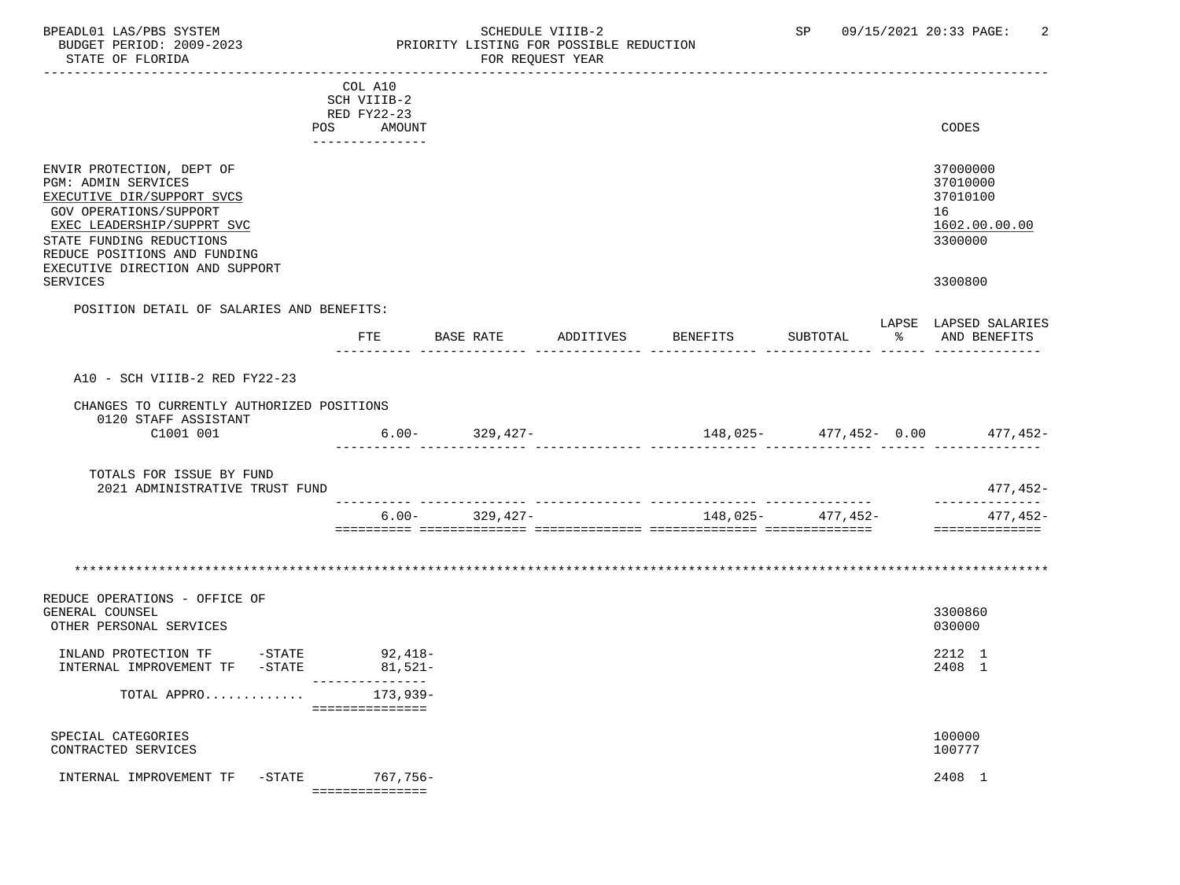BPEADL01 LAS/PBS SYSTEM — SCHEDULE VIIIB-2 — SP 09/15/2021 20:33
BUDGET PERIOD: 2009-2023 — PRIORITY LISTING FOR POSSIBLE REDUCTION
STATE OF FLORIDA — FOR REQUEST YEAR

| | POS | COL A10 SCH VIIIB-2 RED FY22-23 AMOUNT | CODES |
|---|---|---|---|
| ENVIR PROTECTION, DEPT OF | | | 37000000 |
| PGM: ADMIN SERVICES | | | 37010000 |
| EXECUTIVE DIR/SUPPORT SVCS | | | 37010100 |
| GOV OPERATIONS/SUPPORT | | | 16 |
| EXEC LEADERSHIP/SUPPRT SVC | | | 1602.00.00.00 |
| STATE FUNDING REDUCTIONS | | | 3300000 |
| REDUCE POSITIONS AND FUNDING EXECUTIVE DIRECTION AND SUPPORT SERVICES | | | 3300800 |

POSITION DETAIL OF SALARIES AND BENEFITS:

| | FTE | BASE RATE | ADDITIVES | BENEFITS | SUBTOTAL | LAPSE % | LAPSED SALARIES AND BENEFITS |
|---|---|---|---|---|---|---|---|
| A10 - SCH VIIIB-2 RED FY22-23 | | | | | | | |
| CHANGES TO CURRENTLY AUTHORIZED POSITIONS | | | | | | | |
| 0120 STAFF ASSISTANT C1001 001 | 6.00- | 329,427- | | 148,025- | 477,452- | 0.00 | 477,452- |
| TOTALS FOR ISSUE BY FUND | | | | | | | |
| 2021 ADMINISTRATIVE TRUST FUND | | | | | | | 477,452- |
| | 6.00- | 329,427- | | 148,025- | 477,452- | | 477,452- |

************************************************************

| | | AMOUNT | CODES |
|---|---|---|---|
| REDUCE OPERATIONS - OFFICE OF GENERAL COUNSEL | | | 3300860 |
| OTHER PERSONAL SERVICES | | | 030000 |
| INLAND PROTECTION TF | -STATE | 92,418- | 2212 1 |
| INTERNAL IMPROVEMENT TF | -STATE | 81,521- | 2408 1 |
| TOTAL APPRO............ | | 173,939- | |
| SPECIAL CATEGORIES | | | 100000 |
| CONTRACTED SERVICES | | | 100777 |
| INTERNAL IMPROVEMENT TF | -STATE | 767,756- | 2408 1 |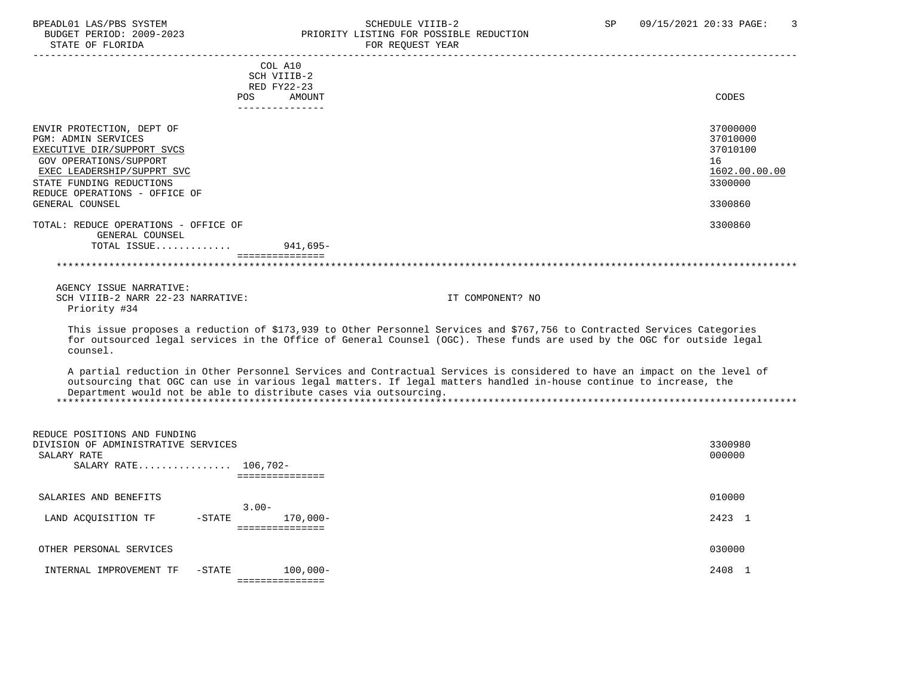| | COL A10 SCH VIIIB-2 RED FY22-23 POS | AMOUNT | CODES |
|---|---|---|---|
| ENVIR PROTECTION, DEPT OF | | | 37000000 |
| PGM: ADMIN SERVICES | | | 37010000 |
| EXECUTIVE DIR/SUPPORT SVCS | | | 37010100 |
| GOV OPERATIONS/SUPPORT | | | 16 |
| EXEC LEADERSHIP/SUPPRT SVC | | | 1602.00.00.00 |
| STATE FUNDING REDUCTIONS | | | 3300000 |
| REDUCE OPERATIONS - OFFICE OF GENERAL COUNSEL | | | 3300860 |
| TOTAL: REDUCE OPERATIONS - OFFICE OF GENERAL COUNSEL | | | 3300860 |
| TOTAL ISSUE............ | | 941,695- | |

AGENCY ISSUE NARRATIVE:
SCH VIIIB-2 NARR 22-23 NARRATIVE: IT COMPONENT? NO
Priority #34

This issue proposes a reduction of $173,939 to Other Personnel Services and $767,756 to Contracted Services Categories for outsourced legal services in the Office of General Counsel (OGC). These funds are used by the OGC for outside legal counsel.

A partial reduction in Other Personnel Services and Contractual Services is considered to have an impact on the level of outsourcing that OGC can use in various legal matters. If legal matters handled in-house continue to increase, the Department would not be able to distribute cases via outsourcing.

| | POS | AMOUNT | CODES |
|---|---|---|---|
| REDUCE POSITIONS AND FUNDING DIVISION OF ADMINISTRATIVE SERVICES | | | 3300980 |
| SALARY RATE | | | 000000 |
| SALARY RATE............... | | 106,702- | |
| SALARIES AND BENEFITS | | | 010000 |
| LAND ACQUISITION TF -STATE | 3.00- | 170,000- | 2423 1 |
| OTHER PERSONAL SERVICES | | | 030000 |
| INTERNAL IMPROVEMENT TF -STATE | | 100,000- | 2408 1 |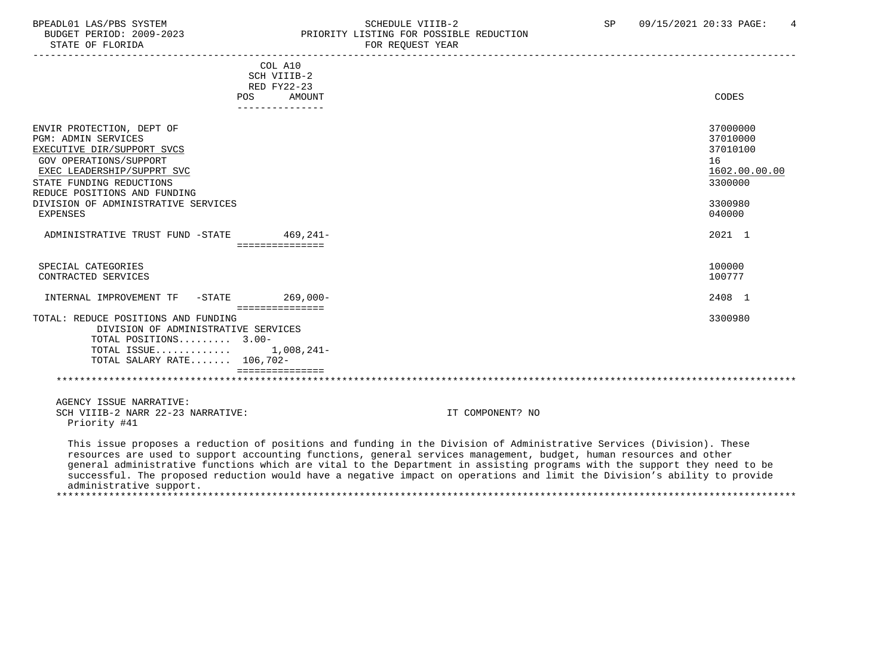BPEADL01 LAS/PBS SYSTEM — SCHEDULE VIIIB-2 — SP 09/15/2021 20:33
BUDGET PERIOD: 2009-2023 — PRIORITY LISTING FOR POSSIBLE REDUCTION
STATE OF FLORIDA — FOR REQUEST YEAR

| | COL A10 SCH VIIIB-2 RED FY22-23 POS AMOUNT | CODES |
|---|---|---|
| ENVIR PROTECTION, DEPT OF | | 37000000 |
| PGM: ADMIN SERVICES | | 37010000 |
| EXECUTIVE DIR/SUPPORT SVCS | | 37010100 |
| GOV OPERATIONS/SUPPORT | | 16 |
| EXEC LEADERSHIP/SUPPRT SVC | | 1602.00.00.00 |
| STATE FUNDING REDUCTIONS | | 3300000 |
| REDUCE POSITIONS AND FUNDING | | |
| DIVISION OF ADMINISTRATIVE SERVICES | | 3300980 |
| EXPENSES | | 040000 |
| ADMINISTRATIVE TRUST FUND -STATE | 469,241- | 2021 1 |
| SPECIAL CATEGORIES | | 100000 |
| CONTRACTED SERVICES | | 100777 |
| INTERNAL IMPROVEMENT TF -STATE | 269,000- | 2408 1 |
| TOTAL: REDUCE POSITIONS AND FUNDING | | 3300980 |
| DIVISION OF ADMINISTRATIVE SERVICES | | |
| TOTAL POSITIONS......... | 3.00- | |
| TOTAL ISSUE............. | 1,008,241- | |
| TOTAL SALARY RATE....... | 106,702- | |

AGENCY ISSUE NARRATIVE:

SCH VIIIB-2 NARR 22-23 NARRATIVE: IT COMPONENT? NO

Priority #41

This issue proposes a reduction of positions and funding in the Division of Administrative Services (Division). These resources are used to support accounting functions, general services management, budget, human resources and other general administrative functions which are vital to the Department in assisting programs with the support they need to be successful. The proposed reduction would have a negative impact on operations and limit the Division's ability to provide administrative support.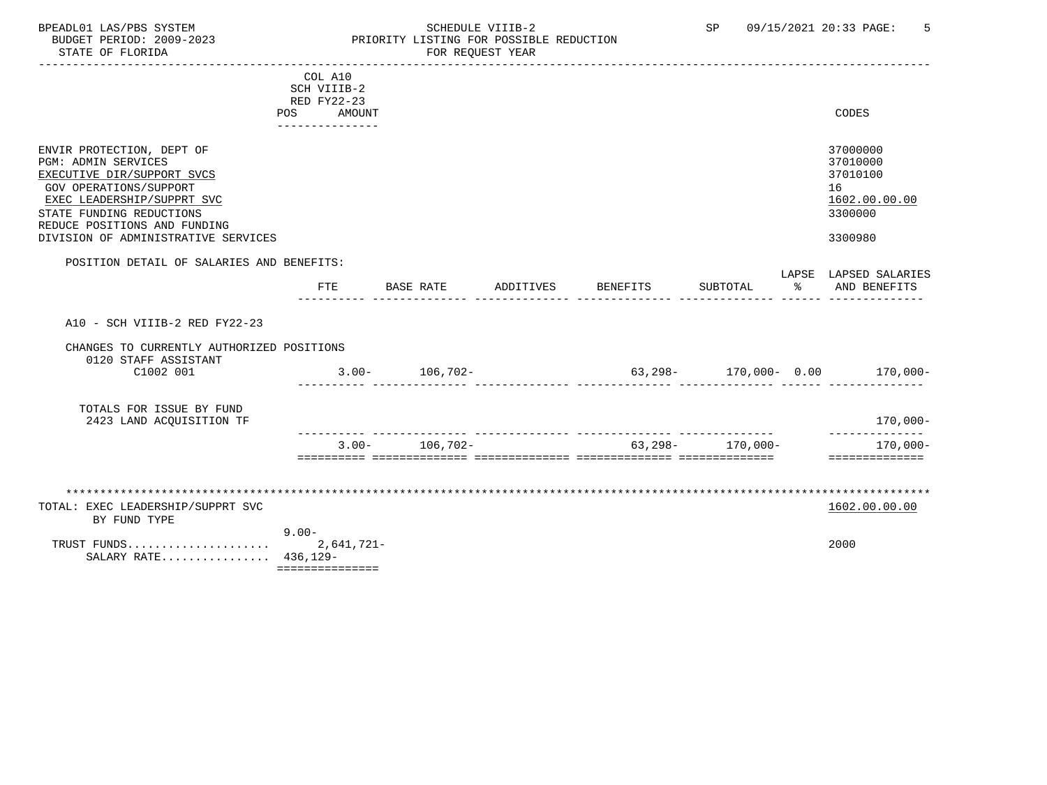BPEADL01 LAS/PBS SYSTEM SCHEDULE VIIIB-2 SP 09/15/2021 20:33

BUDGET PERIOD: 2009-2023 PRIORITY LISTING FOR POSSIBLE REDUCTION

STATE OF FLORIDA FOR REQUEST YEAR

| | COL A10 SCH VIIIB-2 RED FY22-23 POS AMOUNT | CODES |
|---|---|---|
| ENVIR PROTECTION, DEPT OF | | 37000000 |
| PGM: ADMIN SERVICES | | 37010000 |
| EXECUTIVE DIR/SUPPORT SVCS | | 37010100 |
| GOV OPERATIONS/SUPPORT | | 16 |
| EXEC LEADERSHIP/SUPPRT SVC | | 1602.00.00.00 |
| STATE FUNDING REDUCTIONS | | 3300000 |
| REDUCE POSITIONS AND FUNDING | | |
| DIVISION OF ADMINISTRATIVE SERVICES | | 3300980 |

POSITION DETAIL OF SALARIES AND BENEFITS:

| | FTE | BASE RATE | ADDITIVES | BENEFITS | SUBTOTAL | LAPSE % | LAPSED SALARIES AND BENEFITS |
|---|---|---|---|---|---|---|---|
| A10 - SCH VIIIB-2 RED FY22-23 | | | | | | | |
| CHANGES TO CURRENTLY AUTHORIZED POSITIONS | | | | | | | |
| 0120 STAFF ASSISTANT C1002 001 | 3.00- | 106,702- | | 63,298- | 170,000- | 0.00 | 170,000- |
| TOTALS FOR ISSUE BY FUND | | | | | | | |
| 2423 LAND ACQUISITION TF | | | | | | | 170,000- |
| | 3.00- | 106,702- | | 63,298- | 170,000- | | 170,000- |

TOTAL: EXEC LEADERSHIP/SUPPRT SVC — 1602.00.00.00

BY FUND TYPE

| | POS / AMOUNT | CODES |
|---|---|---|
| | 9.00- | |
| TRUST FUNDS..................... | 2,641,721- | 2000 |
| SALARY RATE............... | 436,129- | |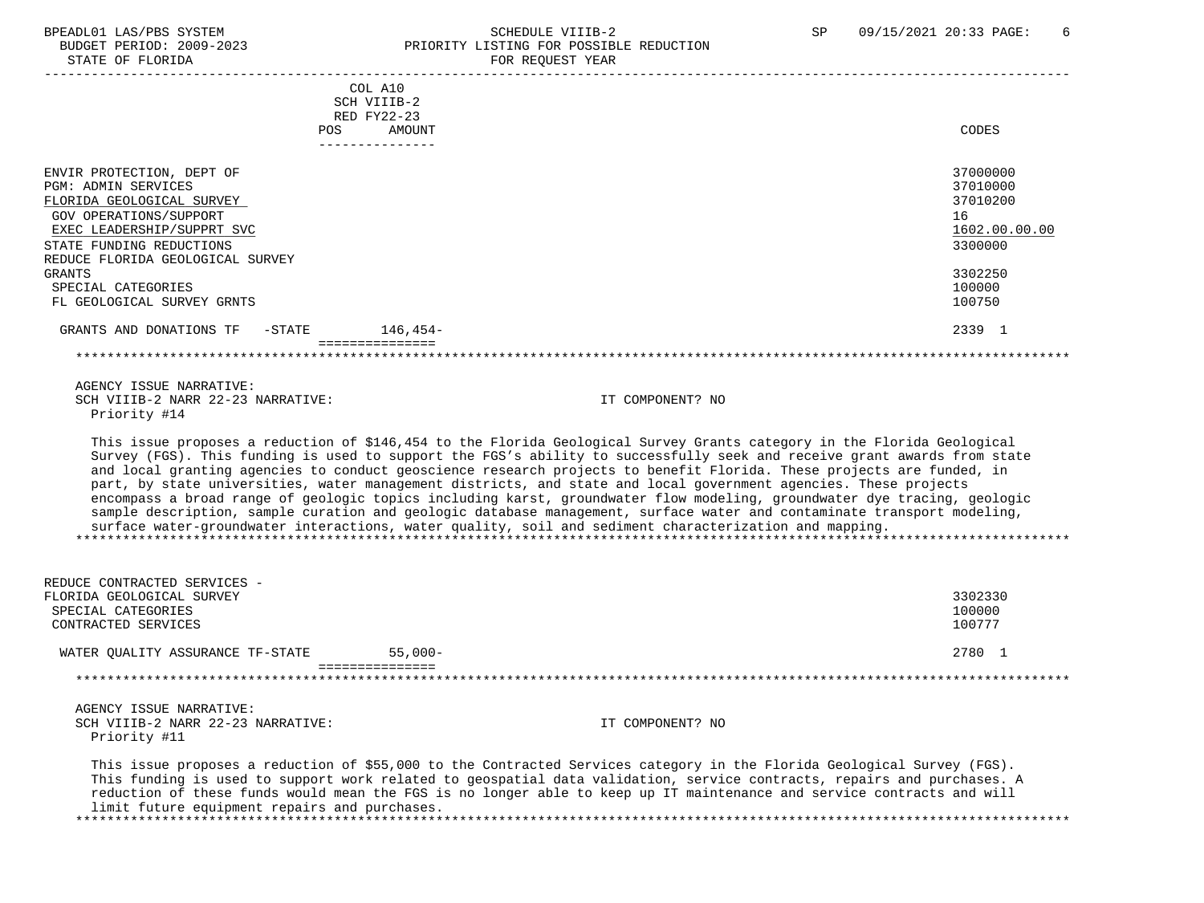COL A10
SCH VIIIB-2
RED FY22-23

| | POS | AMOUNT | CODES |
|---|---|---|---|
| ENVIR PROTECTION, DEPT OF | | | 37000000 |
| PGM: ADMIN SERVICES | | | 37010000 |
| FLORIDA GEOLOGICAL SURVEY | | | 37010200 |
| GOV OPERATIONS/SUPPORT | | | 16 |
| EXEC LEADERSHIP/SUPPRT SVC | | | 1602.00.00.00 |
| STATE FUNDING REDUCTIONS | | | 3300000 |
| REDUCE FLORIDA GEOLOGICAL SURVEY GRANTS | | | 3302250 |
| SPECIAL CATEGORIES | | | 100000 |
| FL GEOLOGICAL SURVEY GRNTS | | | 100750 |
| GRANTS AND DONATIONS TF -STATE | | 146,454- | 2339 1 |

AGENCY ISSUE NARRATIVE:
SCH VIIIB-2 NARR 22-23 NARRATIVE: IT COMPONENT? NO
Priority #14

This issue proposes a reduction of $146,454 to the Florida Geological Survey Grants category in the Florida Geological Survey (FGS). This funding is used to support the FGS's ability to successfully seek and receive grant awards from state and local granting agencies to conduct geoscience research projects to benefit Florida. These projects are funded, in part, by state universities, water management districts, and state and local government agencies. These projects encompass a broad range of geologic topics including karst, groundwater flow modeling, groundwater dye tracing, geologic sample description, sample curation and geologic database management, surface water and contaminate transport modeling, surface water-groundwater interactions, water quality, soil and sediment characterization and mapping.

| | POS | AMOUNT | CODES |
|---|---|---|---|
| REDUCE CONTRACTED SERVICES - FLORIDA GEOLOGICAL SURVEY | | | 3302330 |
| SPECIAL CATEGORIES | | | 100000 |
| CONTRACTED SERVICES | | | 100777 |
| WATER QUALITY ASSURANCE TF-STATE | | 55,000- | 2780 1 |

AGENCY ISSUE NARRATIVE:
SCH VIIIB-2 NARR 22-23 NARRATIVE: IT COMPONENT? NO
Priority #11

This issue proposes a reduction of $55,000 to the Contracted Services category in the Florida Geological Survey (FGS). This funding is used to support work related to geospatial data validation, service contracts, repairs and purchases. A reduction of these funds would mean the FGS is no longer able to keep up IT maintenance and service contracts and will limit future equipment repairs and purchases.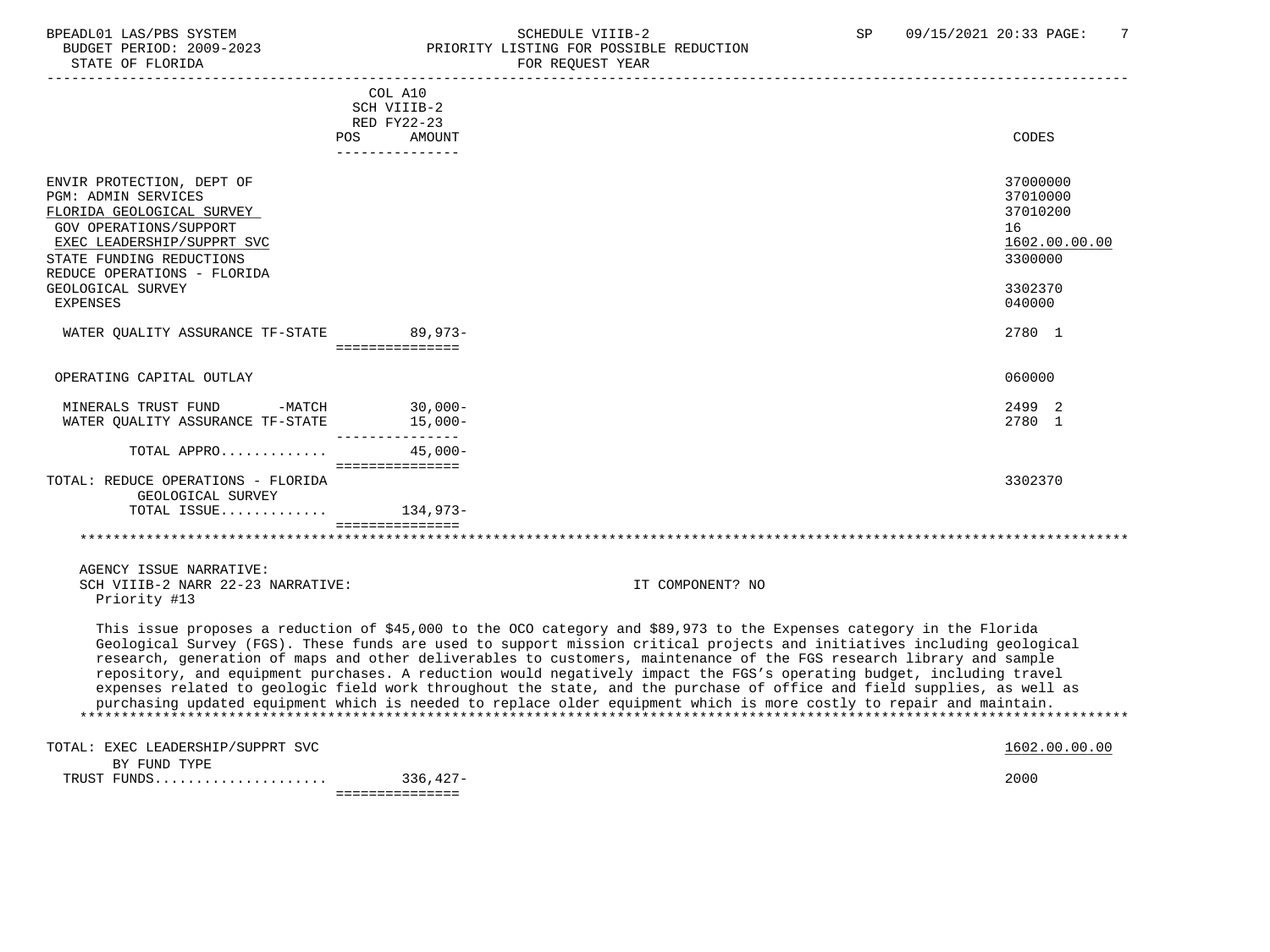| | COL A10 SCH VIIIB-2 RED FY22-23 POS AMOUNT | CODES |
|---|---|---|
| ENVIR PROTECTION, DEPT OF | | 37000000 |
| PGM: ADMIN SERVICES | | 37010000 |
| FLORIDA GEOLOGICAL SURVEY | | 37010200 |
| GOV OPERATIONS/SUPPORT | | 16 |
| EXEC LEADERSHIP/SUPPRT SVC | | 1602.00.00.00 |
| STATE FUNDING REDUCTIONS | | 3300000 |
| REDUCE OPERATIONS - FLORIDA GEOLOGICAL SURVEY | | 3302370 |
| EXPENSES | | 040000 |
| WATER QUALITY ASSURANCE TF-STATE | 89,973- | 2780 1 |
| OPERATING CAPITAL OUTLAY | | 060000 |
| MINERALS TRUST FUND -MATCH | 30,000- | 2499 2 |
| WATER QUALITY ASSURANCE TF-STATE | 15,000- | 2780 1 |
| TOTAL APPRO............ | 45,000- | |
| TOTAL: REDUCE OPERATIONS - FLORIDA GEOLOGICAL SURVEY | | 3302370 |
| TOTAL ISSUE............ | 134,973- | |

AGENCY ISSUE NARRATIVE:
SCH VIIIB-2 NARR 22-23 NARRATIVE: IT COMPONENT? NO
Priority #13

This issue proposes a reduction of $45,000 to the OCO category and $89,973 to the Expenses category in the Florida Geological Survey (FGS). These funds are used to support mission critical projects and initiatives including geological research, generation of maps and other deliverables to customers, maintenance of the FGS research library and sample repository, and equipment purchases. A reduction would negatively impact the FGS's operating budget, including travel expenses related to geologic field work throughout the state, and the purchase of office and field supplies, as well as purchasing updated equipment which is needed to replace older equipment which is more costly to repair and maintain.

| | | |
|---|---|---|
| TOTAL: EXEC LEADERSHIP/SUPPRT SVC | | 1602.00.00.00 |
| BY FUND TYPE | | |
| TRUST FUNDS.................... | 336,427- | 2000 |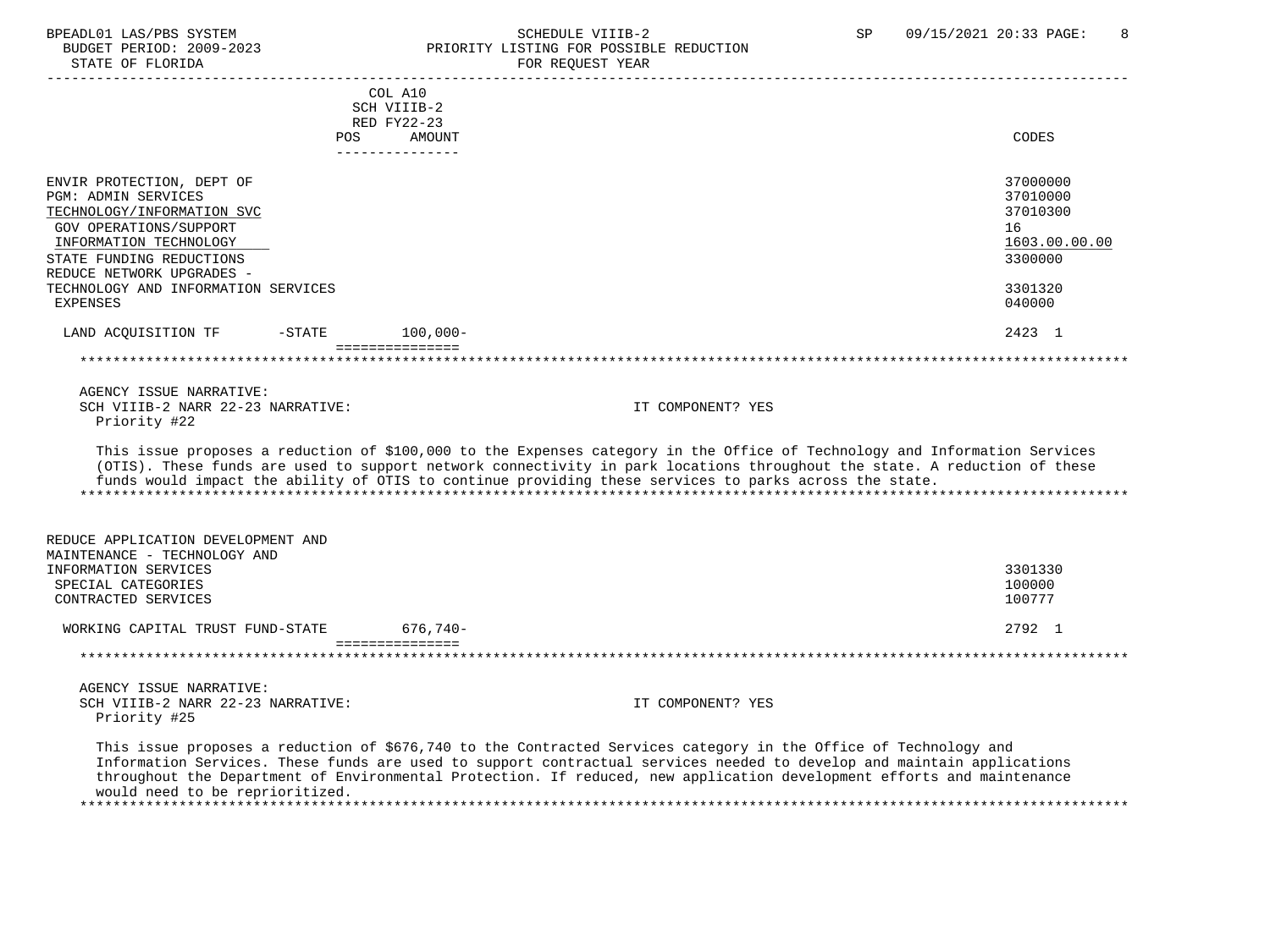| | COL A10 SCH VIIIB-2 RED FY22-23 POS AMOUNT | CODES |
|---|---|---|
| ENVIR PROTECTION, DEPT OF | | 37000000 |
| PGM: ADMIN SERVICES | | 37010000 |
| TECHNOLOGY/INFORMATION SVC | | 37010300 |
| GOV OPERATIONS/SUPPORT | | 16 |
| INFORMATION TECHNOLOGY | | 1603.00.00.00 |
| STATE FUNDING REDUCTIONS | | 3300000 |
| REDUCE NETWORK UPGRADES - TECHNOLOGY AND INFORMATION SERVICES | | 3301320 |
| EXPENSES | | 040000 |
| LAND ACQUISITION TF -STATE | 100,000- | 2423 1 |

AGENCY ISSUE NARRATIVE:
SCH VIIIB-2 NARR 22-23 NARRATIVE: IT COMPONENT? YES
Priority #22

This issue proposes a reduction of $100,000 to the Expenses category in the Office of Technology and Information Services (OTIS). These funds are used to support network connectivity in park locations throughout the state. A reduction of these funds would impact the ability of OTIS to continue providing these services to parks across the state.

| | POS AMOUNT | CODES |
|---|---|---|
| REDUCE APPLICATION DEVELOPMENT AND MAINTENANCE - TECHNOLOGY AND INFORMATION SERVICES | | 3301330 |
| SPECIAL CATEGORIES | | 100000 |
| CONTRACTED SERVICES | | 100777 |
| WORKING CAPITAL TRUST FUND-STATE | 676,740- | 2792 1 |

AGENCY ISSUE NARRATIVE:
SCH VIIIB-2 NARR 22-23 NARRATIVE: IT COMPONENT? YES
Priority #25

This issue proposes a reduction of $676,740 to the Contracted Services category in the Office of Technology and Information Services. These funds are used to support contractual services needed to develop and maintain applications throughout the Department of Environmental Protection. If reduced, new application development efforts and maintenance would need to be reprioritized.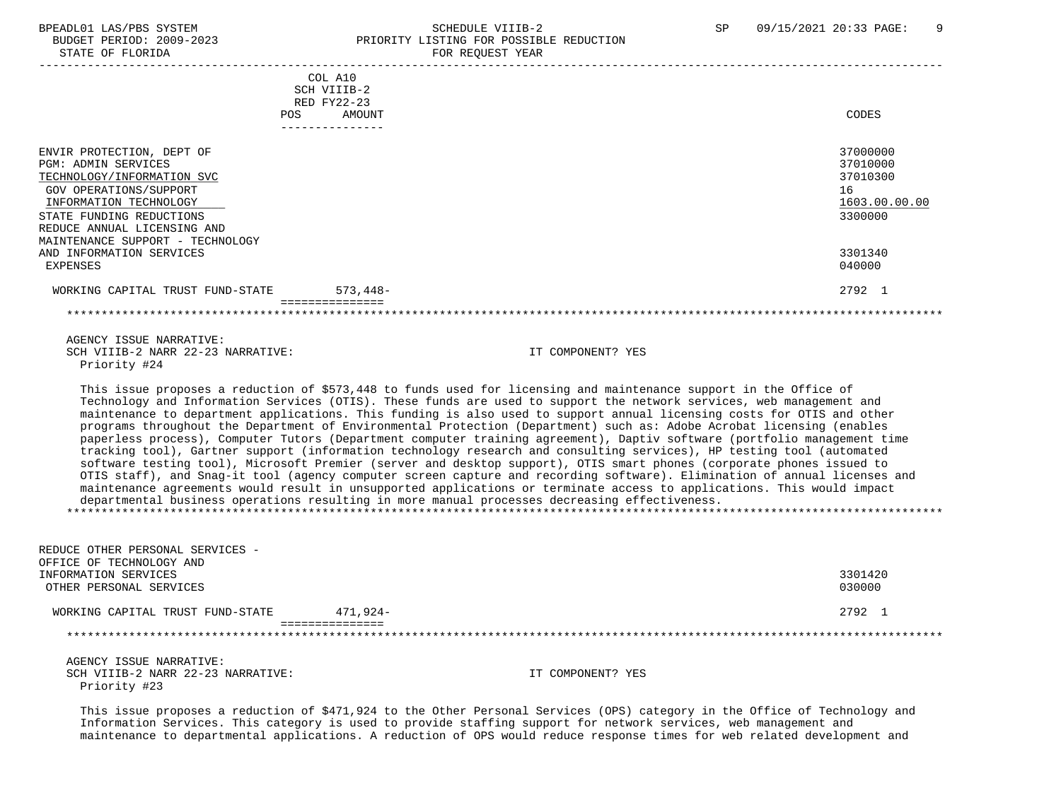| | COL A10 SCH VIIIB-2 RED FY22-23 POS AMOUNT | CODES |
|---|---|---|
| ENVIR PROTECTION, DEPT OF | | 37000000 |
| PGM: ADMIN SERVICES | | 37010000 |
| TECHNOLOGY/INFORMATION SVC | | 37010300 |
| GOV OPERATIONS/SUPPORT | | 16 |
| INFORMATION TECHNOLOGY | | 1603.00.00.00 |
| STATE FUNDING REDUCTIONS | | 3300000 |
| REDUCE ANNUAL LICENSING AND MAINTENANCE SUPPORT - TECHNOLOGY AND INFORMATION SERVICES | | 3301340 |
| EXPENSES | | 040000 |
| WORKING CAPITAL TRUST FUND-STATE | 573,448- | 2792 1 |

AGENCY ISSUE NARRATIVE:
SCH VIIIB-2 NARR 22-23 NARRATIVE: IT COMPONENT? YES
Priority #24

This issue proposes a reduction of $573,448 to funds used for licensing and maintenance support in the Office of Technology and Information Services (OTIS). These funds are used to support the network services, web management and maintenance to department applications. This funding is also used to support annual licensing costs for OTIS and other programs throughout the Department of Environmental Protection (Department) such as: Adobe Acrobat licensing (enables paperless process), Computer Tutors (Department computer training agreement), Daptiv software (portfolio management time tracking tool), Gartner support (information technology research and consulting services), HP testing tool (automated software testing tool), Microsoft Premier (server and desktop support), OTIS smart phones (corporate phones issued to OTIS staff), and Snag-it tool (agency computer screen capture and recording software). Elimination of annual licenses and maintenance agreements would result in unsupported applications or terminate access to applications. This would impact departmental business operations resulting in more manual processes decreasing effectiveness.

| | POS AMOUNT | CODES |
|---|---|---|
| REDUCE OTHER PERSONAL SERVICES - OFFICE OF TECHNOLOGY AND INFORMATION SERVICES | | 3301420 |
| OTHER PERSONAL SERVICES | | 030000 |
| WORKING CAPITAL TRUST FUND-STATE | 471,924- | 2792 1 |

AGENCY ISSUE NARRATIVE:
SCH VIIIB-2 NARR 22-23 NARRATIVE: IT COMPONENT? YES
Priority #23

This issue proposes a reduction of $471,924 to the Other Personal Services (OPS) category in the Office of Technology and Information Services. This category is used to provide staffing support for network services, web management and maintenance to departmental applications. A reduction of OPS would reduce response times for web related development and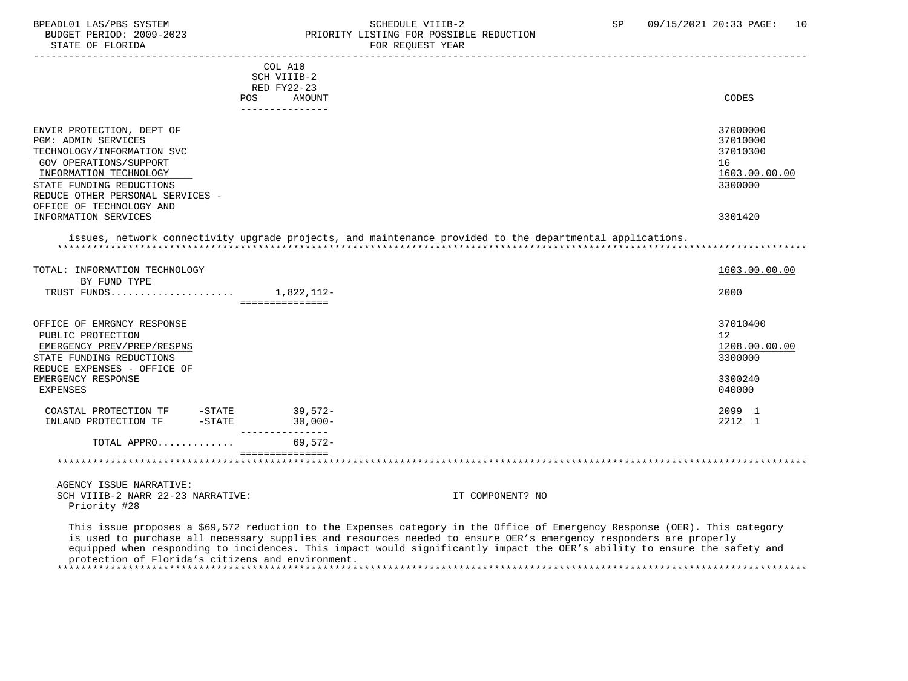COL A10
SCH VIIIB-2
RED FY22-23

| | POS | AMOUNT | CODES |
|---|---|---|---|
| ENVIR PROTECTION, DEPT OF | | | 37000000 |
| PGM: ADMIN SERVICES | | | 37010000 |
| TECHNOLOGY/INFORMATION SVC | | | 37010300 |
| GOV OPERATIONS/SUPPORT | | | 16 |
| INFORMATION TECHNOLOGY | | | 1603.00.00.00 |
| STATE FUNDING REDUCTIONS | | | 3300000 |
| REDUCE OTHER PERSONAL SERVICES - OFFICE OF TECHNOLOGY AND INFORMATION SERVICES | | | 3301420 |

issues, network connectivity upgrade projects, and maintenance provided to the departmental applications.

| | POS | AMOUNT | CODES |
|---|---|---|---|
| TOTAL: INFORMATION TECHNOLOGY | | | 1603.00.00.00 |
| BY FUND TYPE | | | |
| TRUST FUNDS | | 1,822,112- | 2000 |
| OFFICE OF EMRGNCY RESPONSE | | | 37010400 |
| PUBLIC PROTECTION | | | 12 |
| EMERGENCY PREV/PREP/RESPNS | | | 1208.00.00.00 |
| STATE FUNDING REDUCTIONS | | | 3300000 |
| REDUCE EXPENSES - OFFICE OF EMERGENCY RESPONSE | | | 3300240 |
| EXPENSES | | | 040000 |
| COASTAL PROTECTION TF -STATE | | 39,572- | 2099 1 |
| INLAND PROTECTION TF -STATE | | 30,000- | 2212 1 |
| TOTAL APPRO | | 69,572- | |

AGENCY ISSUE NARRATIVE:
SCH VIIIB-2 NARR 22-23 NARRATIVE: IT COMPONENT? NO
Priority #28

This issue proposes a $69,572 reduction to the Expenses category in the Office of Emergency Response (OER). This category is used to purchase all necessary supplies and resources needed to ensure OER's emergency responders are properly equipped when responding to incidences. This impact would significantly impact the OER's ability to ensure the safety and protection of Florida's citizens and environment.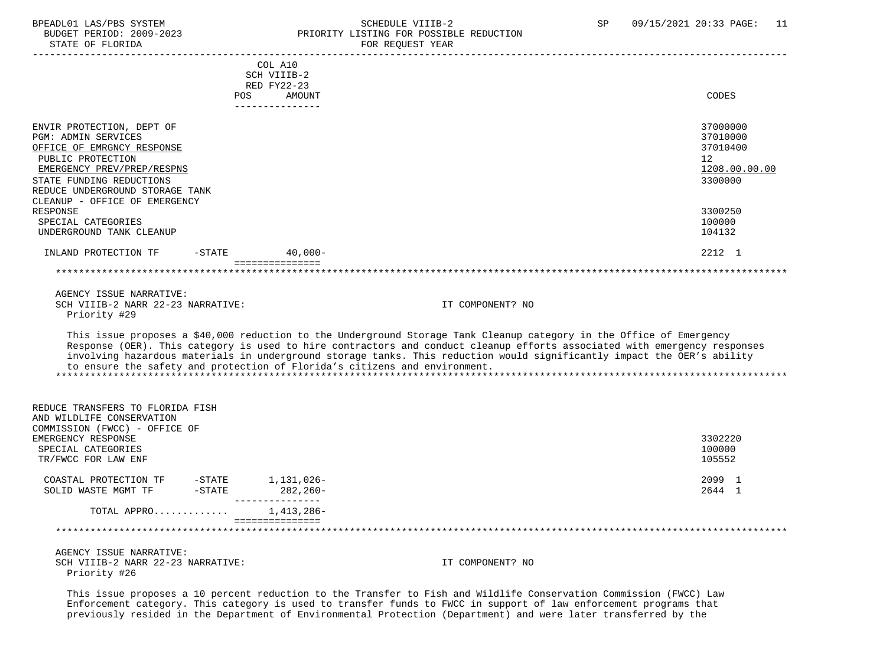COL A10
SCH VIIIB-2
RED FY22-23

| | POS | AMOUNT | CODES |
|---|---|---|---|
| ENVIR PROTECTION, DEPT OF | | | 37000000 |
| PGM: ADMIN SERVICES | | | 37010000 |
| OFFICE OF EMRGNCY RESPONSE | | | 37010400 |
| PUBLIC PROTECTION | | | 12 |
| EMERGENCY PREV/PREP/RESPNS | | | 1208.00.00.00 |
| STATE FUNDING REDUCTIONS | | | 3300000 |
| REDUCE UNDERGROUND STORAGE TANK CLEANUP - OFFICE OF EMERGENCY RESPONSE | | | 3300250 |
| SPECIAL CATEGORIES | | | 100000 |
| UNDERGROUND TANK CLEANUP | | | 104132 |
| INLAND PROTECTION TF -STATE | | 40,000- | 2212 1 |

AGENCY ISSUE NARRATIVE:
SCH VIIIB-2 NARR 22-23 NARRATIVE: IT COMPONENT? NO
Priority #29

This issue proposes a $40,000 reduction to the Underground Storage Tank Cleanup category in the Office of Emergency Response (OER). This category is used to hire contractors and conduct cleanup efforts associated with emergency responses involving hazardous materials in underground storage tanks. This reduction would significantly impact the OER's ability to ensure the safety and protection of Florida's citizens and environment.

| | POS | AMOUNT | CODES |
|---|---|---|---|
| REDUCE TRANSFERS TO FLORIDA FISH AND WILDLIFE CONSERVATION COMMISSION (FWCC) - OFFICE OF EMERGENCY RESPONSE | | | 3302220 |
| SPECIAL CATEGORIES | | | 100000 |
| TR/FWCC FOR LAW ENF | | | 105552 |
| COASTAL PROTECTION TF -STATE | | 1,131,026- | 2099 1 |
| SOLID WASTE MGMT TF -STATE | | 282,260- | 2644 1 |
| TOTAL APPRO............ | | 1,413,286- | |

AGENCY ISSUE NARRATIVE:
SCH VIIIB-2 NARR 22-23 NARRATIVE: IT COMPONENT? NO
Priority #26

This issue proposes a 10 percent reduction to the Transfer to Fish and Wildlife Conservation Commission (FWCC) Law Enforcement category. This category is used to transfer funds to FWCC in support of law enforcement programs that previously resided in the Department of Environmental Protection (Department) and were later transferred by the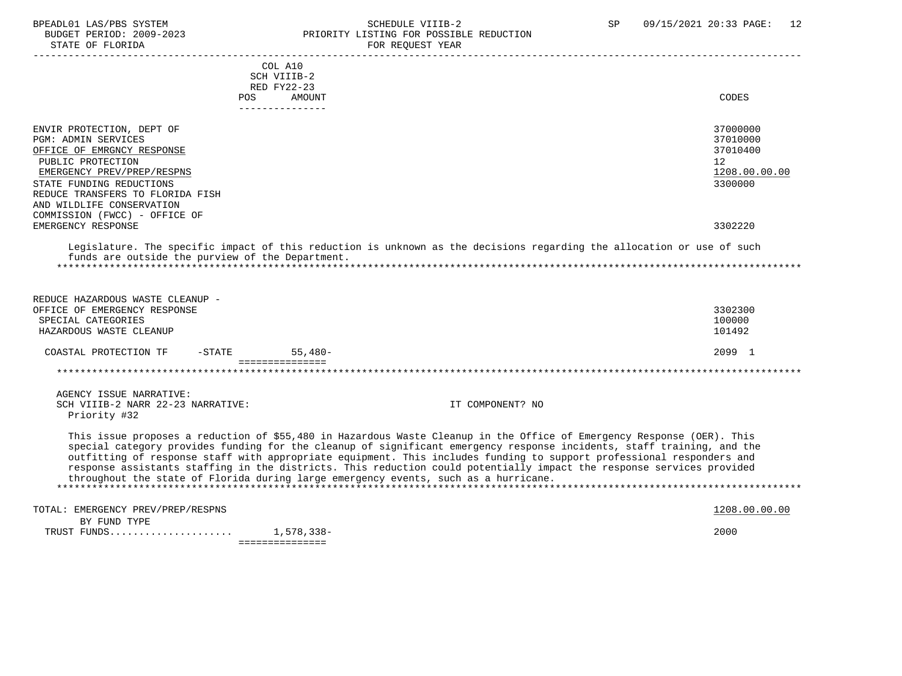| | COL A10 SCH VIIIB-2 RED FY22-23 POS AMOUNT | CODES |
|---|---|---|
| ENVIR PROTECTION, DEPT OF | | 37000000 |
| PGM: ADMIN SERVICES | | 37010000 |
| OFFICE OF EMRGNCY RESPONSE | | 37010400 |
| PUBLIC PROTECTION | | 12 |
| EMERGENCY PREV/PREP/RESPNS | | 1208.00.00.00 |
| STATE FUNDING REDUCTIONS | | 3300000 |
| REDUCE TRANSFERS TO FLORIDA FISH AND WILDLIFE CONSERVATION COMMISSION (FWCC) - OFFICE OF EMERGENCY RESPONSE | | 3302220 |

Legislature. The specific impact of this reduction is unknown as the decisions regarding the allocation or use of such funds are outside the purview of the Department.

| | | |
|---|---|---|
| REDUCE HAZARDOUS WASTE CLEANUP - OFFICE OF EMERGENCY RESPONSE | | 3302300 |
| SPECIAL CATEGORIES | | 100000 |
| HAZARDOUS WASTE CLEANUP | | 101492 |
| COASTAL PROTECTION TF -STATE | 55,480- | 2099 1 |

AGENCY ISSUE NARRATIVE:
SCH VIIIB-2 NARR 22-23 NARRATIVE: IT COMPONENT? NO
Priority #32

This issue proposes a reduction of $55,480 in Hazardous Waste Cleanup in the Office of Emergency Response (OER). This special category provides funding for the cleanup of significant emergency response incidents, staff training, and the outfitting of response staff with appropriate equipment. This includes funding to support professional responders and response assistants staffing in the districts. This reduction could potentially impact the response services provided throughout the state of Florida during large emergency events, such as a hurricane.

| | | |
|---|---|---|
| TOTAL: EMERGENCY PREV/PREP/RESPNS | | 1208.00.00.00 |
| BY FUND TYPE | | |
| TRUST FUNDS.................... | 1,578,338- | 2000 |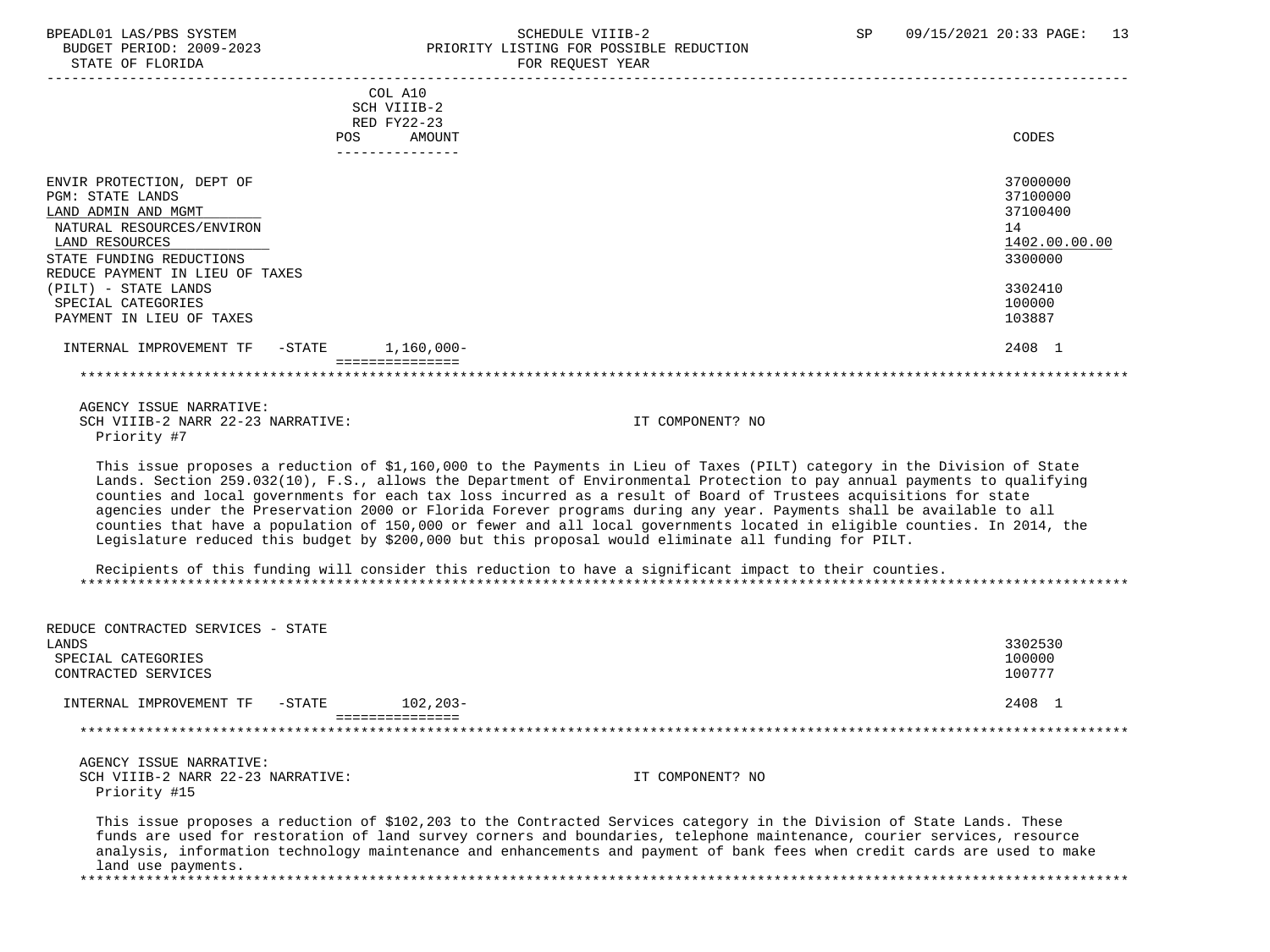COL A10
SCH VIIIB-2
RED FY22-23

| | POS | AMOUNT | CODES |
|---|---|---|---|
| ENVIR PROTECTION, DEPT OF | | | 37000000 |
| PGM: STATE LANDS | | | 37100000 |
| LAND ADMIN AND MGMT | | | 37100400 |
| NATURAL RESOURCES/ENVIRON | | | 14 |
| LAND RESOURCES | | | 1402.00.00.00 |
| STATE FUNDING REDUCTIONS | | | 3300000 |
| REDUCE PAYMENT IN LIEU OF TAXES (PILT) - STATE LANDS | | | 3302410 |
| SPECIAL CATEGORIES | | | 100000 |
| PAYMENT IN LIEU OF TAXES | | | 103887 |
| INTERNAL IMPROVEMENT TF -STATE | | 1,160,000- | 2408 1 |

AGENCY ISSUE NARRATIVE:
SCH VIIIB-2 NARR 22-23 NARRATIVE: IT COMPONENT? NO
Priority #7

This issue proposes a reduction of $1,160,000 to the Payments in Lieu of Taxes (PILT) category in the Division of State Lands. Section 259.032(10), F.S., allows the Department of Environmental Protection to pay annual payments to qualifying counties and local governments for each tax loss incurred as a result of Board of Trustees acquisitions for state agencies under the Preservation 2000 or Florida Forever programs during any year. Payments shall be available to all counties that have a population of 150,000 or fewer and all local governments located in eligible counties. In 2014, the Legislature reduced this budget by $200,000 but this proposal would eliminate all funding for PILT.

Recipients of this funding will consider this reduction to have a significant impact to their counties.

| | POS | AMOUNT | CODES |
|---|---|---|---|
| REDUCE CONTRACTED SERVICES - STATE LANDS | | | 3302530 |
| SPECIAL CATEGORIES | | | 100000 |
| CONTRACTED SERVICES | | | 100777 |
| INTERNAL IMPROVEMENT TF -STATE | | 102,203- | 2408 1 |

AGENCY ISSUE NARRATIVE:
SCH VIIIB-2 NARR 22-23 NARRATIVE: IT COMPONENT? NO
Priority #15

This issue proposes a reduction of $102,203 to the Contracted Services category in the Division of State Lands. These funds are used for restoration of land survey corners and boundaries, telephone maintenance, courier services, resource analysis, information technology maintenance and enhancements and payment of bank fees when credit cards are used to make land use payments.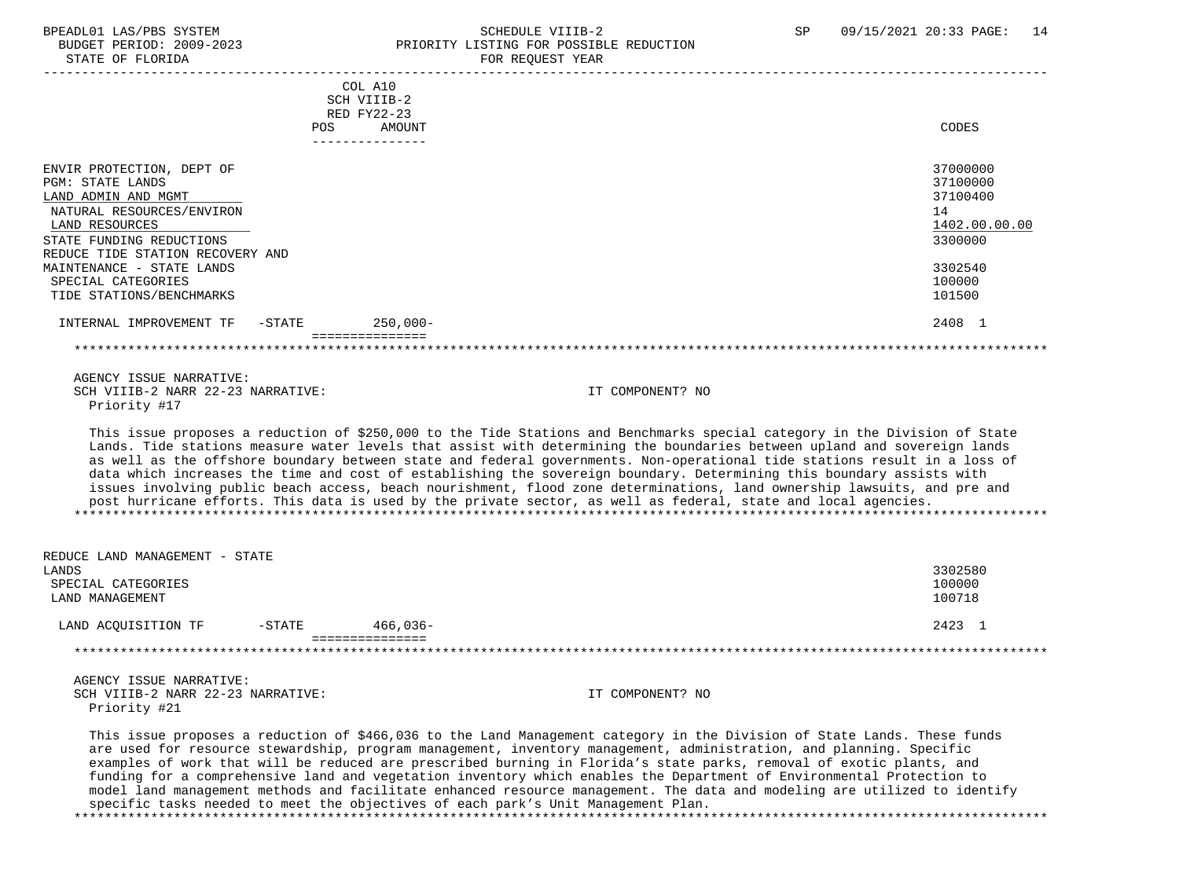COL A10
SCH VIIIB-2
RED FY22-23

| | POS | AMOUNT | CODES |
|---|---|---|---|
| ENVIR PROTECTION, DEPT OF | | | 37000000 |
| PGM: STATE LANDS | | | 37100000 |
| LAND ADMIN AND MGMT | | | 37100400 |
| NATURAL RESOURCES/ENVIRON | | | 14 |
| LAND RESOURCES | | | 1402.00.00.00 |
| STATE FUNDING REDUCTIONS | | | 3300000 |
| REDUCE TIDE STATION RECOVERY AND MAINTENANCE - STATE LANDS | | | 3302540 |
| SPECIAL CATEGORIES | | | 100000 |
| TIDE STATIONS/BENCHMARKS | | | 101500 |
| INTERNAL IMPROVEMENT TF -STATE | | 250,000- | 2408 1 |

AGENCY ISSUE NARRATIVE:
SCH VIIIB-2 NARR 22-23 NARRATIVE: IT COMPONENT? NO
Priority #17

This issue proposes a reduction of $250,000 to the Tide Stations and Benchmarks special category in the Division of State Lands. Tide stations measure water levels that assist with determining the boundaries between upland and sovereign lands as well as the offshore boundary between state and federal governments. Non-operational tide stations result in a loss of data which increases the time and cost of establishing the sovereign boundary. Determining this boundary assists with issues involving public beach access, beach nourishment, flood zone determinations, land ownership lawsuits, and pre and post hurricane efforts. This data is used by the private sector, as well as federal, state and local agencies.

| | POS | AMOUNT | CODES |
|---|---|---|---|
| REDUCE LAND MANAGEMENT - STATE LANDS | | | 3302580 |
| SPECIAL CATEGORIES | | | 100000 |
| LAND MANAGEMENT | | | 100718 |
| LAND ACQUISITION TF -STATE | | 466,036- | 2423 1 |

AGENCY ISSUE NARRATIVE:
SCH VIIIB-2 NARR 22-23 NARRATIVE: IT COMPONENT? NO
Priority #21

This issue proposes a reduction of $466,036 to the Land Management category in the Division of State Lands. These funds are used for resource stewardship, program management, inventory management, administration, and planning. Specific examples of work that will be reduced are prescribed burning in Florida's state parks, removal of exotic plants, and funding for a comprehensive land and vegetation inventory which enables the Department of Environmental Protection to model land management methods and facilitate enhanced resource management. The data and modeling are utilized to identify specific tasks needed to meet the objectives of each park's Unit Management Plan.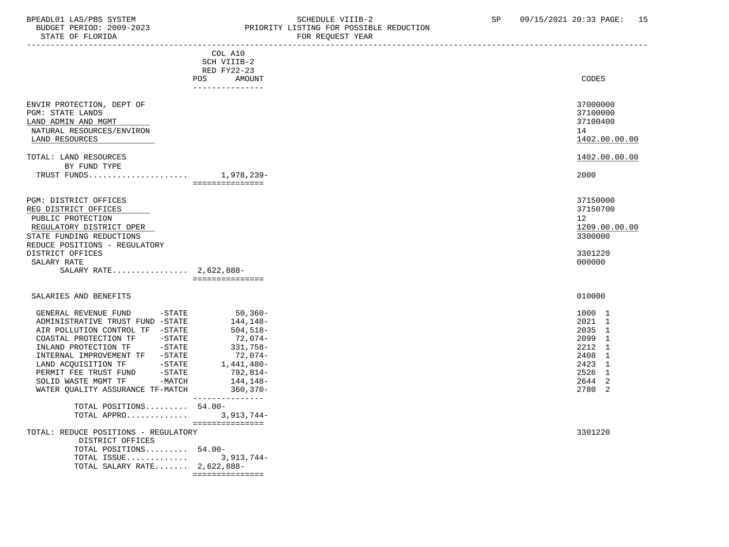COL A10
SCH VIIIB-2
RED FY22-23

| | POS | AMOUNT | CODES |
|---|---|---|---|
| ENVIR PROTECTION, DEPT OF | | | 37000000 |
| PGM: STATE LANDS | | | 37100000 |
| LAND ADMIN AND MGMT | | | 37100400 |
| NATURAL RESOURCES/ENVIRON | | | 14 |
| LAND RESOURCES | | | 1402.00.00.00 |
| | | | |
| TOTAL: LAND RESOURCES | | | 1402.00.00.00 |
| BY FUND TYPE | | | |
| TRUST FUNDS..................... | | 1,978,239- | 2000 |
| | | | |
| PGM: DISTRICT OFFICES | | | 37150000 |
| REG DISTRICT OFFICES | | | 37150700 |
| PUBLIC PROTECTION | | | 12 |
| REGULATORY DISTRICT OPER | | | 1209.00.00.00 |
| STATE FUNDING REDUCTIONS | | | 3300000 |
| REDUCE POSITIONS - REGULATORY DISTRICT OFFICES | | | 3301220 |
| SALARY RATE | | | 000000 |
| SALARY RATE................ | 2,622,888- | | |
| | | | |
| SALARIES AND BENEFITS | | | 010000 |
| | | | |
| GENERAL REVENUE FUND -STATE | | 50,360- | 1000 1 |
| ADMINISTRATIVE TRUST FUND -STATE | | 144,148- | 2021 1 |
| AIR POLLUTION CONTROL TF -STATE | | 504,518- | 2035 1 |
| COASTAL PROTECTION TF -STATE | | 72,074- | 2099 1 |
| INLAND PROTECTION TF -STATE | | 331,758- | 2212 1 |
| INTERNAL IMPROVEMENT TF -STATE | | 72,074- | 2408 1 |
| LAND ACQUISITION TF -STATE | | 1,441,480- | 2423 1 |
| PERMIT FEE TRUST FUND -STATE | | 792,814- | 2526 1 |
| SOLID WASTE MGMT TF -MATCH | | 144,148- | 2644 2 |
| WATER QUALITY ASSURANCE TF-MATCH | | 360,370- | 2780 2 |
| | | | |
| TOTAL POSITIONS......... | 54.00- | | |
| TOTAL APPRO............. | | 3,913,744- | |
| | | | |
| TOTAL: REDUCE POSITIONS - REGULATORY DISTRICT OFFICES | | | 3301220 |
| TOTAL POSITIONS......... | 54.00- | | |
| TOTAL ISSUE............. | | 3,913,744- | |
| TOTAL SALARY RATE....... | 2,622,888- | | |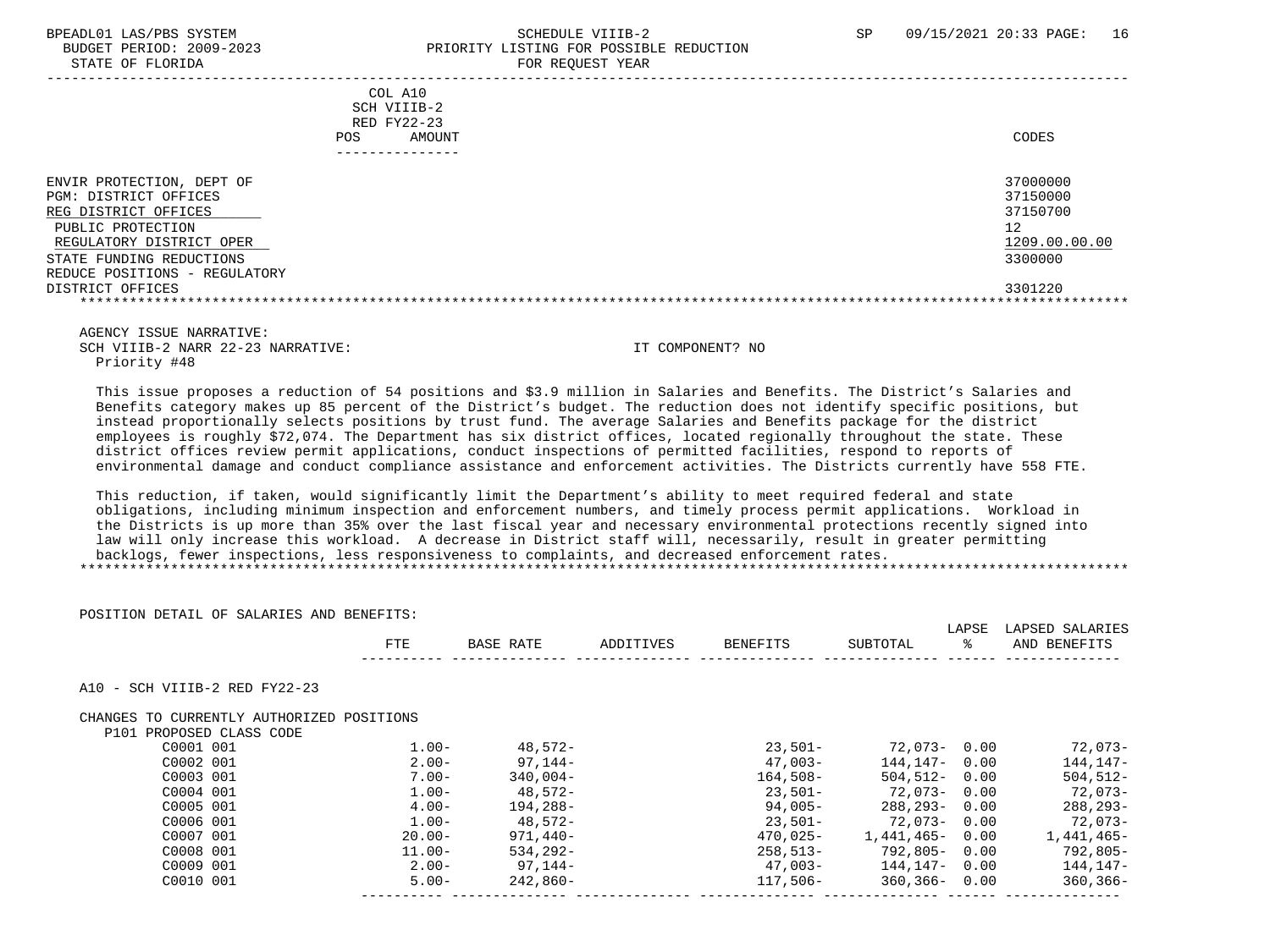COL A10
SCH VIIIB-2
RED FY22-23

| | POS | AMOUNT | CODES |
|---|---|---|---|
| ENVIR PROTECTION, DEPT OF | | | 37000000 |
| PGM: DISTRICT OFFICES | | | 37150000 |
| REG DISTRICT OFFICES | | | 37150700 |
| PUBLIC PROTECTION | | | 12 |
| REGULATORY DISTRICT OPER | | | 1209.00.00.00 |
| STATE FUNDING REDUCTIONS | | | 3300000 |
| REDUCE POSITIONS - REGULATORY DISTRICT OFFICES | | | 3301220 |

AGENCY ISSUE NARRATIVE:
SCH VIIIB-2 NARR 22-23 NARRATIVE: IT COMPONENT? NO
Priority #48

This issue proposes a reduction of 54 positions and $3.9 million in Salaries and Benefits. The District's Salaries and Benefits category makes up 85 percent of the District's budget. The reduction does not identify specific positions, but instead proportionally selects positions by trust fund. The average Salaries and Benefits package for the district employees is roughly $72,074. The Department has six district offices, located regionally throughout the state. These district offices review permit applications, conduct inspections of permitted facilities, respond to reports of environmental damage and conduct compliance assistance and enforcement activities. The Districts currently have 558 FTE.

This reduction, if taken, would significantly limit the Department's ability to meet required federal and state obligations, including minimum inspection and enforcement numbers, and timely process permit applications. Workload in the Districts is up more than 35% over the last fiscal year and necessary environmental protections recently signed into law will only increase this workload. A decrease in District staff will, necessarily, result in greater permitting backlogs, fewer inspections, less responsiveness to complaints, and decreased enforcement rates.

POSITION DETAIL OF SALARIES AND BENEFITS:

| | FTE | BASE RATE | ADDITIVES | BENEFITS | SUBTOTAL | LAPSE % | LAPSED SALARIES AND BENEFITS |
|---|---|---|---|---|---|---|---|
| A10 - SCH VIIIB-2 RED FY22-23 | | | | | | | |
| CHANGES TO CURRENTLY AUTHORIZED POSITIONS | | | | | | | |
| P101 PROPOSED CLASS CODE | | | | | | | |
| C0001 001 | 1.00- | 48,572- | | 23,501- | 72,073- | 0.00 | 72,073- |
| C0002 001 | 2.00- | 97,144- | | 47,003- | 144,147- | 0.00 | 144,147- |
| C0003 001 | 7.00- | 340,004- | | 164,508- | 504,512- | 0.00 | 504,512- |
| C0004 001 | 1.00- | 48,572- | | 23,501- | 72,073- | 0.00 | 72,073- |
| C0005 001 | 4.00- | 194,288- | | 94,005- | 288,293- | 0.00 | 288,293- |
| C0006 001 | 1.00- | 48,572- | | 23,501- | 72,073- | 0.00 | 72,073- |
| C0007 001 | 20.00- | 971,440- | | 470,025- | 1,441,465- | 0.00 | 1,441,465- |
| C0008 001 | 11.00- | 534,292- | | 258,513- | 792,805- | 0.00 | 792,805- |
| C0009 001 | 2.00- | 97,144- | | 47,003- | 144,147- | 0.00 | 144,147- |
| C0010 001 | 5.00- | 242,860- | | 117,506- | 360,366- | 0.00 | 360,366- |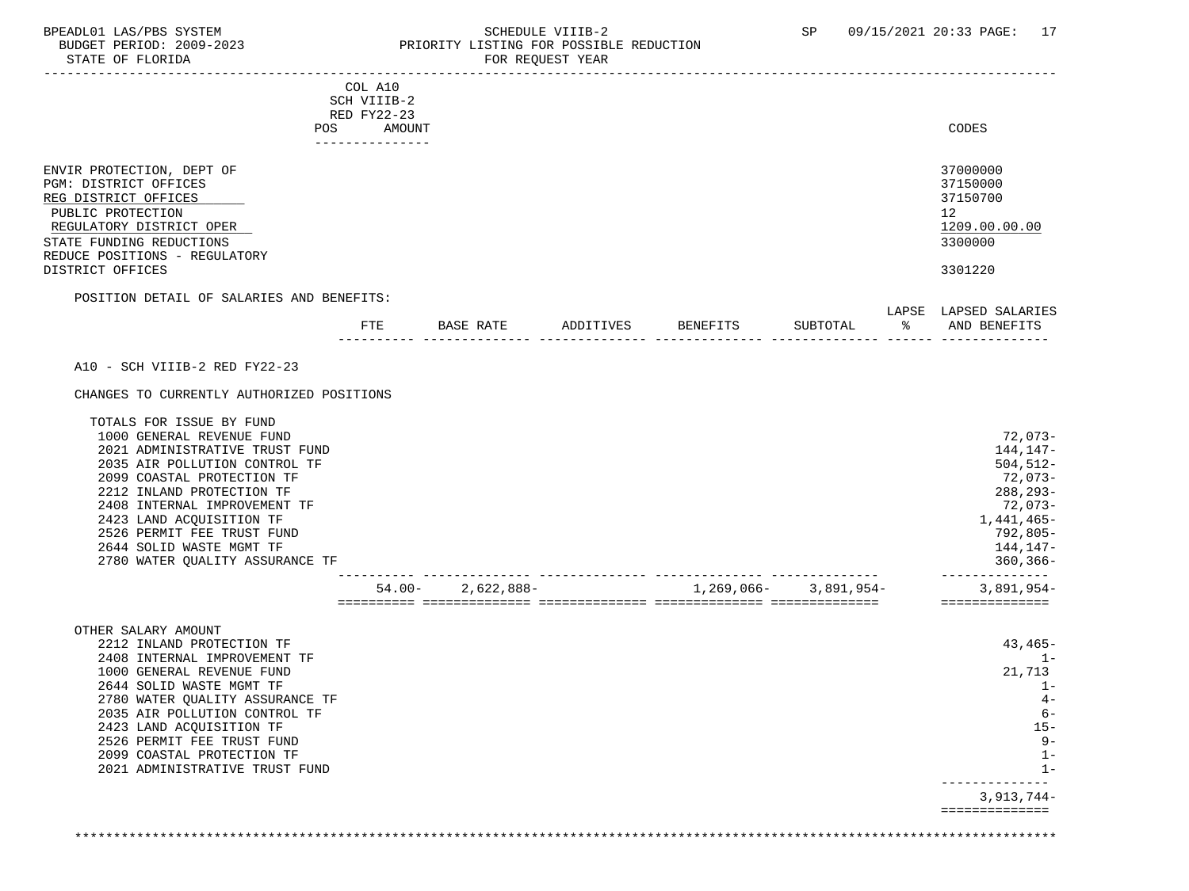COL A10
SCH VIIIB-2
RED FY22-23
POS AMOUNT

| | CODES |
|---|---|
| ENVIR PROTECTION, DEPT OF | 37000000 |
| PGM: DISTRICT OFFICES | 37150000 |
| REG DISTRICT OFFICES | 37150700 |
| PUBLIC PROTECTION | 12 |
| REGULATORY DISTRICT OPER | 1209.00.00.00 |
| STATE FUNDING REDUCTIONS | 3300000 |
| REDUCE POSITIONS - REGULATORY DISTRICT OFFICES | 3301220 |

POSITION DETAIL OF SALARIES AND BENEFITS:

A10 - SCH VIIIB-2 RED FY22-23

CHANGES TO CURRENTLY AUTHORIZED POSITIONS

| | FTE | BASE RATE | ADDITIVES | BENEFITS | SUBTOTAL | LAPSE % | LAPSED SALARIES AND BENEFITS |
|---|---|---|---|---|---|---|---|
| TOTALS FOR ISSUE BY FUND | | | | | | | |
| 1000 GENERAL REVENUE FUND | | | | | | | 72,073- |
| 2021 ADMINISTRATIVE TRUST FUND | | | | | | | 144,147- |
| 2035 AIR POLLUTION CONTROL TF | | | | | | | 504,512- |
| 2099 COASTAL PROTECTION TF | | | | | | | 72,073- |
| 2212 INLAND PROTECTION TF | | | | | | | 288,293- |
| 2408 INTERNAL IMPROVEMENT TF | | | | | | | 72,073- |
| 2423 LAND ACQUISITION TF | | | | | | | 1,441,465- |
| 2526 PERMIT FEE TRUST FUND | | | | | | | 792,805- |
| 2644 SOLID WASTE MGMT TF | | | | | | | 144,147- |
| 2780 WATER QUALITY ASSURANCE TF | | | | | | | 360,366- |
| | 54.00- | 2,622,888- | | 1,269,066- | 3,891,954- | | 3,891,954- |

| OTHER SALARY AMOUNT | |
|---|---|
| 2212 INLAND PROTECTION TF | 43,465- |
| 2408 INTERNAL IMPROVEMENT TF | 1- |
| 1000 GENERAL REVENUE FUND | 21,713 |
| 2644 SOLID WASTE MGMT TF | 1- |
| 2780 WATER QUALITY ASSURANCE TF | 4- |
| 2035 AIR POLLUTION CONTROL TF | 6- |
| 2423 LAND ACQUISITION TF | 15- |
| 2526 PERMIT FEE TRUST FUND | 9- |
| 2099 COASTAL PROTECTION TF | 1- |
| 2021 ADMINISTRATIVE TRUST FUND | 1- |
| | 3,913,744- |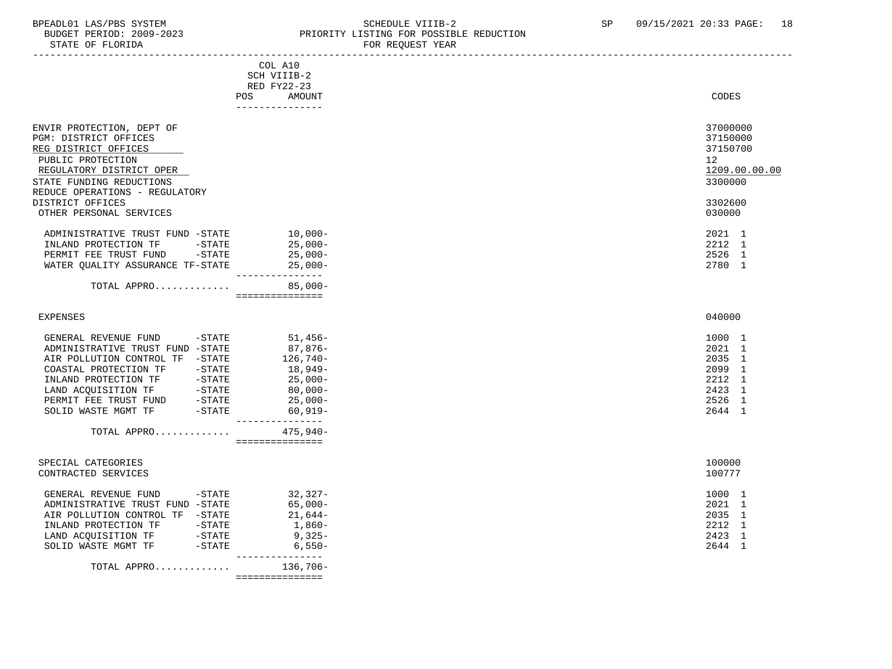BPEADL01 LAS/PBS SYSTEM SCHEDULE VIIIB-2 SP 09/15/2021 20:33

BUDGET PERIOD: 2009-2023 PRIORITY LISTING FOR POSSIBLE REDUCTION

STATE OF FLORIDA FOR REQUEST YEAR

| | COL A10 SCH VIIIB-2 RED FY22-23 POS AMOUNT | CODES |
|---|---|---|
| ENVIR PROTECTION, DEPT OF | | 37000000 |
| PGM: DISTRICT OFFICES | | 37150000 |
| REG DISTRICT OFFICES | | 37150700 |
| PUBLIC PROTECTION | | 12 |
| REGULATORY DISTRICT OPER | | 1209.00.00.00 |
| STATE FUNDING REDUCTIONS | | 3300000 |
| REDUCE OPERATIONS - REGULATORY DISTRICT OFFICES | | 3302600 |
| OTHER PERSONAL SERVICES | | 030000 |
| ADMINISTRATIVE TRUST FUND -STATE | 10,000- | 2021 1 |
| INLAND PROTECTION TF -STATE | 25,000- | 2212 1 |
| PERMIT FEE TRUST FUND -STATE | 25,000- | 2526 1 |
| WATER QUALITY ASSURANCE TF-STATE | 25,000- | 2780 1 |
| TOTAL APPRO............. | 85,000- | |
| EXPENSES | | 040000 |
| GENERAL REVENUE FUND -STATE | 51,456- | 1000 1 |
| ADMINISTRATIVE TRUST FUND -STATE | 87,876- | 2021 1 |
| AIR POLLUTION CONTROL TF -STATE | 126,740- | 2035 1 |
| COASTAL PROTECTION TF -STATE | 18,949- | 2099 1 |
| INLAND PROTECTION TF -STATE | 25,000- | 2212 1 |
| LAND ACQUISITION TF -STATE | 80,000- | 2423 1 |
| PERMIT FEE TRUST FUND -STATE | 25,000- | 2526 1 |
| SOLID WASTE MGMT TF -STATE | 60,919- | 2644 1 |
| TOTAL APPRO............. | 475,940- | |
| SPECIAL CATEGORIES | | 100000 |
| CONTRACTED SERVICES | | 100777 |
| GENERAL REVENUE FUND -STATE | 32,327- | 1000 1 |
| ADMINISTRATIVE TRUST FUND -STATE | 65,000- | 2021 1 |
| AIR POLLUTION CONTROL TF -STATE | 21,644- | 2035 1 |
| INLAND PROTECTION TF -STATE | 1,860- | 2212 1 |
| LAND ACQUISITION TF -STATE | 9,325- | 2423 1 |
| SOLID WASTE MGMT TF -STATE | 6,550- | 2644 1 |
| TOTAL APPRO............. | 136,706- | |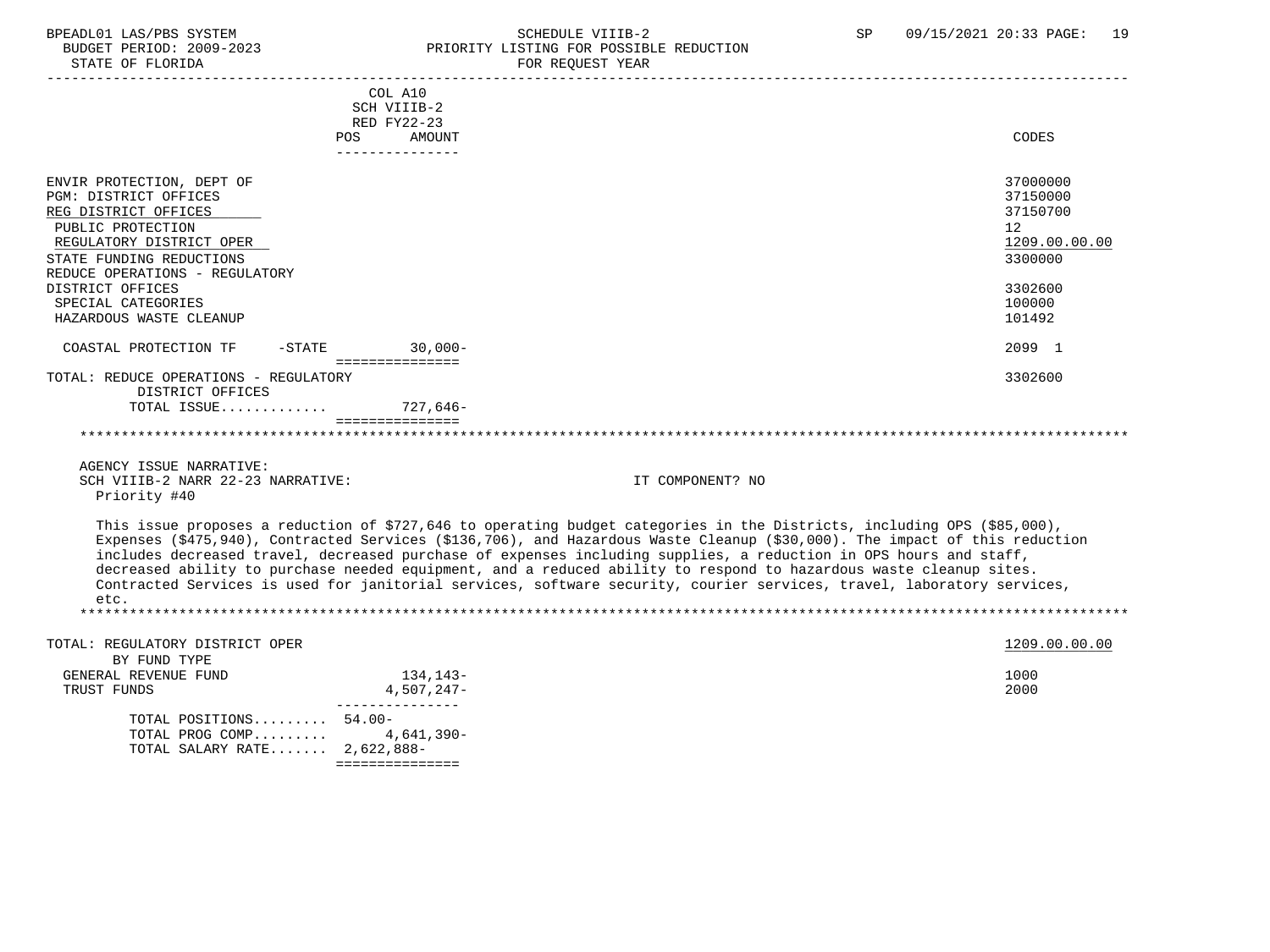| | COL A10 SCH VIIIB-2 RED FY22-23 POS AMOUNT | CODES |
|---|---|---|
| ENVIR PROTECTION, DEPT OF | | 37000000 |
| PGM: DISTRICT OFFICES | | 37150000 |
| REG DISTRICT OFFICES | | 37150700 |
| PUBLIC PROTECTION | | 12 |
| REGULATORY DISTRICT OPER | | 1209.00.00.00 |
| STATE FUNDING REDUCTIONS | | 3300000 |
| REDUCE OPERATIONS - REGULATORY DISTRICT OFFICES | | 3302600 |
| SPECIAL CATEGORIES | | 100000 |
| HAZARDOUS WASTE CLEANUP | | 101492 |
| COASTAL PROTECTION TF -STATE | 30,000- | 2099 1 |
| TOTAL: REDUCE OPERATIONS - REGULATORY DISTRICT OFFICES | | 3302600 |
| TOTAL ISSUE............. | 727,646- | |

AGENCY ISSUE NARRATIVE:
SCH VIIIB-2 NARR 22-23 NARRATIVE: IT COMPONENT? NO
Priority #40

This issue proposes a reduction of $727,646 to operating budget categories in the Districts, including OPS ($85,000), Expenses ($475,940), Contracted Services ($136,706), and Hazardous Waste Cleanup ($30,000). The impact of this reduction includes decreased travel, decreased purchase of expenses including supplies, a reduction in OPS hours and staff, decreased ability to purchase needed equipment, and a reduced ability to respond to hazardous waste cleanup sites. Contracted Services is used for janitorial services, software security, courier services, travel, laboratory services, etc.

| | | CODES |
|---|---|---|
| TOTAL: REGULATORY DISTRICT OPER | | 1209.00.00.00 |
| BY FUND TYPE | | |
| GENERAL REVENUE FUND | 134,143- | 1000 |
| TRUST FUNDS | 4,507,247- | 2000 |
| TOTAL POSITIONS......... | 54.00- | |
| TOTAL PROG COMP......... | 4,641,390- | |
| TOTAL SALARY RATE....... | 2,622,888- | |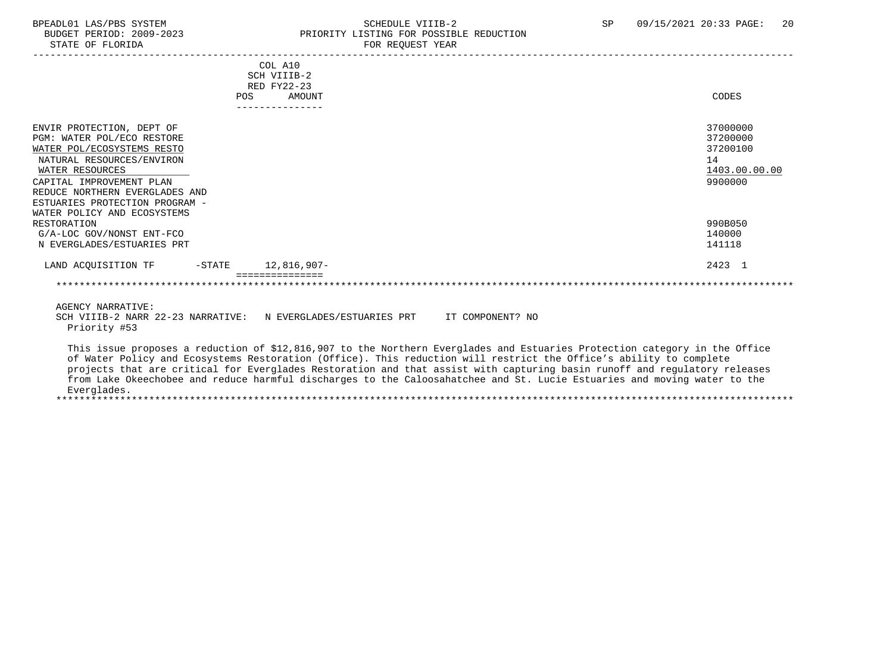| | COL A10 SCH VIIIB-2 RED FY22-23 POS AMOUNT | CODES |
|---|---|---|
| ENVIR PROTECTION, DEPT OF | | 37000000 |
| PGM: WATER POL/ECO RESTORE | | 37200000 |
| WATER POL/ECOSYSTEMS RESTO | | 37200100 |
| NATURAL RESOURCES/ENVIRON | | 14 |
| WATER RESOURCES | | 1403.00.00.00 |
| CAPITAL IMPROVEMENT PLAN | | 9900000 |
| REDUCE NORTHERN EVERGLADES AND ESTUARIES PROTECTION PROGRAM - WATER POLICY AND ECOSYSTEMS RESTORATION | | 990B050 |
| G/A-LOC GOV/NONST ENT-FCO | | 140000 |
| N EVERGLADES/ESTUARIES PRT | | 141118 |
| LAND ACQUISITION TF -STATE | 12,816,907- | 2423 1 |

AGENCY NARRATIVE:

SCH VIIIB-2 NARR 22-23 NARRATIVE: N EVERGLADES/ESTUARIES PRT IT COMPONENT? NO

Priority #53

This issue proposes a reduction of $12,816,907 to the Northern Everglades and Estuaries Protection category in the Office of Water Policy and Ecosystems Restoration (Office). This reduction will restrict the Office's ability to complete projects that are critical for Everglades Restoration and that assist with capturing basin runoff and regulatory releases from Lake Okeechobee and reduce harmful discharges to the Caloosahatchee and St. Lucie Estuaries and moving water to the Everglades.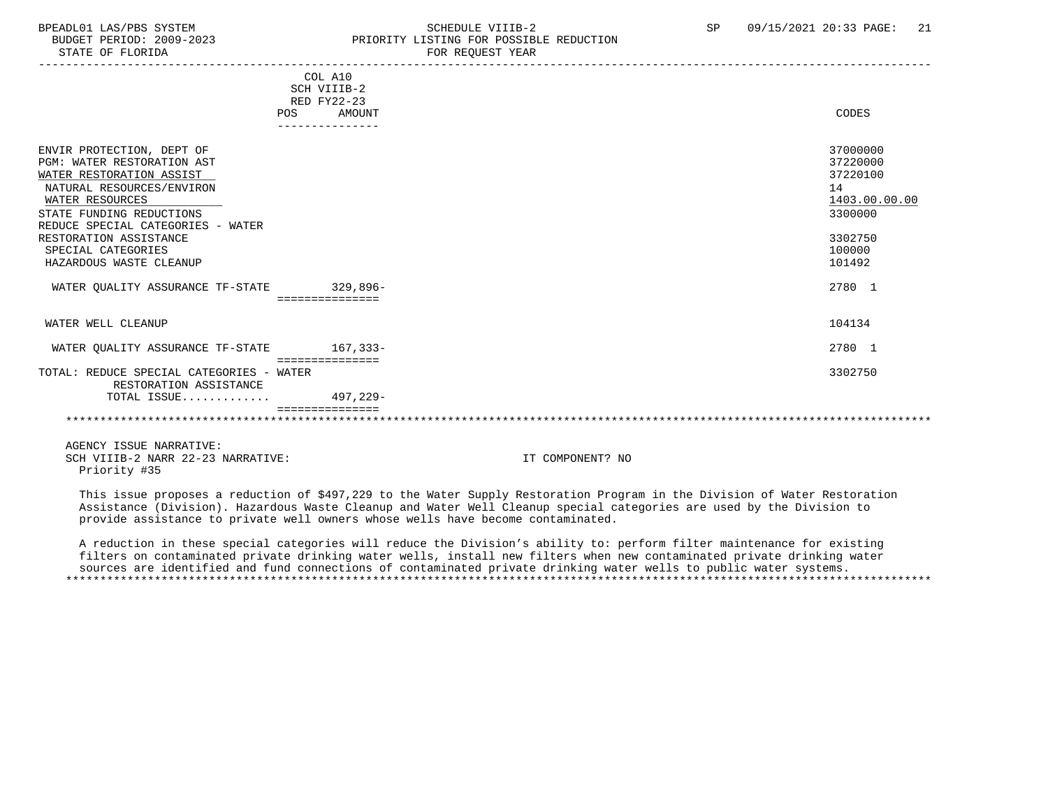| | COL A10 SCH VIIIB-2 RED FY22-23 POS AMOUNT | CODES |
|---|---|---|
| ENVIR PROTECTION, DEPT OF | | 37000000 |
| PGM: WATER RESTORATION AST | | 37220000 |
| WATER RESTORATION ASSIST | | 37220100 |
| NATURAL RESOURCES/ENVIRON | | 14 |
| WATER RESOURCES | | 1403.00.00.00 |
| STATE FUNDING REDUCTIONS | | 3300000 |
| REDUCE SPECIAL CATEGORIES - WATER RESTORATION ASSISTANCE | | 3302750 |
| SPECIAL CATEGORIES | | 100000 |
| HAZARDOUS WASTE CLEANUP | | 101492 |
| WATER QUALITY ASSURANCE TF-STATE | 329,896- | 2780 1 |
| WATER WELL CLEANUP | | 104134 |
| WATER QUALITY ASSURANCE TF-STATE | 167,333- | 2780 1 |
| TOTAL: REDUCE SPECIAL CATEGORIES - WATER RESTORATION ASSISTANCE | | 3302750 |
| TOTAL ISSUE............ | 497,229- | |

AGENCY ISSUE NARRATIVE:
SCH VIIIB-2 NARR 22-23 NARRATIVE: IT COMPONENT? NO
Priority #35

This issue proposes a reduction of $497,229 to the Water Supply Restoration Program in the Division of Water Restoration Assistance (Division). Hazardous Waste Cleanup and Water Well Cleanup special categories are used by the Division to provide assistance to private well owners whose wells have become contaminated.

A reduction in these special categories will reduce the Division's ability to: perform filter maintenance for existing filters on contaminated private drinking water wells, install new filters when new contaminated private drinking water sources are identified and fund connections of contaminated private drinking water wells to public water systems.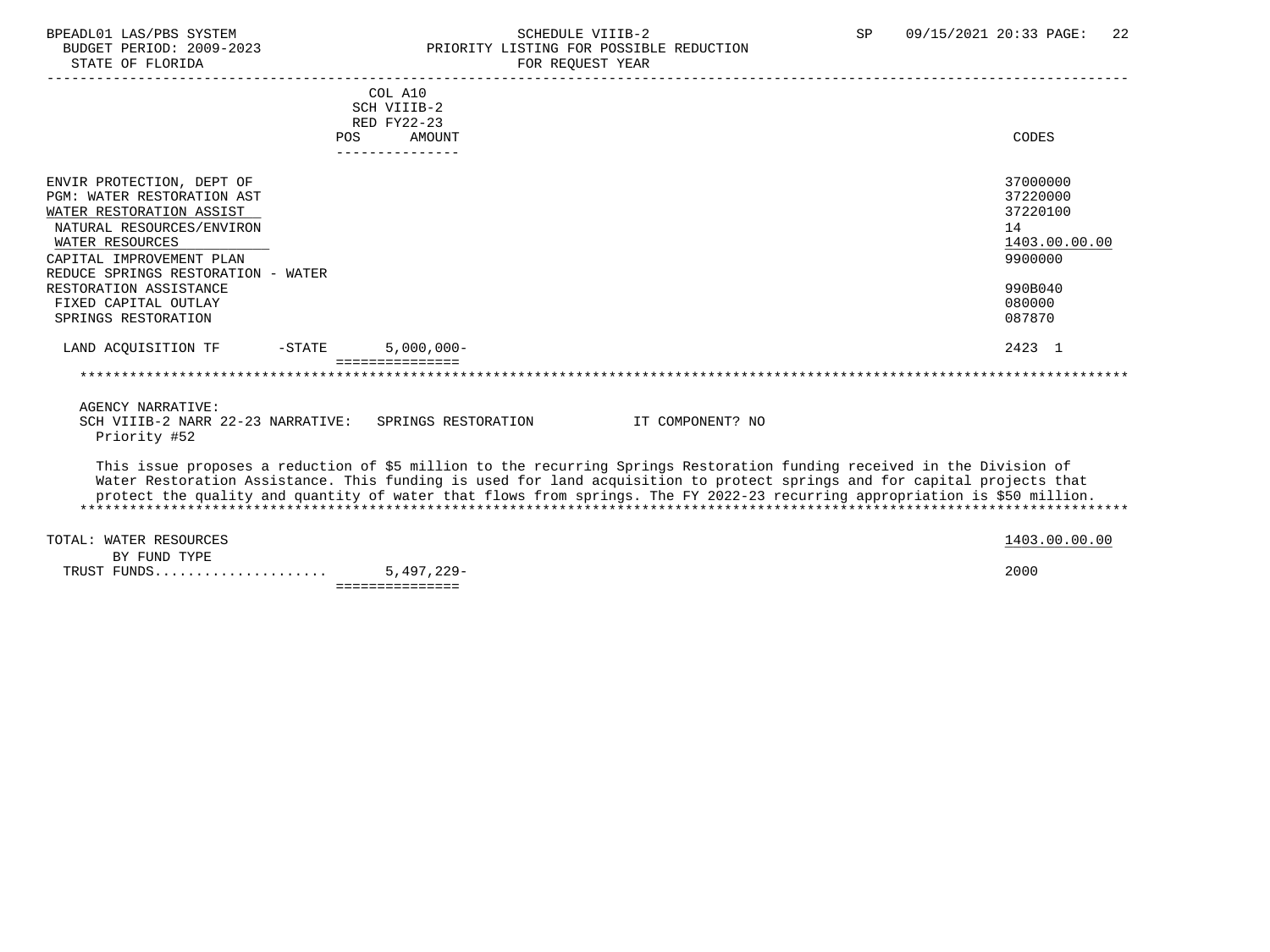| | COL A10 SCH VIIIB-2 RED FY22-23 POS AMOUNT | CODES |
|---|---|---|
| ENVIR PROTECTION, DEPT OF | | 37000000 |
| PGM: WATER RESTORATION AST | | 37220000 |
| WATER RESTORATION ASSIST | | 37220100 |
| NATURAL RESOURCES/ENVIRON | | 14 |
| WATER RESOURCES | | 1403.00.00.00 |
| CAPITAL IMPROVEMENT PLAN | | 9900000 |
| REDUCE SPRINGS RESTORATION - WATER RESTORATION ASSISTANCE | | 990B040 |
| FIXED CAPITAL OUTLAY | | 080000 |
| SPRINGS RESTORATION | | 087870 |
| LAND ACQUISITION TF -STATE | 5,000,000- | 2423 1 |

AGENCY NARRATIVE:
SCH VIIIB-2 NARR 22-23 NARRATIVE: SPRINGS RESTORATION IT COMPONENT? NO
Priority #52

This issue proposes a reduction of $5 million to the recurring Springs Restoration funding received in the Division of Water Restoration Assistance. This funding is used for land acquisition to protect springs and for capital projects that protect the quality and quantity of water that flows from springs. The FY 2022-23 recurring appropriation is $50 million.

| | | |
|---|---|---|
| TOTAL: WATER RESOURCES | | 1403.00.00.00 |
| BY FUND TYPE | | |
| TRUST FUNDS.................... | 5,497,229- | 2000 |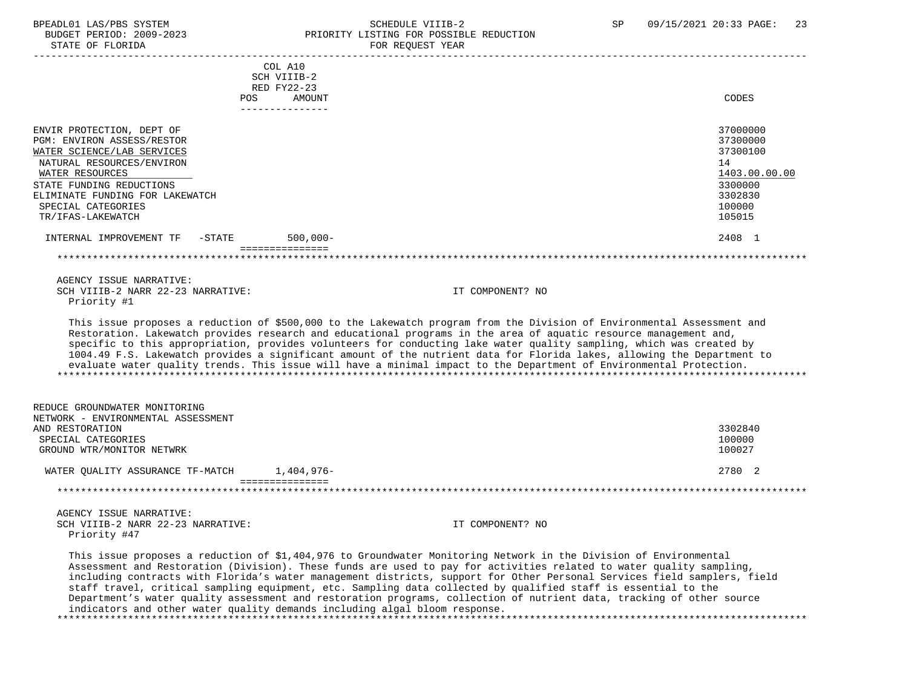| | COL A10 SCH VIIIB-2 RED FY22-23 POS AMOUNT | CODES |
|---|---|---|
| ENVIR PROTECTION, DEPT OF | | 37000000 |
| PGM: ENVIRON ASSESS/RESTOR | | 37300000 |
| WATER SCIENCE/LAB SERVICES | | 37300100 |
| NATURAL RESOURCES/ENVIRON | | 14 |
| WATER RESOURCES | | 1403.00.00.00 |
| STATE FUNDING REDUCTIONS | | 3300000 |
| ELIMINATE FUNDING FOR LAKEWATCH | | 3302830 |
| SPECIAL CATEGORIES | | 100000 |
| TR/IFAS-LAKEWATCH | | 105015 |
| INTERNAL IMPROVEMENT TF -STATE | 500,000- | 2408 1 |

AGENCY ISSUE NARRATIVE:
SCH VIIIB-2 NARR 22-23 NARRATIVE: IT COMPONENT? NO
Priority #1

This issue proposes a reduction of $500,000 to the Lakewatch program from the Division of Environmental Assessment and Restoration. Lakewatch provides research and educational programs in the area of aquatic resource management and, specific to this appropriation, provides volunteers for conducting lake water quality sampling, which was created by 1004.49 F.S. Lakewatch provides a significant amount of the nutrient data for Florida lakes, allowing the Department to evaluate water quality trends. This issue will have a minimal impact to the Department of Environmental Protection.

| | POS AMOUNT | CODES |
|---|---|---|
| REDUCE GROUNDWATER MONITORING NETWORK - ENVIRONMENTAL ASSESSMENT AND RESTORATION | | 3302840 |
| SPECIAL CATEGORIES | | 100000 |
| GROUND WTR/MONITOR NETWRK | | 100027 |
| WATER QUALITY ASSURANCE TF-MATCH | 1,404,976- | 2780 2 |

AGENCY ISSUE NARRATIVE:
SCH VIIIB-2 NARR 22-23 NARRATIVE: IT COMPONENT? NO
Priority #47

This issue proposes a reduction of $1,404,976 to Groundwater Monitoring Network in the Division of Environmental Assessment and Restoration (Division). These funds are used to pay for activities related to water quality sampling, including contracts with Florida's water management districts, support for Other Personal Services field samplers, field staff travel, critical sampling equipment, etc. Sampling data collected by qualified staff is essential to the Department's water quality assessment and restoration programs, collection of nutrient data, tracking of other source indicators and other water quality demands including algal bloom response.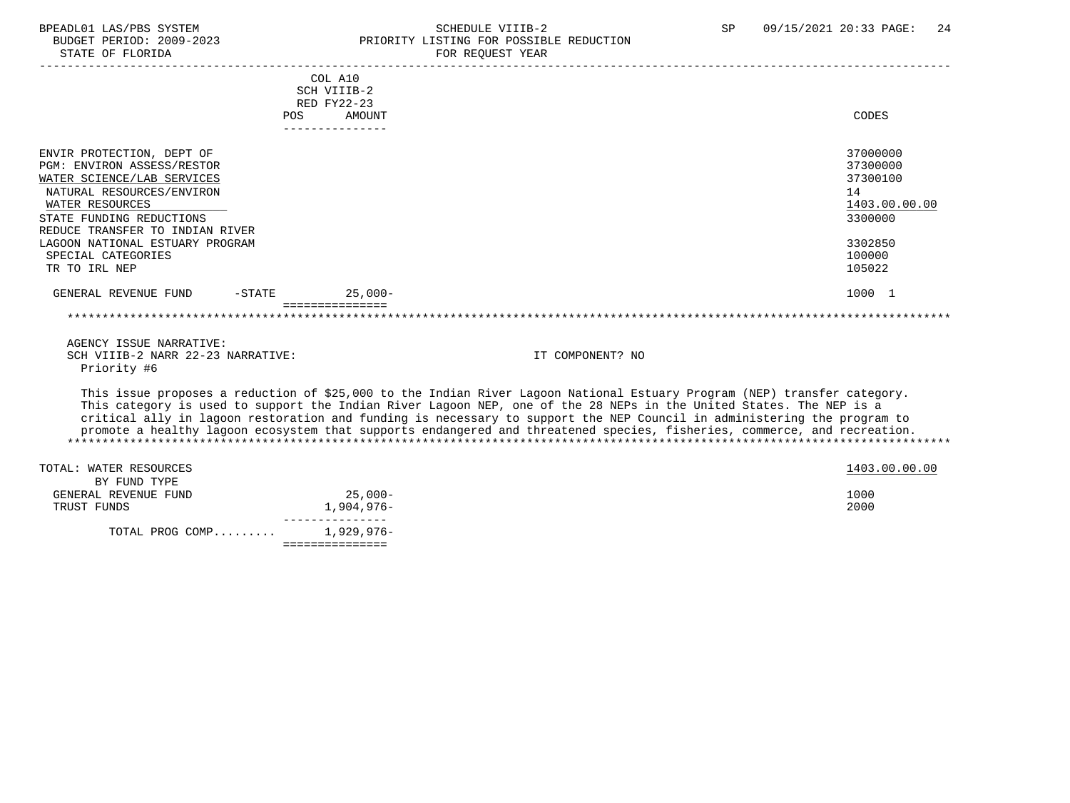| | COL A10 SCH VIIIB-2 RED FY22-23 POS AMOUNT | CODES |
|---|---|---|
| ENVIR PROTECTION, DEPT OF | | 37000000 |
| PGM: ENVIRON ASSESS/RESTOR | | 37300000 |
| WATER SCIENCE/LAB SERVICES | | 37300100 |
| NATURAL RESOURCES/ENVIRON | | 14 |
| WATER RESOURCES | | 1403.00.00.00 |
| STATE FUNDING REDUCTIONS | | 3300000 |
| REDUCE TRANSFER TO INDIAN RIVER LAGOON NATIONAL ESTUARY PROGRAM | | 3302850 |
| SPECIAL CATEGORIES | | 100000 |
| TR TO IRL NEP | | 105022 |
| GENERAL REVENUE FUND -STATE | 25,000- | 1000 1 |

AGENCY ISSUE NARRATIVE:
SCH VIIIB-2 NARR 22-23 NARRATIVE: IT COMPONENT? NO
Priority #6

This issue proposes a reduction of $25,000 to the Indian River Lagoon National Estuary Program (NEP) transfer category. This category is used to support the Indian River Lagoon NEP, one of the 28 NEPs in the United States. The NEP is a critical ally in lagoon restoration and funding is necessary to support the NEP Council in administering the program to promote a healthy lagoon ecosystem that supports endangered and threatened species, fisheries, commerce, and recreation.

| TOTAL: WATER RESOURCES | | 1403.00.00.00 |
|---|---|---|
| BY FUND TYPE | | |
| GENERAL REVENUE FUND | 25,000- | 1000 |
| TRUST FUNDS | 1,904,976- | 2000 |
| TOTAL PROG COMP......... | 1,929,976- | |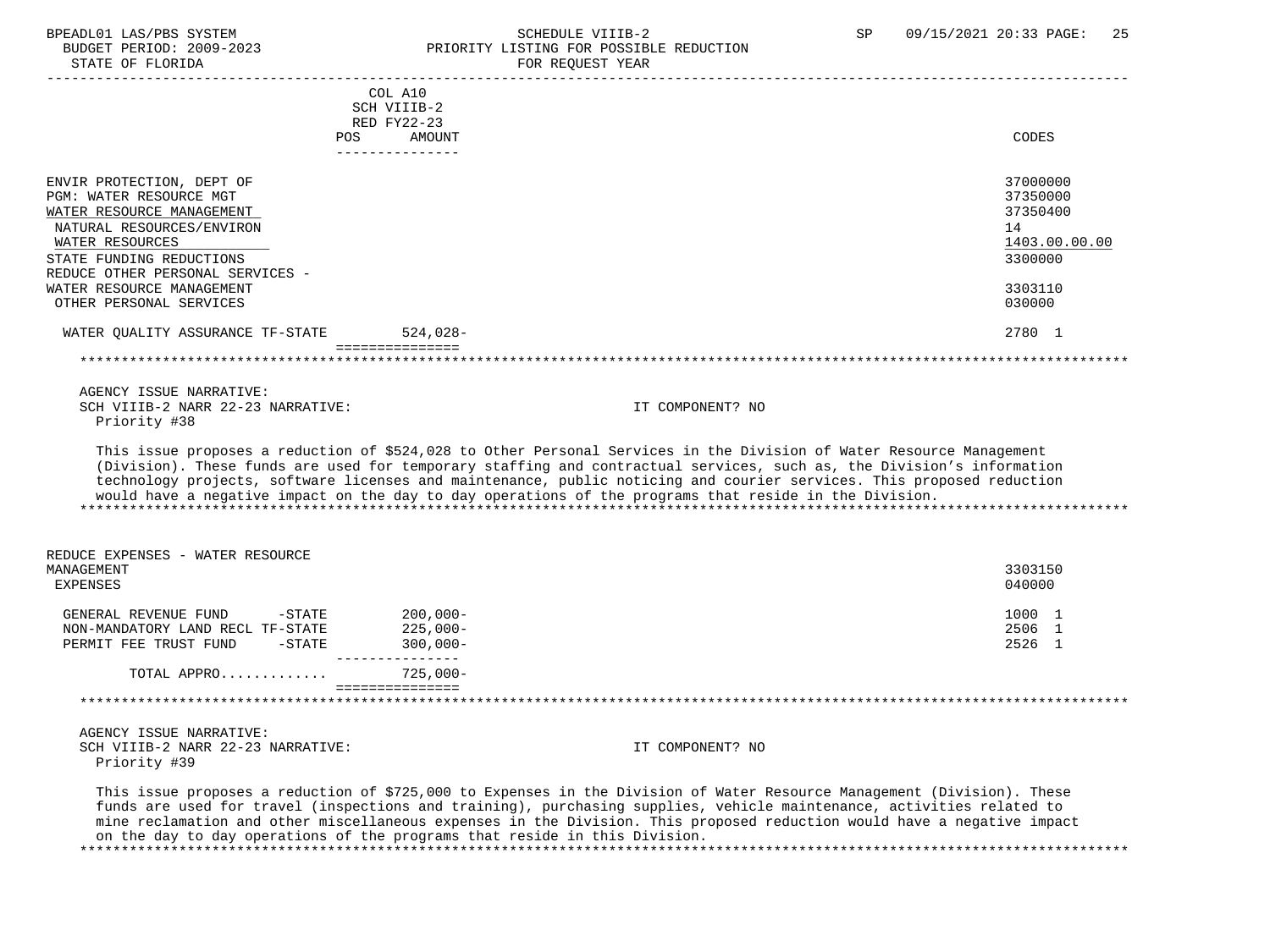| | COL A10 SCH VIIIB-2 RED FY22-23 POS AMOUNT | CODES |
|---|---|---|
| ENVIR PROTECTION, DEPT OF | | 37000000 |
| PGM: WATER RESOURCE MGT | | 37350000 |
| WATER RESOURCE MANAGEMENT | | 37350400 |
| NATURAL RESOURCES/ENVIRON | | 14 |
| WATER RESOURCES | | 1403.00.00.00 |
| STATE FUNDING REDUCTIONS | | 3300000 |
| REDUCE OTHER PERSONAL SERVICES - WATER RESOURCE MANAGEMENT | | 3303110 |
| OTHER PERSONAL SERVICES | | 030000 |
| WATER QUALITY ASSURANCE TF-STATE | 524,028- | 2780 1 |

AGENCY ISSUE NARRATIVE:
SCH VIIIB-2 NARR 22-23 NARRATIVE: IT COMPONENT? NO
Priority #38

This issue proposes a reduction of $524,028 to Other Personal Services in the Division of Water Resource Management (Division). These funds are used for temporary staffing and contractual services, such as, the Division's information technology projects, software licenses and maintenance, public noticing and courier services. This proposed reduction would have a negative impact on the day to day operations of the programs that reside in the Division.

| | POS AMOUNT | CODES |
|---|---|---|
| REDUCE EXPENSES - WATER RESOURCE MANAGEMENT | | 3303150 |
| EXPENSES | | 040000 |
| GENERAL REVENUE FUND -STATE | 200,000- | 1000 1 |
| NON-MANDATORY LAND RECL TF-STATE | 225,000- | 2506 1 |
| PERMIT FEE TRUST FUND -STATE | 300,000- | 2526 1 |
| TOTAL APPRO............ | 725,000- | |

AGENCY ISSUE NARRATIVE:
SCH VIIIB-2 NARR 22-23 NARRATIVE: IT COMPONENT? NO
Priority #39

This issue proposes a reduction of $725,000 to Expenses in the Division of Water Resource Management (Division). These funds are used for travel (inspections and training), purchasing supplies, vehicle maintenance, activities related to mine reclamation and other miscellaneous expenses in the Division. This proposed reduction would have a negative impact on the day to day operations of the programs that reside in this Division.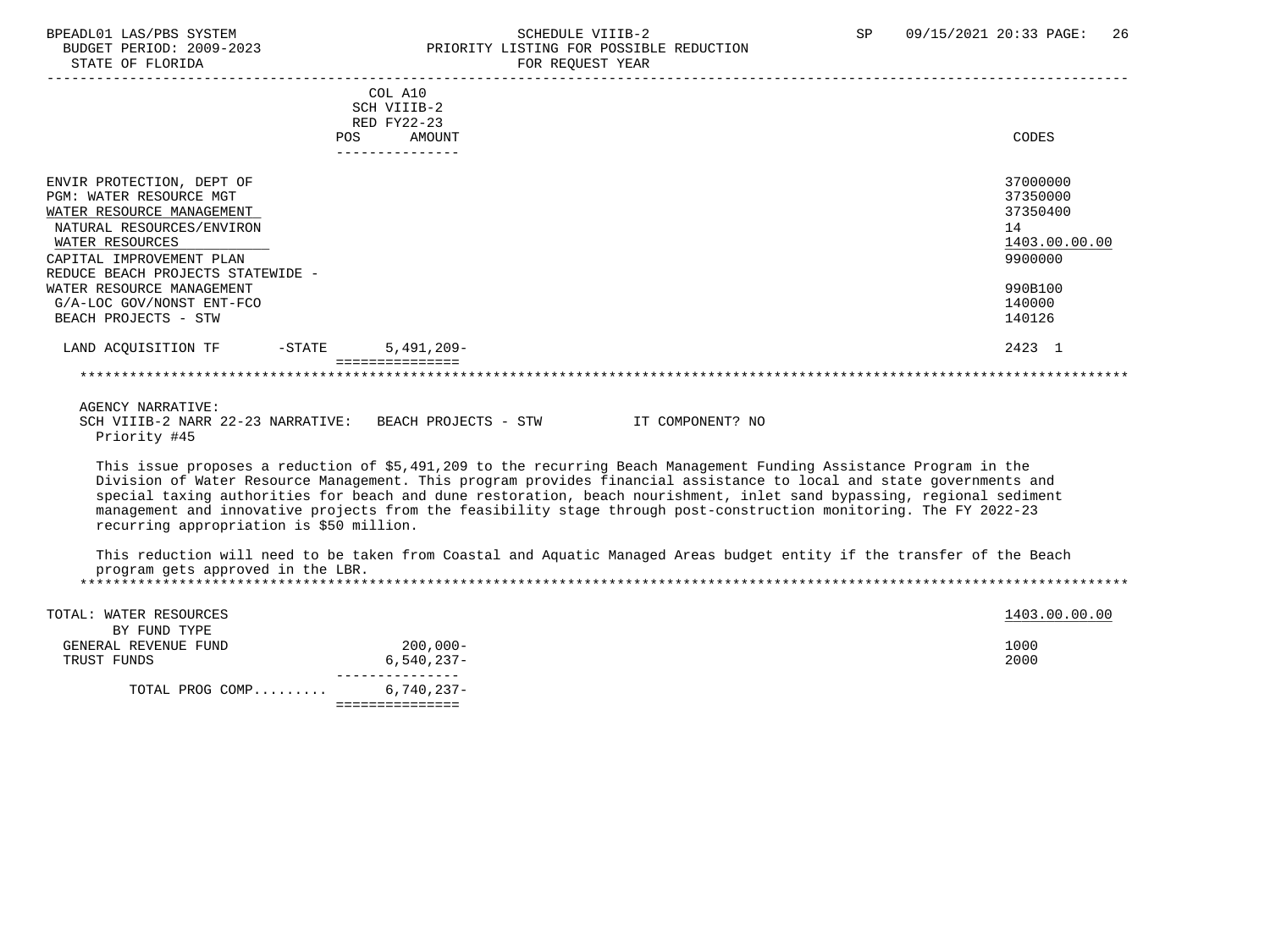| | COL A10 SCH VIIIB-2 RED FY22-23 POS AMOUNT | CODES |
|---|---|---|
| ENVIR PROTECTION, DEPT OF | | 37000000 |
| PGM: WATER RESOURCE MGT | | 37350000 |
| WATER RESOURCE MANAGEMENT | | 37350400 |
| NATURAL RESOURCES/ENVIRON | | 14 |
| WATER RESOURCES | | 1403.00.00.00 |
| CAPITAL IMPROVEMENT PLAN | | 9900000 |
| REDUCE BEACH PROJECTS STATEWIDE - WATER RESOURCE MANAGEMENT | | 990B100 |
| G/A-LOC GOV/NONST ENT-FCO | | 140000 |
| BEACH PROJECTS - STW | | 140126 |
| LAND ACQUISITION TF -STATE | 5,491,209- | 2423 1 |

AGENCY NARRATIVE:
SCH VIIIB-2 NARR 22-23 NARRATIVE: BEACH PROJECTS - STW IT COMPONENT? NO
Priority #45

This issue proposes a reduction of $5,491,209 to the recurring Beach Management Funding Assistance Program in the Division of Water Resource Management. This program provides financial assistance to local and state governments and special taxing authorities for beach and dune restoration, beach nourishment, inlet sand bypassing, regional sediment management and innovative projects from the feasibility stage through post-construction monitoring. The FY 2022-23 recurring appropriation is $50 million.

This reduction will need to be taken from Coastal and Aquatic Managed Areas budget entity if the transfer of the Beach program gets approved in the LBR.

| | AMOUNT | CODES |
|---|---|---|
| TOTAL: WATER RESOURCES | | 1403.00.00.00 |
| BY FUND TYPE | | |
| GENERAL REVENUE FUND | 200,000- | 1000 |
| TRUST FUNDS | 6,540,237- | 2000 |
| TOTAL PROG COMP......... | 6,740,237- | |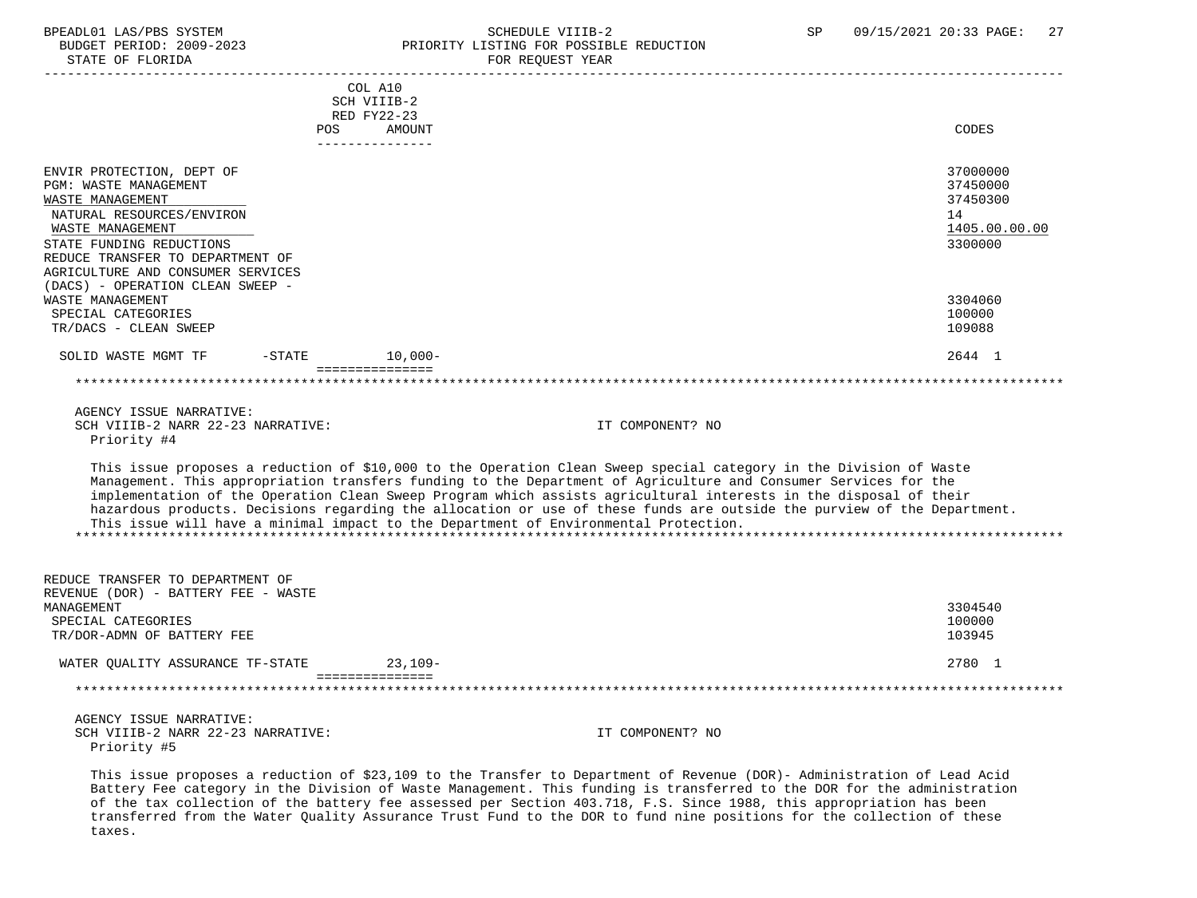| | COL A10 SCH VIIIB-2 RED FY22-23 POS AMOUNT | CODES |
|---|---|---|
| ENVIR PROTECTION, DEPT OF | | 37000000 |
| PGM: WASTE MANAGEMENT | | 37450000 |
| WASTE MANAGEMENT | | 37450300 |
| NATURAL RESOURCES/ENVIRON | | 14 |
| WASTE MANAGEMENT | | 1405.00.00.00 |
| STATE FUNDING REDUCTIONS | | 3300000 |
| REDUCE TRANSFER TO DEPARTMENT OF AGRICULTURE AND CONSUMER SERVICES (DACS) - OPERATION CLEAN SWEEP - WASTE MANAGEMENT | | 3304060 |
| SPECIAL CATEGORIES | | 100000 |
| TR/DACS - CLEAN SWEEP | | 109088 |
| SOLID WASTE MGMT TF -STATE | 10,000- | 2644 1 |

AGENCY ISSUE NARRATIVE:
SCH VIIIB-2 NARR 22-23 NARRATIVE: IT COMPONENT? NO
Priority #4

This issue proposes a reduction of $10,000 to the Operation Clean Sweep special category in the Division of Waste Management. This appropriation transfers funding to the Department of Agriculture and Consumer Services for the implementation of the Operation Clean Sweep Program which assists agricultural interests in the disposal of their hazardous products. Decisions regarding the allocation or use of these funds are outside the purview of the Department. This issue will have a minimal impact to the Department of Environmental Protection.

| | AMOUNT | CODES |
|---|---|---|
| REDUCE TRANSFER TO DEPARTMENT OF REVENUE (DOR) - BATTERY FEE - WASTE MANAGEMENT | | 3304540 |
| SPECIAL CATEGORIES | | 100000 |
| TR/DOR-ADMN OF BATTERY FEE | | 103945 |
| WATER QUALITY ASSURANCE TF-STATE | 23,109- | 2780 1 |

AGENCY ISSUE NARRATIVE:
SCH VIIIB-2 NARR 22-23 NARRATIVE: IT COMPONENT? NO
Priority #5

This issue proposes a reduction of $23,109 to the Transfer to Department of Revenue (DOR)- Administration of Lead Acid Battery Fee category in the Division of Waste Management. This funding is transferred to the DOR for the administration of the tax collection of the battery fee assessed per Section 403.718, F.S. Since 1988, this appropriation has been transferred from the Water Quality Assurance Trust Fund to the DOR to fund nine positions for the collection of these taxes.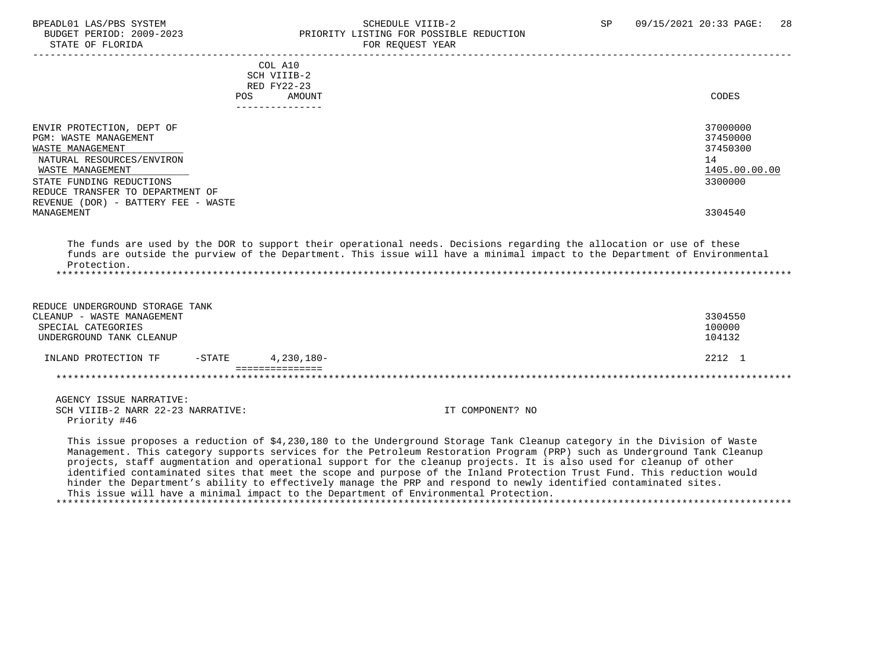| | COL A10 SCH VIIIB-2 RED FY22-23 POS AMOUNT | CODES |
|---|---|---|
| ENVIR PROTECTION, DEPT OF | | 37000000 |
| PGM: WASTE MANAGEMENT | | 37450000 |
| WASTE MANAGEMENT | | 37450300 |
| NATURAL RESOURCES/ENVIRON | | 14 |
| WASTE MANAGEMENT | | 1405.00.00.00 |
| STATE FUNDING REDUCTIONS | | 3300000 |
| REDUCE TRANSFER TO DEPARTMENT OF REVENUE (DOR) - BATTERY FEE - WASTE MANAGEMENT | | 3304540 |

The funds are used by the DOR to support their operational needs. Decisions regarding the allocation or use of these funds are outside the purview of the Department. This issue will have a minimal impact to the Department of Environmental Protection.

| | COL A10 SCH VIIIB-2 RED FY22-23 POS AMOUNT | CODES |
|---|---|---|
| REDUCE UNDERGROUND STORAGE TANK CLEANUP - WASTE MANAGEMENT | | 3304550 |
| SPECIAL CATEGORIES | | 100000 |
| UNDERGROUND TANK CLEANUP | | 104132 |
| INLAND PROTECTION TF -STATE | 4,230,180- | 2212 1 |

AGENCY ISSUE NARRATIVE:
SCH VIIIB-2 NARR 22-23 NARRATIVE: IT COMPONENT? NO
Priority #46

This issue proposes a reduction of $4,230,180 to the Underground Storage Tank Cleanup category in the Division of Waste Management. This category supports services for the Petroleum Restoration Program (PRP) such as Underground Tank Cleanup projects, staff augmentation and operational support for the cleanup projects. It is also used for cleanup of other identified contaminated sites that meet the scope and purpose of the Inland Protection Trust Fund. This reduction would hinder the Department's ability to effectively manage the PRP and respond to newly identified contaminated sites. This issue will have a minimal impact to the Department of Environmental Protection.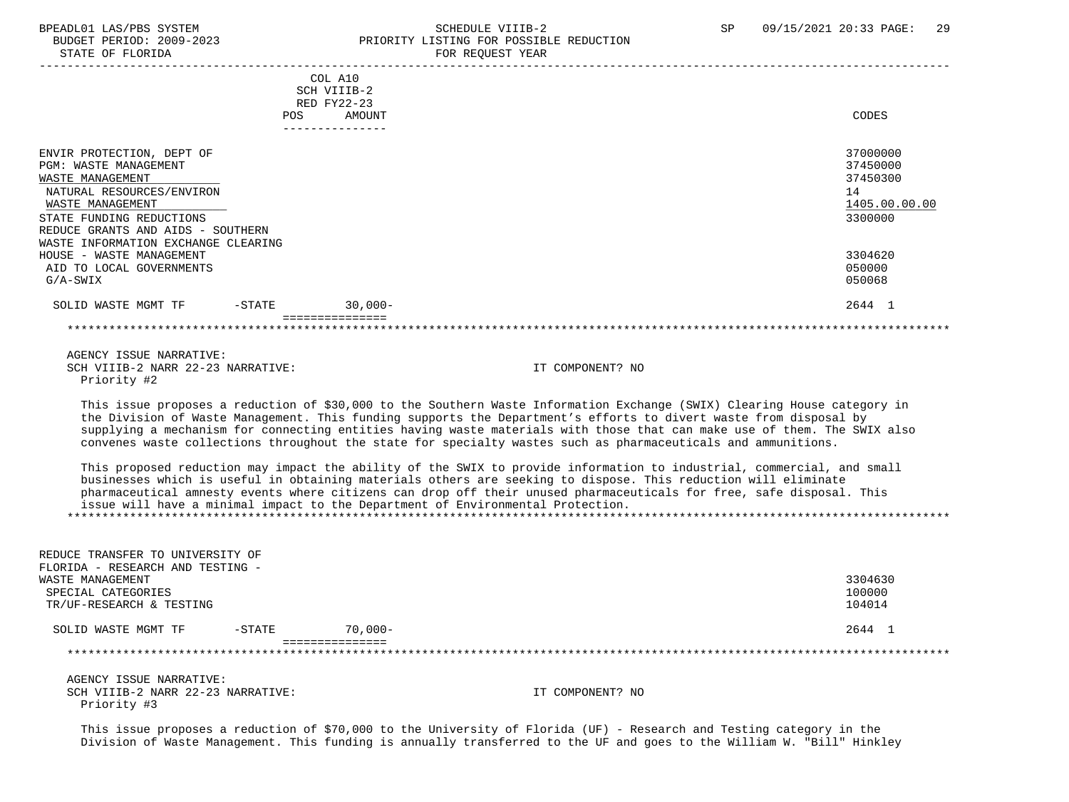| | COL A10 SCH VIIIB-2 RED FY22-23 POS AMOUNT | CODES |
|---|---|---|
| ENVIR PROTECTION, DEPT OF | | 37000000 |
| PGM: WASTE MANAGEMENT | | 37450000 |
| WASTE MANAGEMENT | | 37450300 |
| NATURAL RESOURCES/ENVIRON | | 14 |
| WASTE MANAGEMENT | | 1405.00.00.00 |
| STATE FUNDING REDUCTIONS | | 3300000 |
| REDUCE GRANTS AND AIDS - SOUTHERN WASTE INFORMATION EXCHANGE CLEARING HOUSE - WASTE MANAGEMENT | | 3304620 |
| AID TO LOCAL GOVERNMENTS | | 050000 |
| G/A-SWIX | | 050068 |
| SOLID WASTE MGMT TF -STATE | 30,000- | 2644 1 |

AGENCY ISSUE NARRATIVE:
SCH VIIIB-2 NARR 22-23 NARRATIVE: IT COMPONENT? NO
Priority #2

This issue proposes a reduction of $30,000 to the Southern Waste Information Exchange (SWIX) Clearing House category in the Division of Waste Management. This funding supports the Department's efforts to divert waste from disposal by supplying a mechanism for connecting entities having waste materials with those that can make use of them. The SWIX also convenes waste collections throughout the state for specialty wastes such as pharmaceuticals and ammunitions.

This proposed reduction may impact the ability of the SWIX to provide information to industrial, commercial, and small businesses which is useful in obtaining materials others are seeking to dispose. This reduction will eliminate pharmaceutical amnesty events where citizens can drop off their unused pharmaceuticals for free, safe disposal. This issue will have a minimal impact to the Department of Environmental Protection.

| | POS AMOUNT | CODES |
|---|---|---|
| REDUCE TRANSFER TO UNIVERSITY OF FLORIDA - RESEARCH AND TESTING - WASTE MANAGEMENT | | 3304630 |
| SPECIAL CATEGORIES | | 100000 |
| TR/UF-RESEARCH & TESTING | | 104014 |
| SOLID WASTE MGMT TF -STATE | 70,000- | 2644 1 |

AGENCY ISSUE NARRATIVE:
SCH VIIIB-2 NARR 22-23 NARRATIVE: IT COMPONENT? NO
Priority #3

This issue proposes a reduction of $70,000 to the University of Florida (UF) - Research and Testing category in the Division of Waste Management. This funding is annually transferred to the UF and goes to the William W. "Bill" Hinkley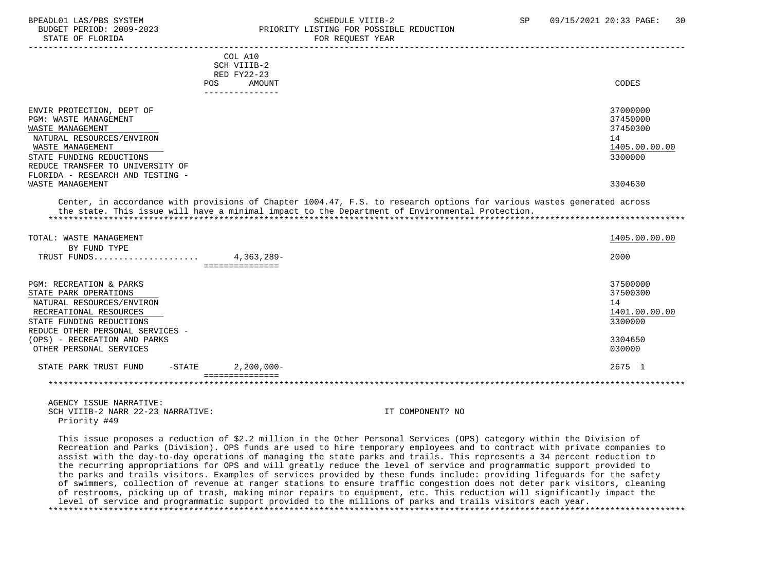COL A10
SCH VIIIB-2
RED FY22-23

| | POS | AMOUNT | CODES |
|---|---|---|---|
| ENVIR PROTECTION, DEPT OF | | | 37000000 |
| PGM: WASTE MANAGEMENT | | | 37450000 |
| WASTE MANAGEMENT | | | 37450300 |
| NATURAL RESOURCES/ENVIRON | | | 14 |
| WASTE MANAGEMENT | | | 1405.00.00.00 |
| STATE FUNDING REDUCTIONS | | | 3300000 |
| REDUCE TRANSFER TO UNIVERSITY OF FLORIDA - RESEARCH AND TESTING - WASTE MANAGEMENT | | | 3304630 |

Center, in accordance with provisions of Chapter 1004.47, F.S. to research options for various wastes generated across the state. This issue will have a minimal impact to the Department of Environmental Protection.

| | POS | AMOUNT | CODES |
|---|---|---|---|
| TOTAL: WASTE MANAGEMENT | | | 1405.00.00.00 |
| BY FUND TYPE | | | |
| TRUST FUNDS..................... | | 4,363,289- | 2000 |
| PGM: RECREATION & PARKS | | | 37500000 |
| STATE PARK OPERATIONS | | | 37500300 |
| NATURAL RESOURCES/ENVIRON | | | 14 |
| RECREATIONAL RESOURCES | | | 1401.00.00.00 |
| STATE FUNDING REDUCTIONS | | | 3300000 |
| REDUCE OTHER PERSONAL SERVICES - (OPS) - RECREATION AND PARKS | | | 3304650 |
| OTHER PERSONAL SERVICES | | | 030000 |
| STATE PARK TRUST FUND -STATE | | 2,200,000- | 2675 1 |

AGENCY ISSUE NARRATIVE:
SCH VIIIB-2 NARR 22-23 NARRATIVE: IT COMPONENT? NO
Priority #49

This issue proposes a reduction of $2.2 million in the Other Personal Services (OPS) category within the Division of Recreation and Parks (Division). OPS funds are used to hire temporary employees and to contract with private companies to assist with the day-to-day operations of managing the state parks and trails. This represents a 34 percent reduction to the recurring appropriations for OPS and will greatly reduce the level of service and programmatic support provided to the parks and trails visitors. Examples of services provided by these funds include: providing lifeguards for the safety of swimmers, collection of revenue at ranger stations to ensure traffic congestion does not deter park visitors, cleaning of restrooms, picking up of trash, making minor repairs to equipment, etc. This reduction will significantly impact the level of service and programmatic support provided to the millions of parks and trails visitors each year.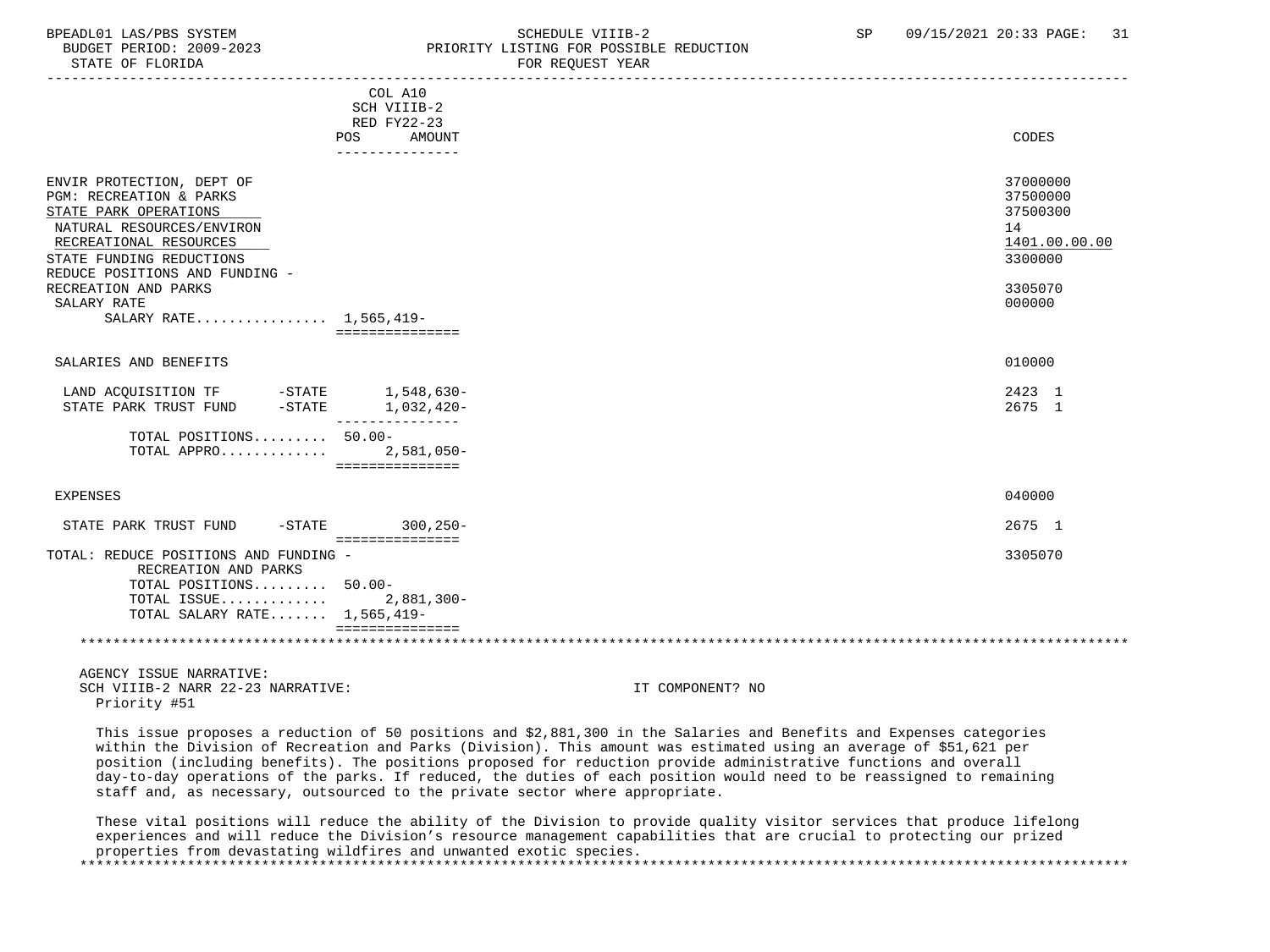| | COL A10 SCH VIIIB-2 RED FY22-23 POS AMOUNT | CODES |
|---|---|---|
| ENVIR PROTECTION, DEPT OF | | 37000000 |
| PGM: RECREATION & PARKS | | 37500000 |
| STATE PARK OPERATIONS | | 37500300 |
| NATURAL RESOURCES/ENVIRON | | 14 |
| RECREATIONAL RESOURCES | | 1401.00.00.00 |
| STATE FUNDING REDUCTIONS | | 3300000 |
| REDUCE POSITIONS AND FUNDING - RECREATION AND PARKS | | 3305070 |
| SALARY RATE | | 000000 |
| SALARY RATE................ | 1,565,419- | |
| SALARIES AND BENEFITS | | 010000 |
| LAND ACQUISITION TF -STATE | 1,548,630- | 2423 1 |
| STATE PARK TRUST FUND -STATE | 1,032,420- | 2675 1 |
| TOTAL POSITIONS......... | 50.00- | |
| TOTAL APPRO............. | 2,581,050- | |
| EXPENSES | | 040000 |
| STATE PARK TRUST FUND -STATE | 300,250- | 2675 1 |
| TOTAL: REDUCE POSITIONS AND FUNDING - RECREATION AND PARKS | | 3305070 |
| TOTAL POSITIONS......... | 50.00- | |
| TOTAL ISSUE............. | 2,881,300- | |
| TOTAL SALARY RATE....... | 1,565,419- | |

AGENCY ISSUE NARRATIVE:

SCH VIIIB-2 NARR 22-23 NARRATIVE: IT COMPONENT? NO

Priority #51

This issue proposes a reduction of 50 positions and $2,881,300 in the Salaries and Benefits and Expenses categories within the Division of Recreation and Parks (Division). This amount was estimated using an average of $51,621 per position (including benefits). The positions proposed for reduction provide administrative functions and overall day-to-day operations of the parks. If reduced, the duties of each position would need to be reassigned to remaining staff and, as necessary, outsourced to the private sector where appropriate.

These vital positions will reduce the ability of the Division to provide quality visitor services that produce lifelong experiences and will reduce the Division's resource management capabilities that are crucial to protecting our prized properties from devastating wildfires and unwanted exotic species.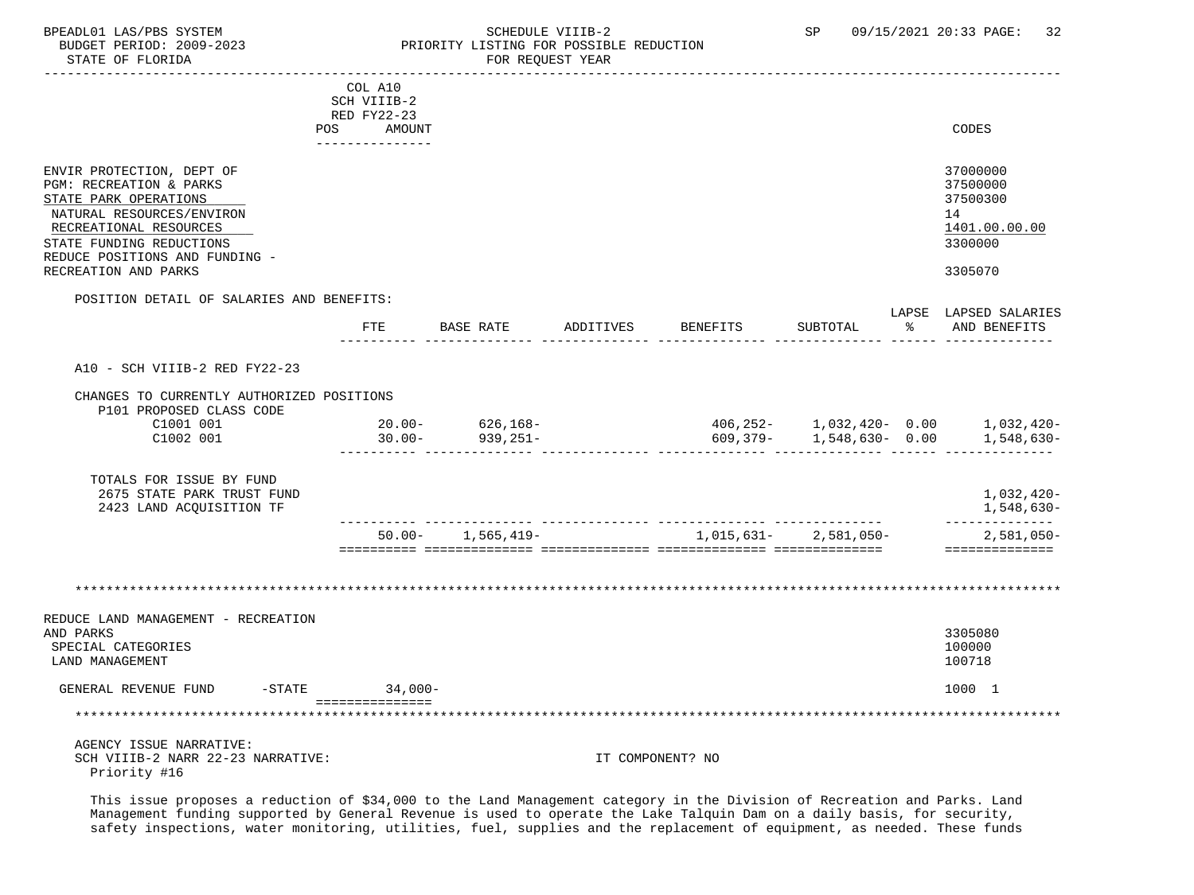| | COL A10 SCH VIIIB-2 RED FY22-23 POS AMOUNT | CODES |
|---|---|---|
| ENVIR PROTECTION, DEPT OF | | 37000000 |
| PGM: RECREATION & PARKS | | 37500000 |
| STATE PARK OPERATIONS | | 37500300 |
| NATURAL RESOURCES/ENVIRON | | 14 |
| RECREATIONAL RESOURCES | | 1401.00.00.00 |
| STATE FUNDING REDUCTIONS | | 3300000 |
| REDUCE POSITIONS AND FUNDING - RECREATION AND PARKS | | 3305070 |

POSITION DETAIL OF SALARIES AND BENEFITS:

| | FTE | BASE RATE | ADDITIVES | BENEFITS | SUBTOTAL | LAPSE % | LAPSED SALARIES AND BENEFITS |
|---|---|---|---|---|---|---|---|
| A10 - SCH VIIIB-2 RED FY22-23 | | | | | | | |
| CHANGES TO CURRENTLY AUTHORIZED POSITIONS | | | | | | | |
| P101 PROPOSED CLASS CODE | | | | | | | |
| C1001 001 | 20.00- | 626,168- | | 406,252- | 1,032,420- | 0.00 | 1,032,420- |
| C1002 001 | 30.00- | 939,251- | | 609,379- | 1,548,630- | 0.00 | 1,548,630- |
| TOTALS FOR ISSUE BY FUND | | | | | | | |
| 2675 STATE PARK TRUST FUND | | | | | | | 1,032,420- |
| 2423 LAND ACQUISITION TF | | | | | | | 1,548,630- |
| | 50.00- | 1,565,419- | | 1,015,631- | 2,581,050- | | 2,581,050- |

*******************************************************************************************************************

| | | CODES |
|---|---|---|
| REDUCE LAND MANAGEMENT - RECREATION AND PARKS | | 3305080 |
| SPECIAL CATEGORIES | | 100000 |
| LAND MANAGEMENT | | 100718 |
| GENERAL REVENUE FUND -STATE | 34,000- | 1000 1 |

*******************************************************************************************************************

AGENCY ISSUE NARRATIVE:
SCH VIIIB-2 NARR 22-23 NARRATIVE: IT COMPONENT? NO
Priority #16

This issue proposes a reduction of $34,000 to the Land Management category in the Division of Recreation and Parks. Land Management funding supported by General Revenue is used to operate the Lake Talquin Dam on a daily basis, for security, safety inspections, water monitoring, utilities, fuel, supplies and the replacement of equipment, as needed. These funds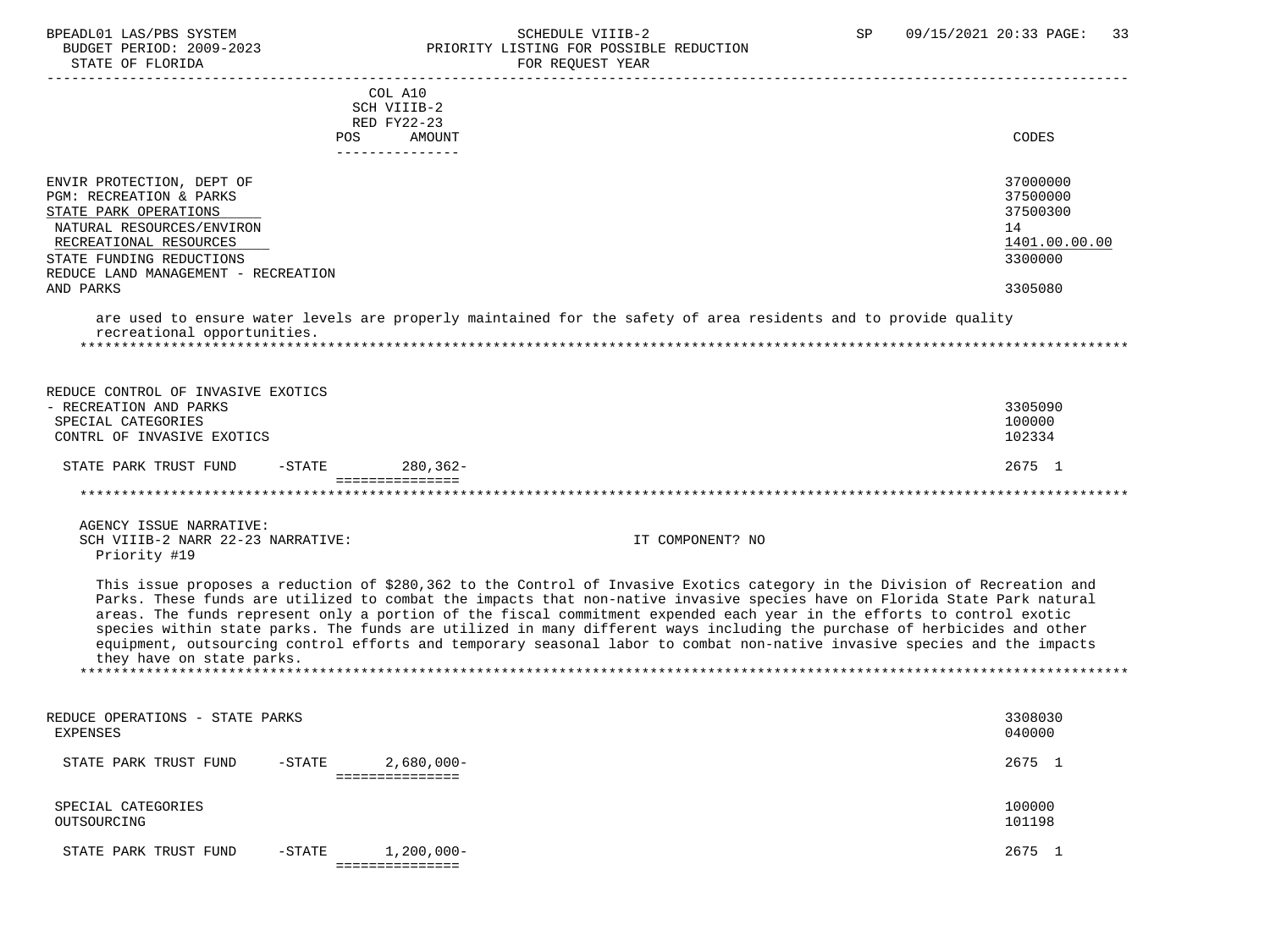| | COL A10 SCH VIIIB-2 RED FY22-23 POS AMOUNT | CODES |
|---|---|---|
| ENVIR PROTECTION, DEPT OF | | 37000000 |
| PGM: RECREATION & PARKS | | 37500000 |
| STATE PARK OPERATIONS | | 37500300 |
| NATURAL RESOURCES/ENVIRON | | 14 |
| RECREATIONAL RESOURCES | | 1401.00.00.00 |
| STATE FUNDING REDUCTIONS | | 3300000 |
| REDUCE LAND MANAGEMENT - RECREATION AND PARKS | | 3305080 |

are used to ensure water levels are properly maintained for the safety of area residents and to provide quality recreational opportunities.

*****************************************************************************************************************************

| | | |
|---|---|---|
| REDUCE CONTROL OF INVASIVE EXOTICS - RECREATION AND PARKS | | 3305090 |
| SPECIAL CATEGORIES | | 100000 |
| CONTRL OF INVASIVE EXOTICS | | 102334 |
| STATE PARK TRUST FUND -STATE | 280,362- | 2675 1 |

*****************************************************************************************************************************

AGENCY ISSUE NARRATIVE:
SCH VIIIB-2 NARR 22-23 NARRATIVE: IT COMPONENT? NO
Priority #19

This issue proposes a reduction of $280,362 to the Control of Invasive Exotics category in the Division of Recreation and Parks. These funds are utilized to combat the impacts that non-native invasive species have on Florida State Park natural areas. The funds represent only a portion of the fiscal commitment expended each year in the efforts to control exotic species within state parks. The funds are utilized in many different ways including the purchase of herbicides and other equipment, outsourcing control efforts and temporary seasonal labor to combat non-native invasive species and the impacts they have on state parks.

*****************************************************************************************************************************

| | | |
|---|---|---|
| REDUCE OPERATIONS - STATE PARKS | | 3308030 |
| EXPENSES | | 040000 |
| STATE PARK TRUST FUND -STATE | 2,680,000- | 2675 1 |
| SPECIAL CATEGORIES | | 100000 |
| OUTSOURCING | | 101198 |
| STATE PARK TRUST FUND -STATE | 1,200,000- | 2675 1 |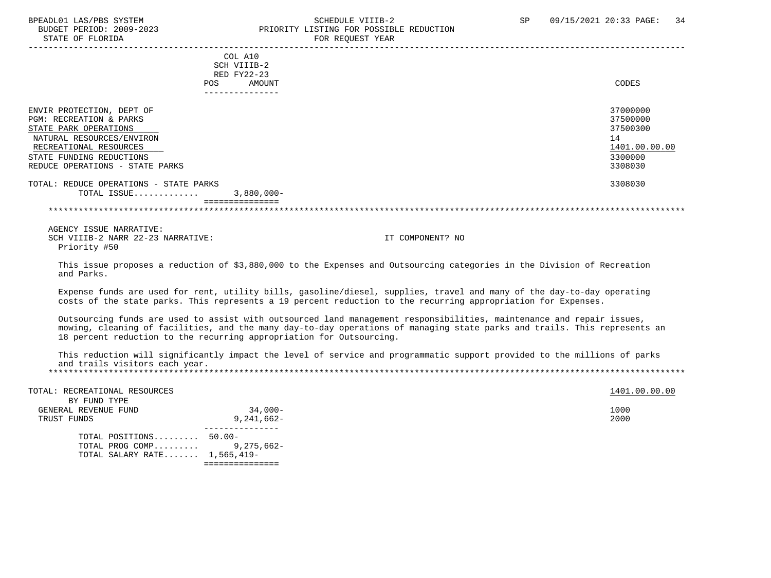| | COL A10<br>SCH VIIIB-2<br>RED FY22-23<br>POS AMOUNT | CODES |
|---|---|---|
| ENVIR PROTECTION, DEPT OF | | 37000000 |
| PGM: RECREATION & PARKS | | 37500000 |
| STATE PARK OPERATIONS | | 37500300 |
| NATURAL RESOURCES/ENVIRON | | 14 |
| RECREATIONAL RESOURCES | | 1401.00.00.00 |
| STATE FUNDING REDUCTIONS | | 3300000 |
| REDUCE OPERATIONS - STATE PARKS | | 3308030 |
| TOTAL: REDUCE OPERATIONS - STATE PARKS | | 3308030 |
| TOTAL ISSUE............ | 3,880,000- | |

AGENCY ISSUE NARRATIVE:
SCH VIIIB-2 NARR 22-23 NARRATIVE: IT COMPONENT? NO
Priority #50

This issue proposes a reduction of $3,880,000 to the Expenses and Outsourcing categories in the Division of Recreation and Parks.

Expense funds are used for rent, utility bills, gasoline/diesel, supplies, travel and many of the day-to-day operating costs of the state parks. This represents a 19 percent reduction to the recurring appropriation for Expenses.

Outsourcing funds are used to assist with outsourced land management responsibilities, maintenance and repair issues, mowing, cleaning of facilities, and the many day-to-day operations of managing state parks and trails. This represents an 18 percent reduction to the recurring appropriation for Outsourcing.

This reduction will significantly impact the level of service and programmatic support provided to the millions of parks and trails visitors each year.

| | | |
|---|---|---|
| TOTAL: RECREATIONAL RESOURCES | | 1401.00.00.00 |
| BY FUND TYPE | | |
| GENERAL REVENUE FUND | 34,000- | 1000 |
| TRUST FUNDS | 9,241,662- | 2000 |
| TOTAL POSITIONS......... | 50.00- | |
| TOTAL PROG COMP......... | 9,275,662- | |
| TOTAL SALARY RATE....... | 1,565,419- | |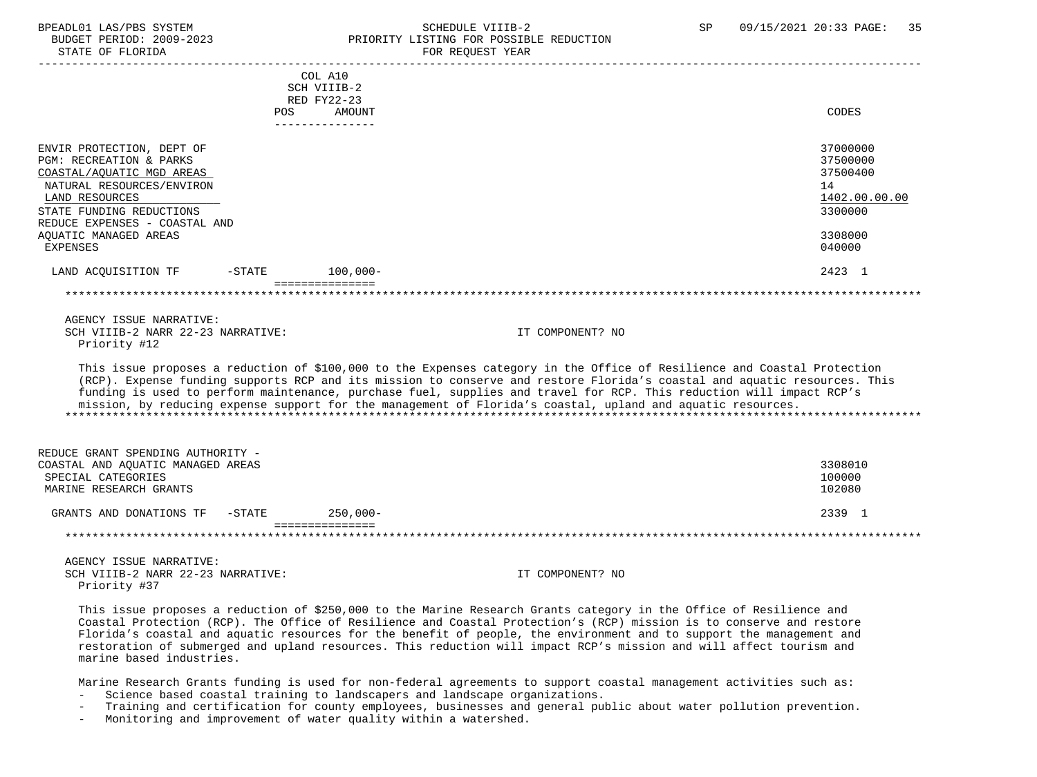| | COL A10 SCH VIIIB-2 RED FY22-23 POS AMOUNT | CODES |
|---|---|---|
| ENVIR PROTECTION, DEPT OF | | 37000000 |
| PGM: RECREATION & PARKS | | 37500000 |
| COASTAL/AQUATIC MGD AREAS | | 37500400 |
| NATURAL RESOURCES/ENVIRON | | 14 |
| LAND RESOURCES | | 1402.00.00.00 |
| STATE FUNDING REDUCTIONS | | 3300000 |
| REDUCE EXPENSES - COASTAL AND AQUATIC MANAGED AREAS | | 3308000 |
| EXPENSES | | 040000 |
| LAND ACQUISITION TF -STATE | 100,000- | 2423 1 |

AGENCY ISSUE NARRATIVE:
SCH VIIIB-2 NARR 22-23 NARRATIVE: IT COMPONENT? NO
Priority #12

This issue proposes a reduction of $100,000 to the Expenses category in the Office of Resilience and Coastal Protection (RCP). Expense funding supports RCP and its mission to conserve and restore Florida's coastal and aquatic resources. This funding is used to perform maintenance, purchase fuel, supplies and travel for RCP. This reduction will impact RCP's mission, by reducing expense support for the management of Florida's coastal, upland and aquatic resources.

| | | CODES |
|---|---|---|
| REDUCE GRANT SPENDING AUTHORITY - COASTAL AND AQUATIC MANAGED AREAS | | 3308010 |
| SPECIAL CATEGORIES | | 100000 |
| MARINE RESEARCH GRANTS | | 102080 |
| GRANTS AND DONATIONS TF -STATE | 250,000- | 2339 1 |

AGENCY ISSUE NARRATIVE:
SCH VIIIB-2 NARR 22-23 NARRATIVE: IT COMPONENT? NO
Priority #37

This issue proposes a reduction of $250,000 to the Marine Research Grants category in the Office of Resilience and Coastal Protection (RCP). The Office of Resilience and Coastal Protection's (RCP) mission is to conserve and restore Florida's coastal and aquatic resources for the benefit of people, the environment and to support the management and restoration of submerged and upland resources. This reduction will impact RCP's mission and will affect tourism and marine based industries.

Marine Research Grants funding is used for non-federal agreements to support coastal management activities such as:
- Science based coastal training to landscapers and landscape organizations.
- Training and certification for county employees, businesses and general public about water pollution prevention.
- Monitoring and improvement of water quality within a watershed.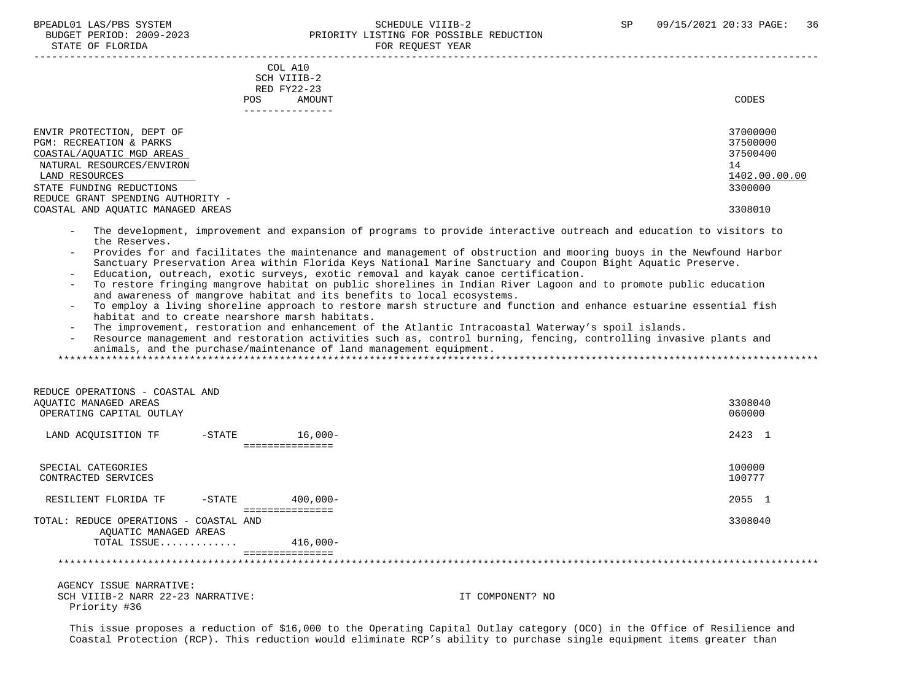COL A10
SCH VIIIB-2
RED FY22-23
POS AMOUNT | CODES

ENVIR PROTECTION, DEPT OF — 37000000
PGM: RECREATION & PARKS — 37500000
COASTAL/AQUATIC MGD AREAS — 37500400
NATURAL RESOURCES/ENVIRON — 14
LAND RESOURCES — 1402.00.00.00
STATE FUNDING REDUCTIONS — 3300000
REDUCE GRANT SPENDING AUTHORITY - COASTAL AND AQUATIC MANAGED AREAS — 3308010

- The development, improvement and expansion of programs to provide interactive outreach and education to visitors to the Reserves.
- Provides for and facilitates the maintenance and management of obstruction and mooring buoys in the Newfound Harbor Sanctuary Preservation Area within Florida Keys National Marine Sanctuary and Coupon Bight Aquatic Preserve.
- Education, outreach, exotic surveys, exotic removal and kayak canoe certification.
- To restore fringing mangrove habitat on public shorelines in Indian River Lagoon and to promote public education and awareness of mangrove habitat and its benefits to local ecosystems.
- To employ a living shoreline approach to restore marsh structure and function and enhance estuarine essential fish habitat and to create nearshore marsh habitats.
- The improvement, restoration and enhancement of the Atlantic Intracoastal Waterway's spoil islands.
- Resource management and restoration activities such as, control burning, fencing, controlling invasive plants and animals, and the purchase/maintenance of land management equipment.

*****************************************************************************************************************************

| | | POS | AMOUNT | CODES |
|---|---|---|---|---|
| REDUCE OPERATIONS - COASTAL AND AQUATIC MANAGED AREAS | | | | 3308040 |
| OPERATING CAPITAL OUTLAY | | | | 060000 |
| LAND ACQUISITION TF | -STATE | | 16,000- | 2423 1 |
| SPECIAL CATEGORIES | | | | 100000 |
| CONTRACTED SERVICES | | | | 100777 |
| RESILIENT FLORIDA TF | -STATE | | 400,000- | 2055 1 |
| TOTAL: REDUCE OPERATIONS - COASTAL AND AQUATIC MANAGED AREAS | | | | 3308040 |
| TOTAL ISSUE............ | | | 416,000- | |

*****************************************************************************************************************************

AGENCY ISSUE NARRATIVE:
SCH VIIIB-2 NARR 22-23 NARRATIVE: IT COMPONENT? NO
Priority #36

This issue proposes a reduction of $16,000 to the Operating Capital Outlay category (OCO) in the Office of Resilience and Coastal Protection (RCP). This reduction would eliminate RCP's ability to purchase single equipment items greater than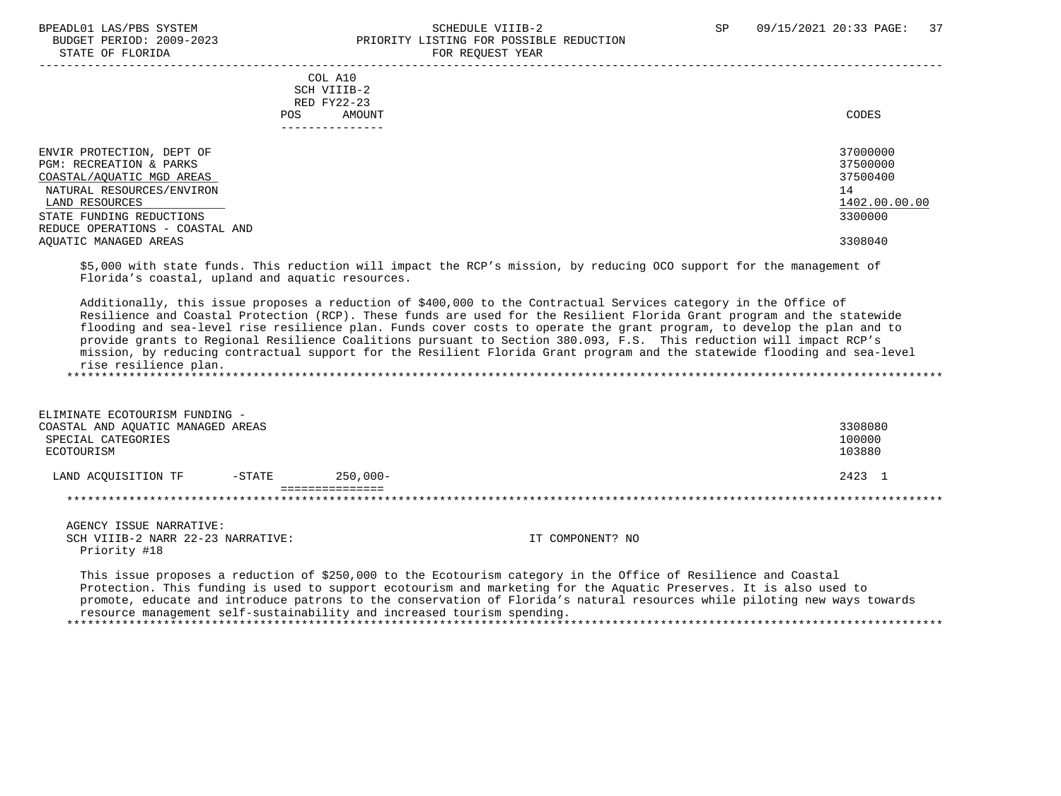COL A10
SCH VIIIB-2
RED FY22-23

| | POS | AMOUNT | CODES |
|---|---|---|---|
| ENVIR PROTECTION, DEPT OF | | | 37000000 |
| PGM: RECREATION & PARKS | | | 37500000 |
| COASTAL/AQUATIC MGD AREAS | | | 37500400 |
| NATURAL RESOURCES/ENVIRON | | | 14 |
| LAND RESOURCES | | | 1402.00.00.00 |
| STATE FUNDING REDUCTIONS | | | 3300000 |
| REDUCE OPERATIONS - COASTAL AND AQUATIC MANAGED AREAS | | | 3308040 |

$5,000 with state funds. This reduction will impact the RCP's mission, by reducing OCO support for the management of Florida's coastal, upland and aquatic resources.

Additionally, this issue proposes a reduction of $400,000 to the Contractual Services category in the Office of Resilience and Coastal Protection (RCP). These funds are used for the Resilient Florida Grant program and the statewide flooding and sea-level rise resilience plan. Funds cover costs to operate the grant program, to develop the plan and to provide grants to Regional Resilience Coalitions pursuant to Section 380.093, F.S. This reduction will impact RCP's mission, by reducing contractual support for the Resilient Florida Grant program and the statewide flooding and sea-level rise resilience plan.

*****************************************************************************************************************

| | POS | AMOUNT | CODES |
|---|---|---|---|
| ELIMINATE ECOTOURISM FUNDING - COASTAL AND AQUATIC MANAGED AREAS | | | 3308080 |
| SPECIAL CATEGORIES | | | 100000 |
| ECOTOURISM | | | 103880 |
| LAND ACQUISITION TF -STATE | | 250,000- | 2423 1 |

*****************************************************************************************************************

AGENCY ISSUE NARRATIVE:
SCH VIIIB-2 NARR 22-23 NARRATIVE: IT COMPONENT? NO
Priority #18

This issue proposes a reduction of $250,000 to the Ecotourism category in the Office of Resilience and Coastal Protection. This funding is used to support ecotourism and marketing for the Aquatic Preserves. It is also used to promote, educate and introduce patrons to the conservation of Florida's natural resources while piloting new ways towards resource management self-sustainability and increased tourism spending.

*****************************************************************************************************************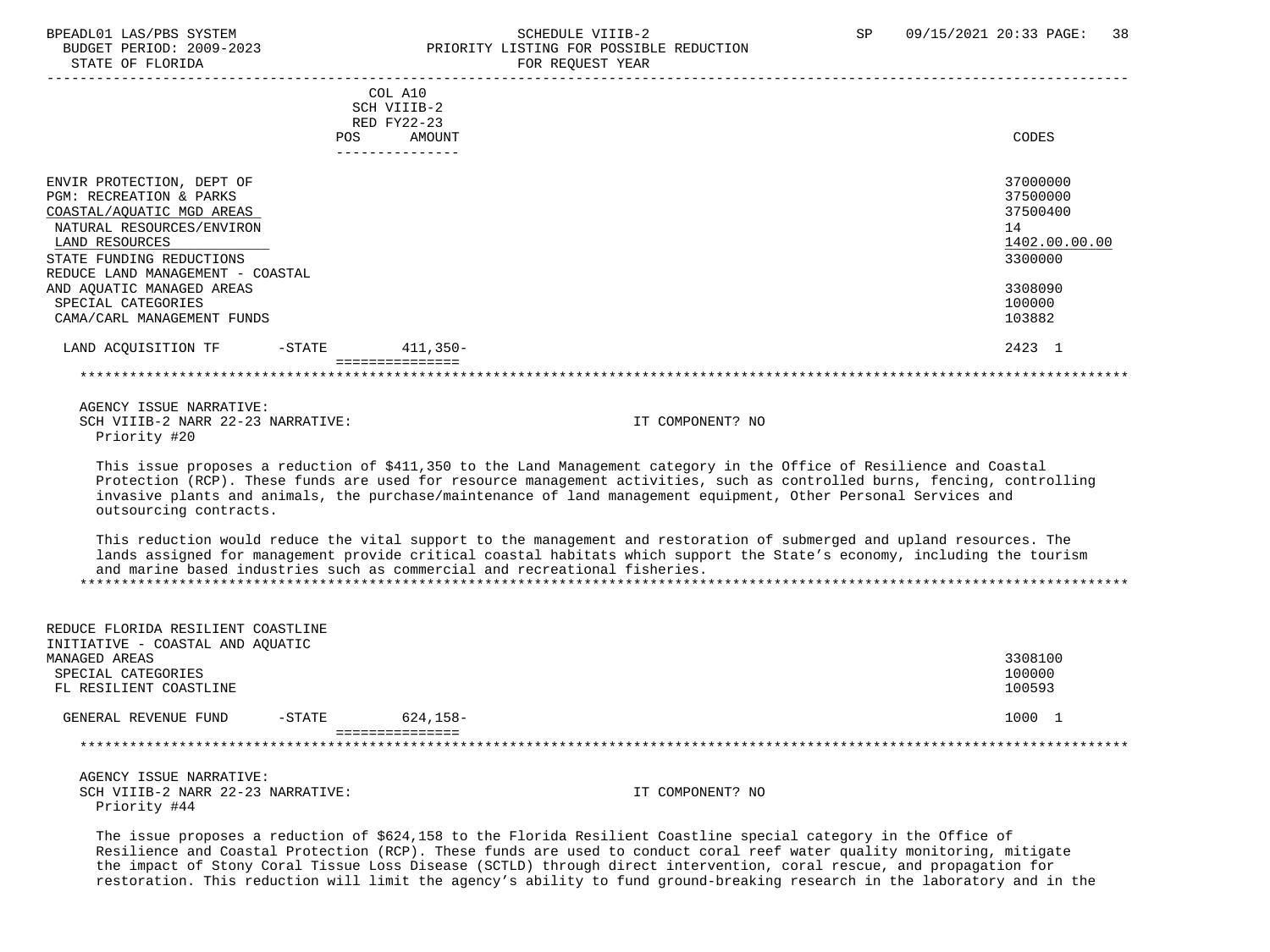| | COL A10 SCH VIIIB-2 RED FY22-23 POS AMOUNT | CODES |
|---|---|---|
| ENVIR PROTECTION, DEPT OF | | 37000000 |
| PGM: RECREATION & PARKS | | 37500000 |
| COASTAL/AQUATIC MGD AREAS | | 37500400 |
| NATURAL RESOURCES/ENVIRON | | 14 |
| LAND RESOURCES | | 1402.00.00.00 |
| STATE FUNDING REDUCTIONS | | 3300000 |
| REDUCE LAND MANAGEMENT - COASTAL AND AQUATIC MANAGED AREAS | | 3308090 |
| SPECIAL CATEGORIES | | 100000 |
| CAMA/CARL MANAGEMENT FUNDS | | 103882 |
| LAND ACQUISITION TF -STATE | 411,350- | 2423 1 |

AGENCY ISSUE NARRATIVE:
SCH VIIIB-2 NARR 22-23 NARRATIVE: IT COMPONENT? NO
Priority #20

This issue proposes a reduction of $411,350 to the Land Management category in the Office of Resilience and Coastal Protection (RCP). These funds are used for resource management activities, such as controlled burns, fencing, controlling invasive plants and animals, the purchase/maintenance of land management equipment, Other Personal Services and outsourcing contracts.

This reduction would reduce the vital support to the management and restoration of submerged and upland resources. The lands assigned for management provide critical coastal habitats which support the State's economy, including the tourism and marine based industries such as commercial and recreational fisheries.

| | POS AMOUNT | CODES |
|---|---|---|
| REDUCE FLORIDA RESILIENT COASTLINE INITIATIVE - COASTAL AND AQUATIC MANAGED AREAS | | 3308100 |
| SPECIAL CATEGORIES | | 100000 |
| FL RESILIENT COASTLINE | | 100593 |
| GENERAL REVENUE FUND -STATE | 624,158- | 1000 1 |

AGENCY ISSUE NARRATIVE:
SCH VIIIB-2 NARR 22-23 NARRATIVE: IT COMPONENT? NO
Priority #44

The issue proposes a reduction of $624,158 to the Florida Resilient Coastline special category in the Office of Resilience and Coastal Protection (RCP). These funds are used to conduct coral reef water quality monitoring, mitigate the impact of Stony Coral Tissue Loss Disease (SCTLD) through direct intervention, coral rescue, and propagation for restoration. This reduction will limit the agency's ability to fund ground-breaking research in the laboratory and in the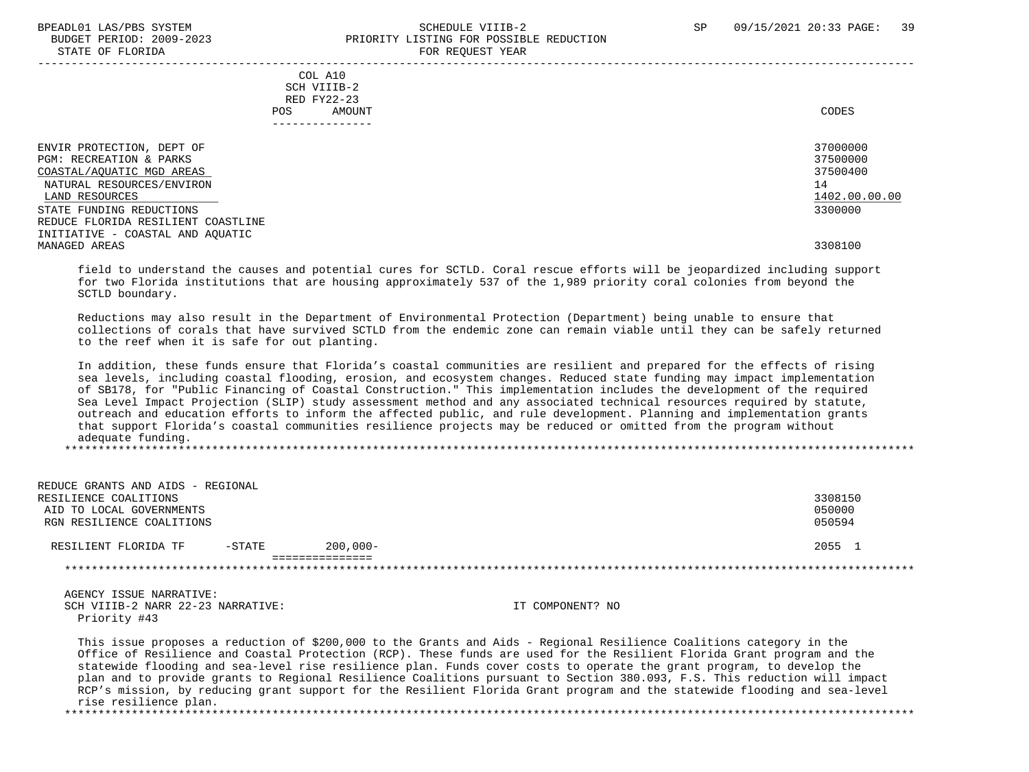| | COL A10 SCH VIIIB-2 RED FY22-23 POS AMOUNT | CODES |
|---|---|---|
| ENVIR PROTECTION, DEPT OF | | 37000000 |
| PGM: RECREATION & PARKS | | 37500000 |
| COASTAL/AQUATIC MGD AREAS | | 37500400 |
| NATURAL RESOURCES/ENVIRON | | 14 |
| LAND RESOURCES | | 1402.00.00.00 |
| STATE FUNDING REDUCTIONS | | 3300000 |
| REDUCE FLORIDA RESILIENT COASTLINE INITIATIVE - COASTAL AND AQUATIC MANAGED AREAS | | 3308100 |

field to understand the causes and potential cures for SCTLD. Coral rescue efforts will be jeopardized including support for two Florida institutions that are housing approximately 537 of the 1,989 priority coral colonies from beyond the SCTLD boundary.

Reductions may also result in the Department of Environmental Protection (Department) being unable to ensure that collections of corals that have survived SCTLD from the endemic zone can remain viable until they can be safely returned to the reef when it is safe for out planting.

In addition, these funds ensure that Florida's coastal communities are resilient and prepared for the effects of rising sea levels, including coastal flooding, erosion, and ecosystem changes. Reduced state funding may impact implementation of SB178, for "Public Financing of Coastal Construction." This implementation includes the development of the required Sea Level Impact Projection (SLIP) study assessment method and any associated technical resources required by statute, outreach and education efforts to inform the affected public, and rule development. Planning and implementation grants that support Florida's coastal communities resilience projects may be reduced or omitted from the program without adequate funding.

*******************************************************************************************************************

| | | | CODES |
|---|---|---|---|
| REDUCE GRANTS AND AIDS - REGIONAL RESILIENCE COALITIONS | | | 3308150 |
| AID TO LOCAL GOVERNMENTS | | | 050000 |
| RGN RESILIENCE COALITIONS | | | 050594 |
| RESILIENT FLORIDA TF | -STATE | 200,000- | 2055 1 |

*******************************************************************************************************************

AGENCY ISSUE NARRATIVE:
SCH VIIIB-2 NARR 22-23 NARRATIVE: IT COMPONENT? NO
Priority #43

This issue proposes a reduction of $200,000 to the Grants and Aids - Regional Resilience Coalitions category in the Office of Resilience and Coastal Protection (RCP). These funds are used for the Resilient Florida Grant program and the statewide flooding and sea-level rise resilience plan. Funds cover costs to operate the grant program, to develop the plan and to provide grants to Regional Resilience Coalitions pursuant to Section 380.093, F.S. This reduction will impact RCP's mission, by reducing grant support for the Resilient Florida Grant program and the statewide flooding and sea-level rise resilience plan.

*******************************************************************************************************************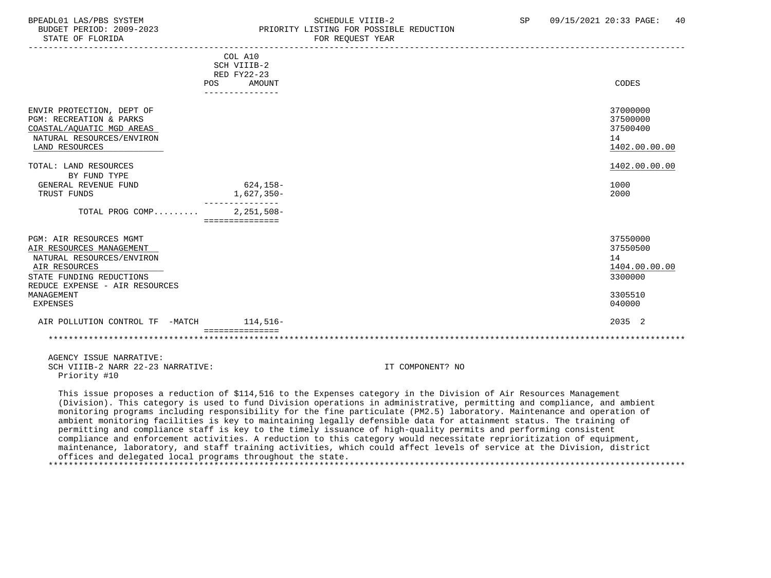| | COL A10 SCH VIIIB-2 RED FY22-23 POS AMOUNT | CODES |
|---|---|---|
| ENVIR PROTECTION, DEPT OF | | 37000000 |
| PGM: RECREATION & PARKS | | 37500000 |
| COASTAL/AQUATIC MGD AREAS | | 37500400 |
| NATURAL RESOURCES/ENVIRON | | 14 |
| LAND RESOURCES | | 1402.00.00.00 |
| TOTAL: LAND RESOURCES | | 1402.00.00.00 |
| BY FUND TYPE | | |
| GENERAL REVENUE FUND | 624,158- | 1000 |
| TRUST FUNDS | 1,627,350- | 2000 |
| TOTAL PROG COMP......... | 2,251,508- | |
| PGM: AIR RESOURCES MGMT | | 37550000 |
| AIR RESOURCES MANAGEMENT | | 37550500 |
| NATURAL RESOURCES/ENVIRON | | 14 |
| AIR RESOURCES | | 1404.00.00.00 |
| STATE FUNDING REDUCTIONS | | 3300000 |
| REDUCE EXPENSE - AIR RESOURCES MANAGEMENT | | 3305510 |
| EXPENSES | | 040000 |
| AIR POLLUTION CONTROL TF -MATCH | 114,516- | 2035 2 |

AGENCY ISSUE NARRATIVE:
SCH VIIIB-2 NARR 22-23 NARRATIVE: IT COMPONENT? NO
Priority #10

This issue proposes a reduction of $114,516 to the Expenses category in the Division of Air Resources Management (Division). This category is used to fund Division operations in administrative, permitting and compliance, and ambient monitoring programs including responsibility for the fine particulate (PM2.5) laboratory. Maintenance and operation of ambient monitoring facilities is key to maintaining legally defensible data for attainment status. The training of permitting and compliance staff is key to the timely issuance of high-quality permits and performing consistent compliance and enforcement activities. A reduction to this category would necessitate reprioritization of equipment, maintenance, laboratory, and staff training activities, which could affect levels of service at the Division, district offices and delegated local programs throughout the state.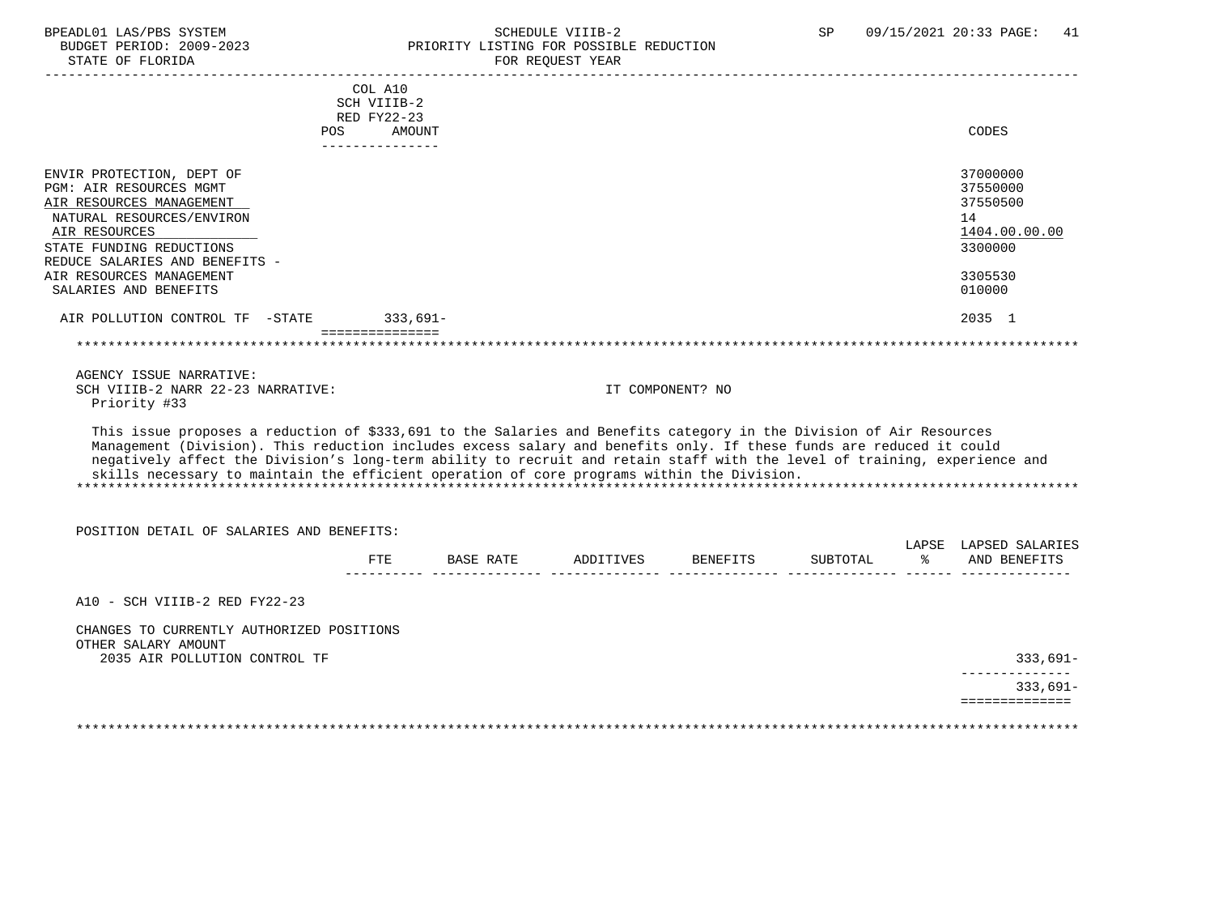| | COL A10 SCH VIIIB-2 RED FY22-23 POS AMOUNT | CODES |
|---|---|---|
| ENVIR PROTECTION, DEPT OF | | 37000000 |
| PGM: AIR RESOURCES MGMT | | 37550000 |
| AIR RESOURCES MANAGEMENT | | 37550500 |
| NATURAL RESOURCES/ENVIRON | | 14 |
| AIR RESOURCES | | 1404.00.00.00 |
| STATE FUNDING REDUCTIONS | | 3300000 |
| REDUCE SALARIES AND BENEFITS - AIR RESOURCES MANAGEMENT | | 3305530 |
| SALARIES AND BENEFITS | | 010000 |
| AIR POLLUTION CONTROL TF -STATE | 333,691- | 2035 1 |

AGENCY ISSUE NARRATIVE:

SCH VIIIB-2 NARR 22-23 NARRATIVE: IT COMPONENT? NO

Priority #33

This issue proposes a reduction of $333,691 to the Salaries and Benefits category in the Division of Air Resources Management (Division). This reduction includes excess salary and benefits only. If these funds are reduced it could negatively affect the Division's long-term ability to recruit and retain staff with the level of training, experience and skills necessary to maintain the efficient operation of core programs within the Division.

POSITION DETAIL OF SALARIES AND BENEFITS:

| | FTE | BASE RATE | ADDITIVES | BENEFITS | SUBTOTAL | LAPSE % | LAPSED SALARIES AND BENEFITS |
|---|---|---|---|---|---|---|---|
| A10 - SCH VIIIB-2 RED FY22-23 | | | | | | | |
| CHANGES TO CURRENTLY AUTHORIZED POSITIONS | | | | | | | |
| OTHER SALARY AMOUNT | | | | | | | |
| 2035 AIR POLLUTION CONTROL TF | | | | | | | 333,691- |
| | | | | | | | 333,691- |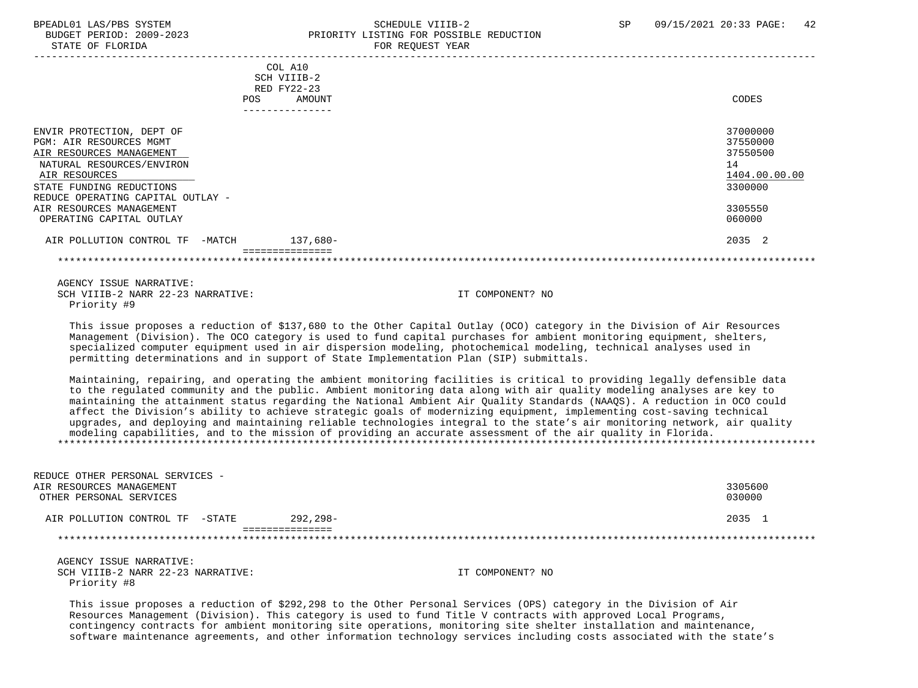| | COL A10 SCH VIIIB-2 RED FY22-23 POS AMOUNT | CODES |
|---|---|---|
| ENVIR PROTECTION, DEPT OF | | 37000000 |
| PGM: AIR RESOURCES MGMT | | 37550000 |
| AIR RESOURCES MANAGEMENT | | 37550500 |
| NATURAL RESOURCES/ENVIRON | | 14 |
| AIR RESOURCES | | 1404.00.00.00 |
| STATE FUNDING REDUCTIONS | | 3300000 |
| REDUCE OPERATING CAPITAL OUTLAY - AIR RESOURCES MANAGEMENT | | 3305550 |
| OPERATING CAPITAL OUTLAY | | 060000 |
| AIR POLLUTION CONTROL TF -MATCH | 137,680- | 2035 2 |

AGENCY ISSUE NARRATIVE:
SCH VIIIB-2 NARR 22-23 NARRATIVE: IT COMPONENT? NO
Priority #9

This issue proposes a reduction of $137,680 to the Other Capital Outlay (OCO) category in the Division of Air Resources Management (Division). The OCO category is used to fund capital purchases for ambient monitoring equipment, shelters, specialized computer equipment used in air dispersion modeling, photochemical modeling, technical analyses used in permitting determinations and in support of State Implementation Plan (SIP) submittals.

Maintaining, repairing, and operating the ambient monitoring facilities is critical to providing legally defensible data to the regulated community and the public. Ambient monitoring data along with air quality modeling analyses are key to maintaining the attainment status regarding the National Ambient Air Quality Standards (NAAQS). A reduction in OCO could affect the Division's ability to achieve strategic goals of modernizing equipment, implementing cost-saving technical upgrades, and deploying and maintaining reliable technologies integral to the state's air monitoring network, air quality modeling capabilities, and to the mission of providing an accurate assessment of the air quality in Florida.

| | POS AMOUNT | CODES |
|---|---|---|
| REDUCE OTHER PERSONAL SERVICES - AIR RESOURCES MANAGEMENT | | 3305600 |
| OTHER PERSONAL SERVICES | | 030000 |
| AIR POLLUTION CONTROL TF -STATE | 292,298- | 2035 1 |

AGENCY ISSUE NARRATIVE:
SCH VIIIB-2 NARR 22-23 NARRATIVE: IT COMPONENT? NO
Priority #8

This issue proposes a reduction of $292,298 to the Other Personal Services (OPS) category in the Division of Air Resources Management (Division). This category is used to fund Title V contracts with approved Local Programs, contingency contracts for ambient monitoring site operations, monitoring site shelter installation and maintenance, software maintenance agreements, and other information technology services including costs associated with the state's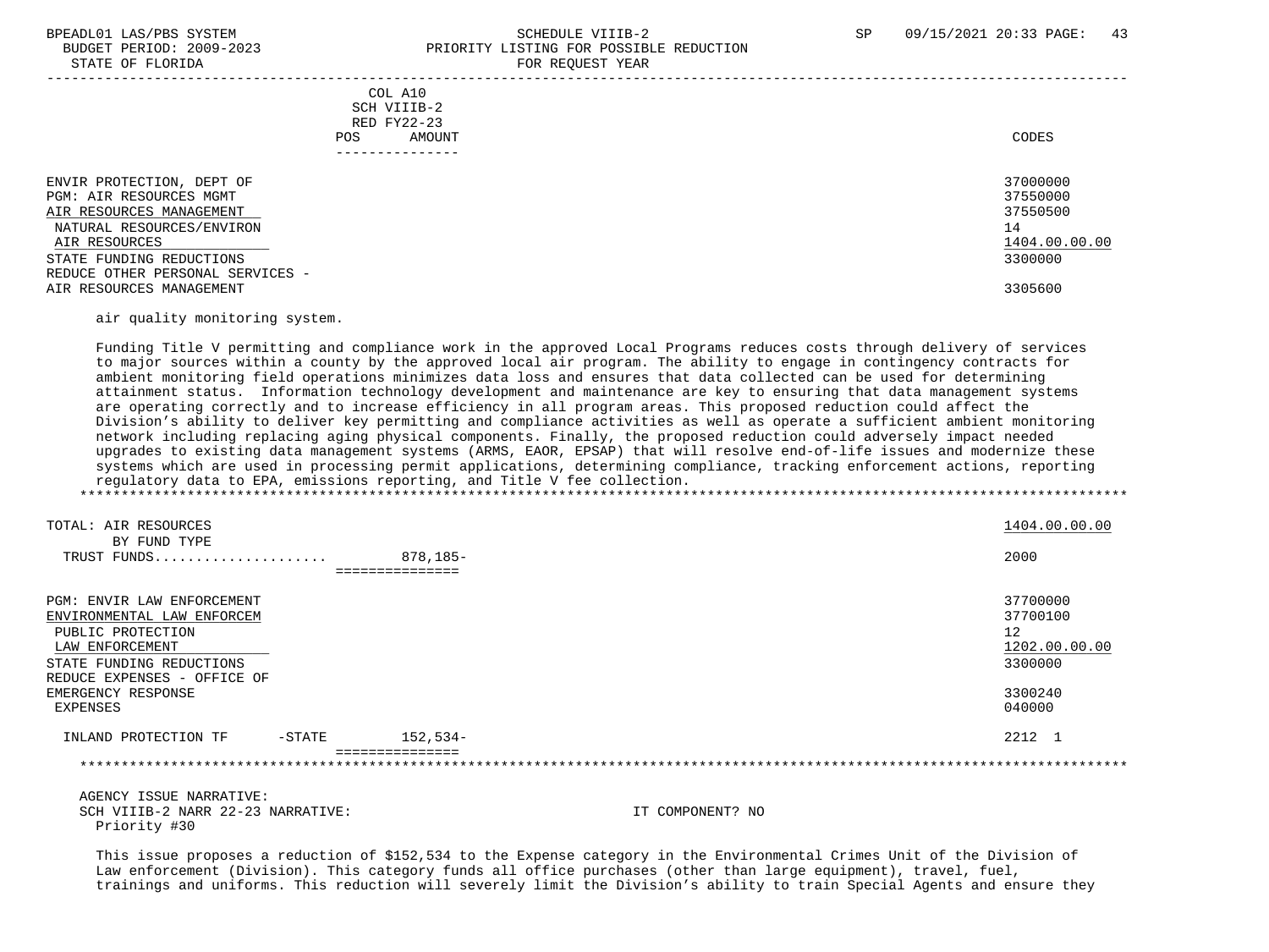| | COL A10 SCH VIIIB-2 RED FY22-23 POS AMOUNT | CODES |
|---|---|---|
| ENVIR PROTECTION, DEPT OF | | 37000000 |
| PGM: AIR RESOURCES MGMT | | 37550000 |
| AIR RESOURCES MANAGEMENT | | 37550500 |
| NATURAL RESOURCES/ENVIRON | | 14 |
| AIR RESOURCES | | 1404.00.00.00 |
| STATE FUNDING REDUCTIONS | | 3300000 |
| REDUCE OTHER PERSONAL SERVICES - AIR RESOURCES MANAGEMENT | | 3305600 |

air quality monitoring system.

Funding Title V permitting and compliance work in the approved Local Programs reduces costs through delivery of services to major sources within a county by the approved local air program. The ability to engage in contingency contracts for ambient monitoring field operations minimizes data loss and ensures that data collected can be used for determining attainment status. Information technology development and maintenance are key to ensuring that data management systems are operating correctly and to increase efficiency in all program areas. This proposed reduction could affect the Division's ability to deliver key permitting and compliance activities as well as operate a sufficient ambient monitoring network including replacing aging physical components. Finally, the proposed reduction could adversely impact needed upgrades to existing data management systems (ARMS, EAOR, EPSAP) that will resolve end-of-life issues and modernize these systems which are used in processing permit applications, determining compliance, tracking enforcement actions, reporting regulatory data to EPA, emissions reporting, and Title V fee collection.

| | | |
|---|---|---|
| TOTAL: AIR RESOURCES | | 1404.00.00.00 |
| BY FUND TYPE | | |
| TRUST FUNDS | 878,185- | 2000 |
| PGM: ENVIR LAW ENFORCEMENT | | 37700000 |
| ENVIRONMENTAL LAW ENFORCEM | | 37700100 |
| PUBLIC PROTECTION | | 12 |
| LAW ENFORCEMENT | | 1202.00.00.00 |
| STATE FUNDING REDUCTIONS | | 3300000 |
| REDUCE EXPENSES - OFFICE OF EMERGENCY RESPONSE | | 3300240 |
| EXPENSES | | 040000 |
| INLAND PROTECTION TF -STATE | 152,534- | 2212 1 |

AGENCY ISSUE NARRATIVE:
SCH VIIIB-2 NARR 22-23 NARRATIVE: IT COMPONENT? NO
Priority #30

This issue proposes a reduction of $152,534 to the Expense category in the Environmental Crimes Unit of the Division of Law enforcement (Division). This category funds all office purchases (other than large equipment), travel, fuel, trainings and uniforms. This reduction will severely limit the Division's ability to train Special Agents and ensure they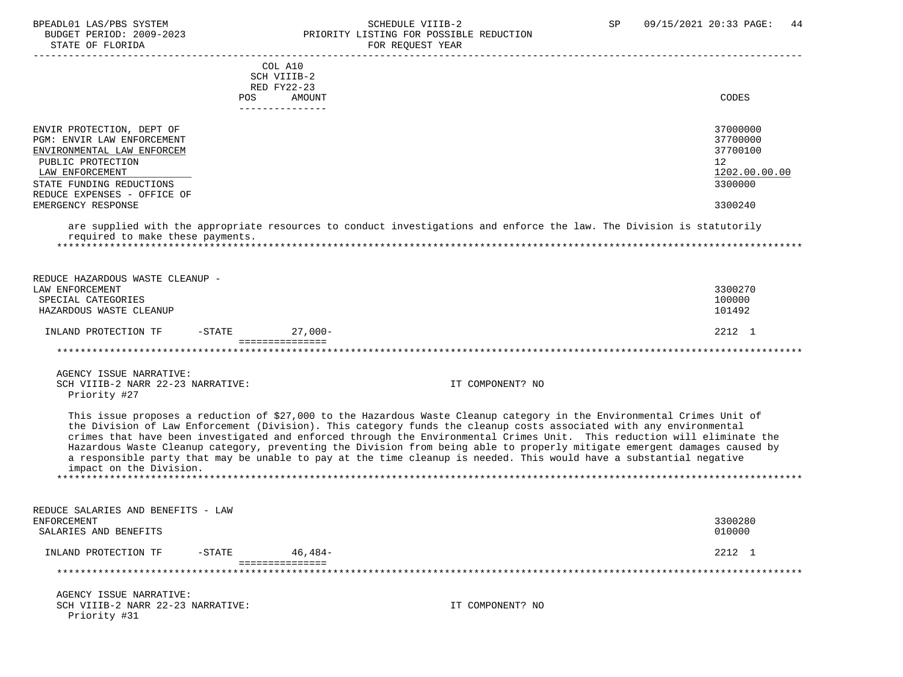| | COL A10 SCH VIIIB-2 RED FY22-23 POS AMOUNT | CODES |
|---|---|---|
| ENVIR PROTECTION, DEPT OF | | 37000000 |
| PGM: ENVIR LAW ENFORCEMENT | | 37700000 |
| ENVIRONMENTAL LAW ENFORCEM | | 37700100 |
| PUBLIC PROTECTION | | 12 |
| LAW ENFORCEMENT | | 1202.00.00.00 |
| STATE FUNDING REDUCTIONS | | 3300000 |
| REDUCE EXPENSES - OFFICE OF EMERGENCY RESPONSE | | 3300240 |

are supplied with the appropriate resources to conduct investigations and enforce the law. The Division is statutorily required to make these payments.

*******************************************************************************************************************

| | | CODES |
|---|---|---|
| REDUCE HAZARDOUS WASTE CLEANUP - LAW ENFORCEMENT | | 3300270 |
| SPECIAL CATEGORIES | | 100000 |
| HAZARDOUS WASTE CLEANUP | | 101492 |
| INLAND PROTECTION TF -STATE | 27,000- | 2212 1 |

*******************************************************************************************************************

AGENCY ISSUE NARRATIVE:
SCH VIIIB-2 NARR 22-23 NARRATIVE: IT COMPONENT? NO
Priority #27

This issue proposes a reduction of $27,000 to the Hazardous Waste Cleanup category in the Environmental Crimes Unit of the Division of Law Enforcement (Division). This category funds the cleanup costs associated with any environmental crimes that have been investigated and enforced through the Environmental Crimes Unit. This reduction will eliminate the Hazardous Waste Cleanup category, preventing the Division from being able to properly mitigate emergent damages caused by a responsible party that may be unable to pay at the time cleanup is needed. This would have a substantial negative impact on the Division.

*******************************************************************************************************************

| | | CODES |
|---|---|---|
| REDUCE SALARIES AND BENEFITS - LAW ENFORCEMENT | | 3300280 |
| SALARIES AND BENEFITS | | 010000 |
| INLAND PROTECTION TF -STATE | 46,484- | 2212 1 |

*******************************************************************************************************************

AGENCY ISSUE NARRATIVE:
SCH VIIIB-2 NARR 22-23 NARRATIVE: IT COMPONENT? NO
Priority #31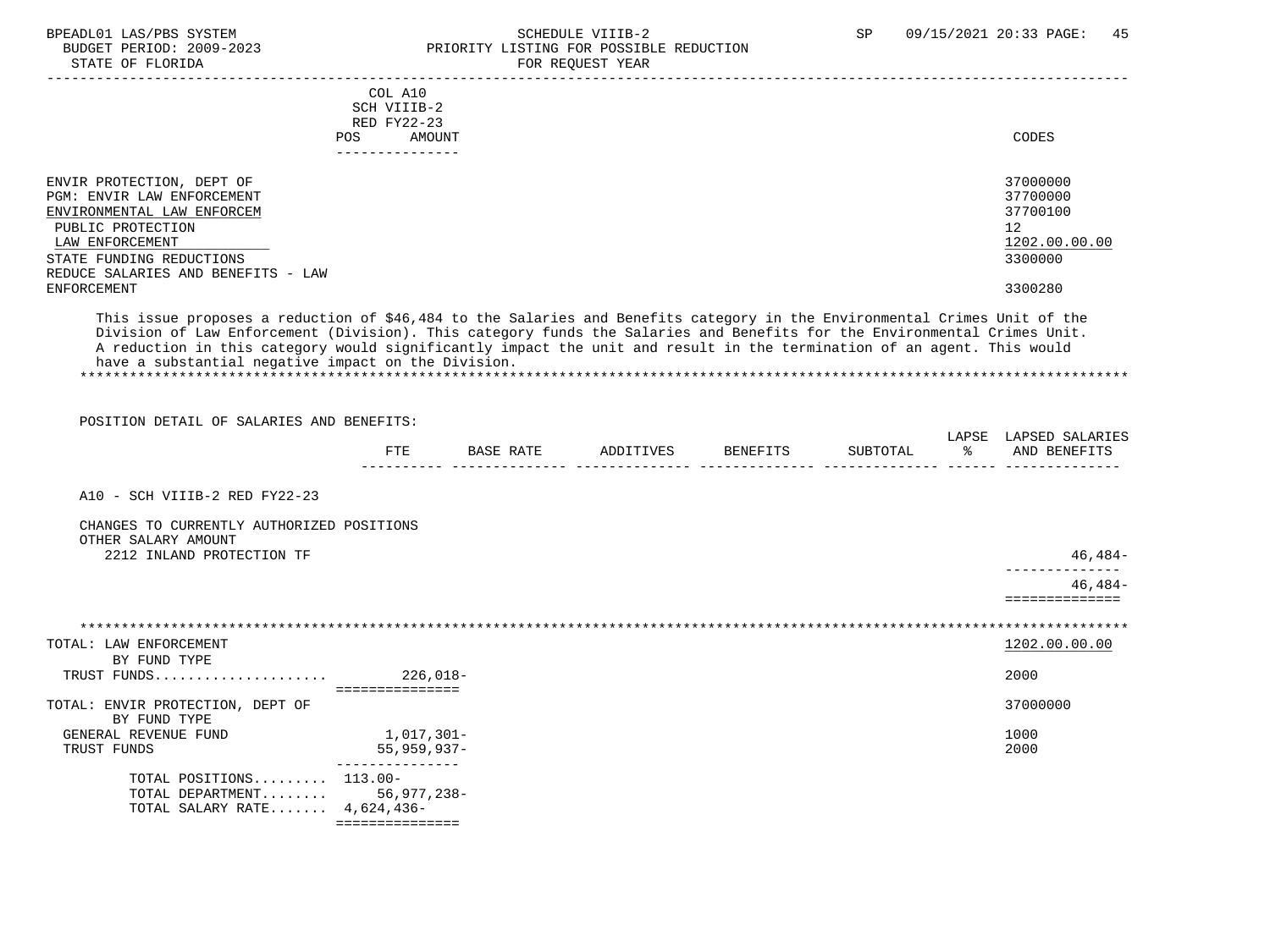| | COL A10 SCH VIIIB-2 RED FY22-23 POS AMOUNT | CODES |
|---|---|---|
| ENVIR PROTECTION, DEPT OF | | 37000000 |
| PGM: ENVIR LAW ENFORCEMENT | | 37700000 |
| ENVIRONMENTAL LAW ENFORCEM | | 37700100 |
| PUBLIC PROTECTION | | 12 |
| LAW ENFORCEMENT | | 1202.00.00.00 |
| STATE FUNDING REDUCTIONS | | 3300000 |
| REDUCE SALARIES AND BENEFITS - LAW ENFORCEMENT | | 3300280 |

This issue proposes a reduction of $46,484 to the Salaries and Benefits category in the Environmental Crimes Unit of the Division of Law Enforcement (Division). This category funds the Salaries and Benefits for the Environmental Crimes Unit. A reduction in this category would significantly impact the unit and result in the termination of an agent. This would have a substantial negative impact on the Division.

POSITION DETAIL OF SALARIES AND BENEFITS:

| | FTE | BASE RATE | ADDITIVES | BENEFITS | SUBTOTAL | LAPSE % | LAPSED SALARIES AND BENEFITS |
|---|---|---|---|---|---|---|---|
| A10 - SCH VIIIB-2 RED FY22-23 | | | | | | | |
| CHANGES TO CURRENTLY AUTHORIZED POSITIONS | | | | | | | |
| OTHER SALARY AMOUNT | | | | | | | |
| 2212 INLAND PROTECTION TF | | | | | | | 46,484- |
| | | | | | | | 46,484- |

| | POS | AMOUNT | CODES |
|---|---|---|---|
| TOTAL: LAW ENFORCEMENT | | | 1202.00.00.00 |
| BY FUND TYPE | | | |
| TRUST FUNDS | | 226,018- | 2000 |
| TOTAL: ENVIR PROTECTION, DEPT OF | | | 37000000 |
| BY FUND TYPE | | | |
| GENERAL REVENUE FUND | | 1,017,301- | 1000 |
| TRUST FUNDS | | 55,959,937- | 2000 |
| TOTAL POSITIONS | 113.00- | | |
| TOTAL DEPARTMENT | | 56,977,238- | |
| TOTAL SALARY RATE | | 4,624,436- | |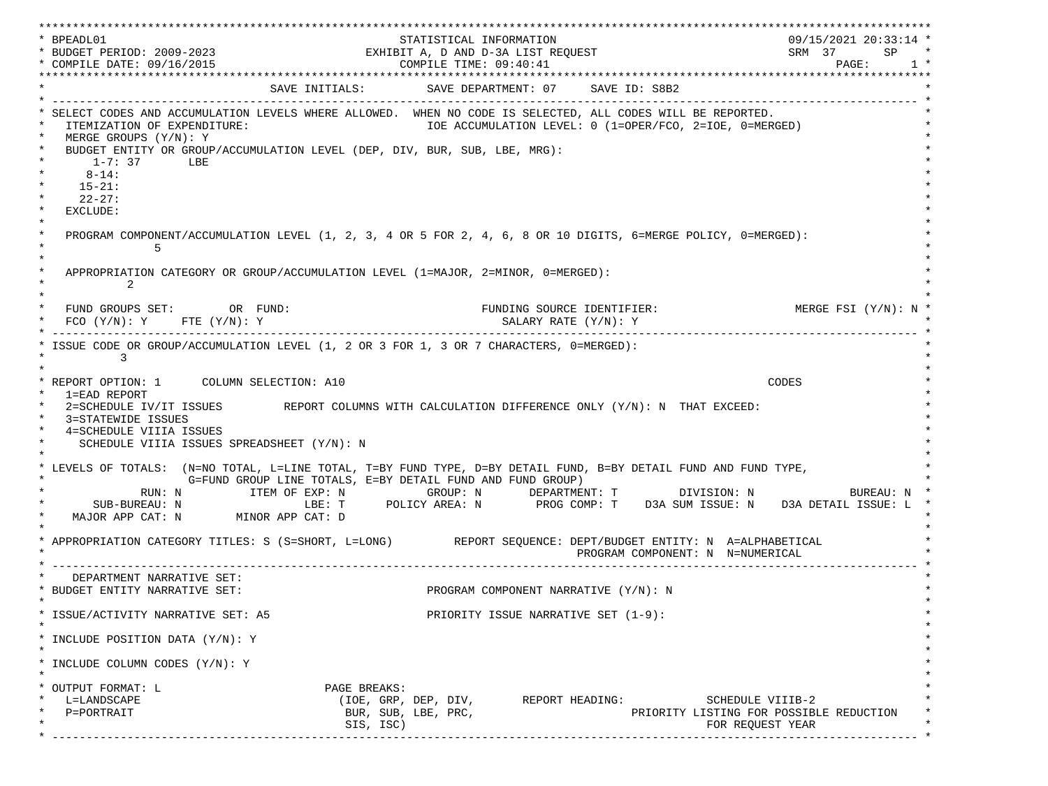```
************************************************************************************************************************************
* BPEADL01                                           STATISTICAL INFORMATION                                  09/15/2021 20:33:14 *
* BUDGET PERIOD: 2009-2023                      EXHIBIT A, D AND D-3A LIST REQUEST                           SRM  37       SP    *
* COMPILE DATE: 09/16/2015                           COMPILE TIME: 09:40:41                                               PAGE:      1 *
************************************************************************************************************************************
*                                   SAVE INITIALS:         SAVE DEPARTMENT: 07     SAVE ID: S8B2                                     *
* -------------------------------------------------------------------------------------------------------------------------------- *
* SELECT CODES AND ACCUMULATION LEVELS WHERE ALLOWED.  WHEN NO CODE IS SELECTED, ALL CODES WILL BE REPORTED.                       *
*   ITEMIZATION OF EXPENDITURE:                              IOE ACCUMULATION LEVEL: 0 (1=OPER/FCO, 2=IOE, 0=MERGED)               *
*   MERGE GROUPS (Y/N): Y                                                                                                          *
*   BUDGET ENTITY OR GROUP/ACCUMULATION LEVEL (DEP, DIV, BUR, SUB, LBE, MRG):                                                      *
*       1-7: 37       LBE                                                                                                          *
*      8-14:                                                                                                                       *
*     15-21:                                                                                                                       *
*     22-27:                                                                                                                       *
*   EXCLUDE:                                                                                                                       *
*                                                                                                                                  *
*   PROGRAM COMPONENT/ACCUMULATION LEVEL (1, 2, 3, 4 OR 5 FOR 2, 4, 6, 8 OR 10 DIGITS, 6=MERGE POLICY, 0=MERGED):                  *
*               5                                                                                                                  *
*                                                                                                                                  *
*   APPROPRIATION CATEGORY OR GROUP/ACCUMULATION LEVEL (1=MAJOR, 2=MINOR, 0=MERGED):                                               *
*           2                                                                                                                      *
*                                                                                                                                  *
*   FUND GROUPS SET:        OR  FUND:                           FUNDING SOURCE IDENTIFIER:                    MERGE FSI (Y/N): N *
*   FCO (Y/N): Y     FTE (Y/N): Y                                  SALARY RATE (Y/N): Y                                            *
* -------------------------------------------------------------------------------------------------------------------------------- *
* ISSUE CODE OR GROUP/ACCUMULATION LEVEL (1, 2 OR 3 FOR 1, 3 OR 7 CHARACTERS, 0=MERGED):                                           *
*          3                                                                                                                       *
*                                                                                                                                  *
* REPORT OPTION: 1      COLUMN SELECTION: A10                                                               CODES                  *
*   1=EAD REPORT                                                                                                                   *
*   2=SCHEDULE IV/IT ISSUES         REPORT COLUMNS WITH CALCULATION DIFFERENCE ONLY (Y/N): N  THAT EXCEED:                         *
*   3=STATEWIDE ISSUES                                                                                                             *
*   4=SCHEDULE VIIIA ISSUES                                                                                                        *
*     SCHEDULE VIIIA ISSUES SPREADSHEET (Y/N): N                                                                                   *
*                                                                                                                                  *
* LEVELS OF TOTALS:  (N=NO TOTAL, L=LINE TOTAL, T=BY FUND TYPE, D=BY DETAIL FUND, B=BY DETAIL FUND AND FUND TYPE,                  *
*                    G=FUND GROUP LINE TOTALS, E=BY DETAIL FUND AND FUND GROUP)                                                    *
*              RUN: N          ITEM OF EXP: N            GROUP: N       DEPARTMENT: T         DIVISION: N             BUREAU: N *
*       SUB-BUREAU: N                  LBE: T      POLICY AREA: N        PROG COMP: T    D3A SUM ISSUE: N    D3A DETAIL ISSUE: L *
*    MAJOR APP CAT: N        MINOR APP CAT: D                                                                                      *
*                                                                                                                                  *
* APPROPRIATION CATEGORY TITLES: S (S=SHORT, L=LONG)         REPORT SEQUENCE: DEPT/BUDGET ENTITY: N  A=ALPHABETICAL                *
*                                                                            PROGRAM COMPONENT: N  N=NUMERICAL                     *
* -------------------------------------------------------------------------------------------------------------------------------- *
*    DEPARTMENT NARRATIVE SET:                                                                                                     *
* BUDGET ENTITY NARRATIVE SET:                           PROGRAM COMPONENT NARRATIVE (Y/N): N                                      *
*                                                                                                                                  *
* ISSUE/ACTIVITY NARRATIVE SET: A5                       PRIORITY ISSUE NARRATIVE SET (1-9):                                       *
*                                                                                                                                  *
* INCLUDE POSITION DATA (Y/N): Y                                                                                                   *
*                                                                                                                                  *
* INCLUDE COLUMN CODES (Y/N): Y                                                                                                    *
*                                                                                                                                  *
* OUTPUT FORMAT: L                       PAGE BREAKS:                                                                              *
*   L=LANDSCAPE                           (IOE, GRP, DEP, DIV,       REPORT HEADING:            SCHEDULE VIIIB-2                   *
*   P=PORTRAIT                             BUR, SUB, LBE, PRC,                        PRIORITY LISTING FOR POSSIBLE REDUCTION    *
*                                          SIS, ISC)                                                FOR REQUEST YEAR               *
* -------------------------------------------------------------------------------------------------------------------------------- *
```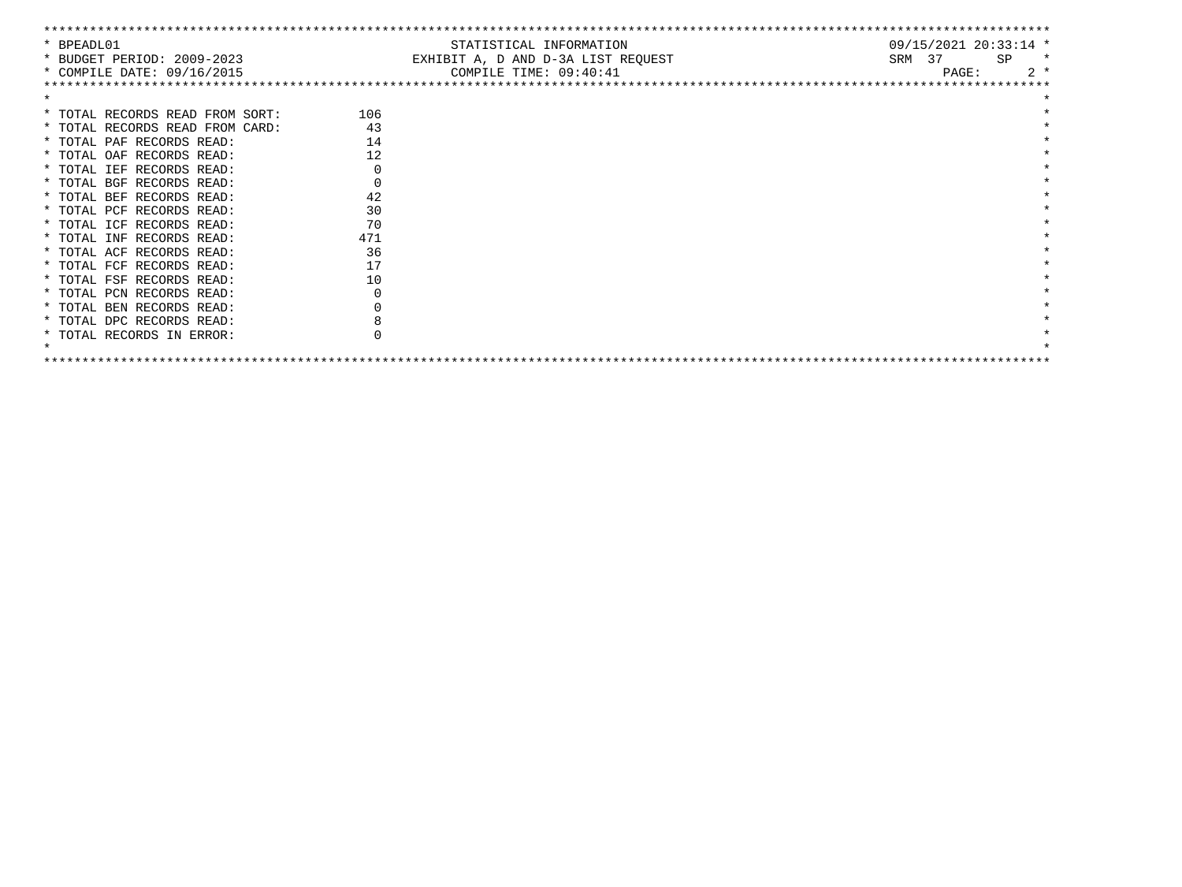BPEADL01 | STATISTICAL INFORMATION | 09/15/2021 20:33:14
BUDGET PERIOD: 2009-2023 | EXHIBIT A, D AND D-3A LIST REQUEST | SRM 37 SP
COMPILE DATE: 09/16/2015 | COMPILE TIME: 09:40:41 | PAGE: 2

| | |
|---|---|
| TOTAL RECORDS READ FROM SORT: | 106 |
| TOTAL RECORDS READ FROM CARD: | 43 |
| TOTAL PAF RECORDS READ: | 14 |
| TOTAL OAF RECORDS READ: | 12 |
| TOTAL IEF RECORDS READ: | 0 |
| TOTAL BGF RECORDS READ: | 0 |
| TOTAL BEF RECORDS READ: | 42 |
| TOTAL PCF RECORDS READ: | 30 |
| TOTAL ICF RECORDS READ: | 70 |
| TOTAL INF RECORDS READ: | 471 |
| TOTAL ACF RECORDS READ: | 36 |
| TOTAL FCF RECORDS READ: | 17 |
| TOTAL FSF RECORDS READ: | 10 |
| TOTAL PCN RECORDS READ: | 0 |
| TOTAL BEN RECORDS READ: | 0 |
| TOTAL DPC RECORDS READ: | 8 |
| TOTAL RECORDS IN ERROR: | 0 |